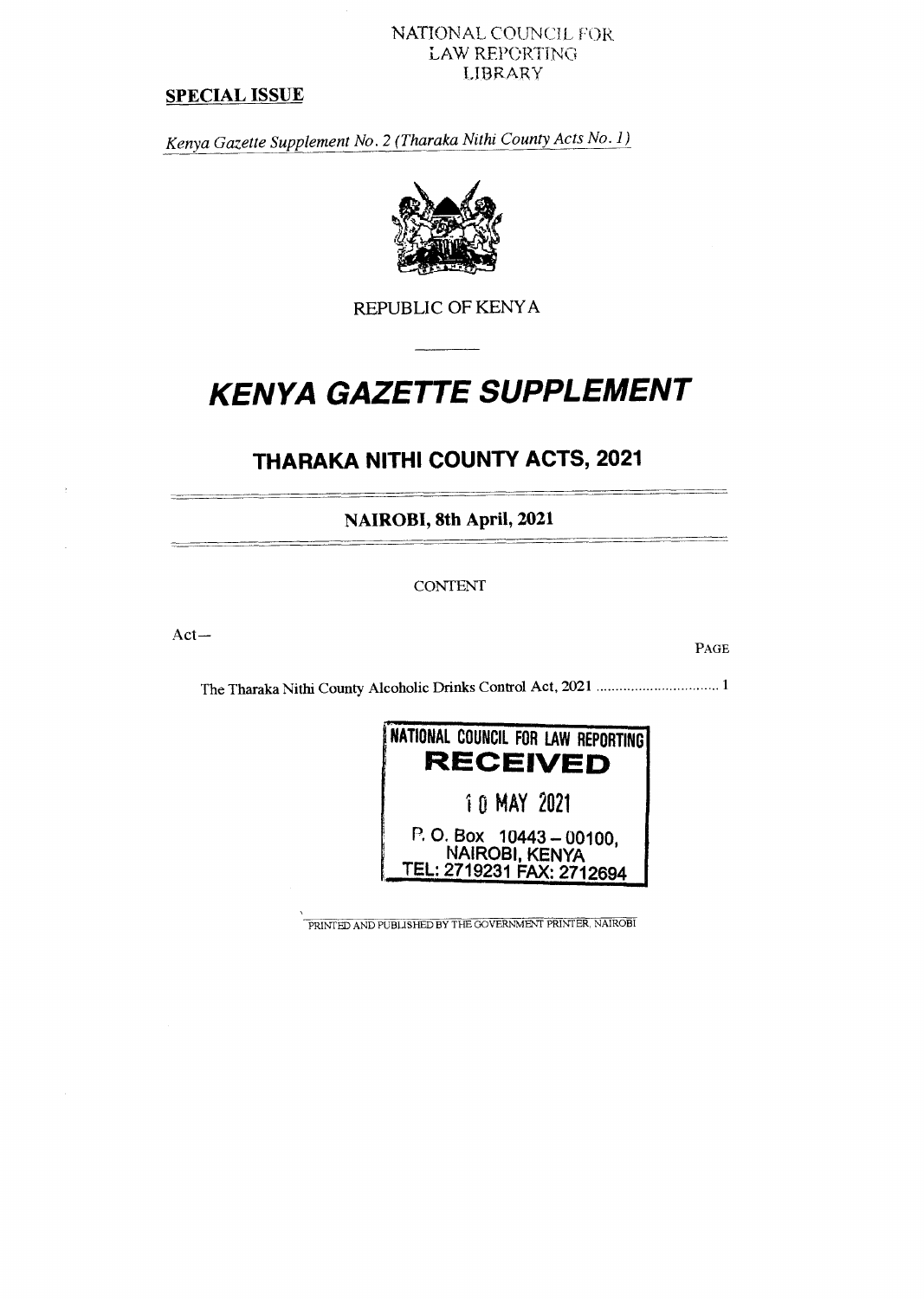NATIONAL COUNCIL FOR
LAW REPORTING
LIBRARY

**SPECIAL ISSUE**

*Kenya Gazette Supplement No. 2 (Tharaka Nithi County Acts No. 1)*

REPUBLIC OF KENYA

# *KENYA GAZETTE SUPPLEMENT*

## THARAKA NITHI COUNTY ACTS, 2021

**NAIROBI, 8th April, 2021**

CONTENT

Act—

| | PAGE |
|---|---|
| The Tharaka Nithi County Alcoholic Drinks Control Act, 2021 ................................ | 1 |

NATIONAL COUNCIL FOR LAW REPORTING
**RECEIVED**
10 MAY 2021
P. O. Box 10443 – 00100,
NAIROBI, KENYA
TEL: 2719231 FAX: 2712694

PRINTED AND PUBLISHED BY THE GOVERNMENT PRINTER, NAIROBI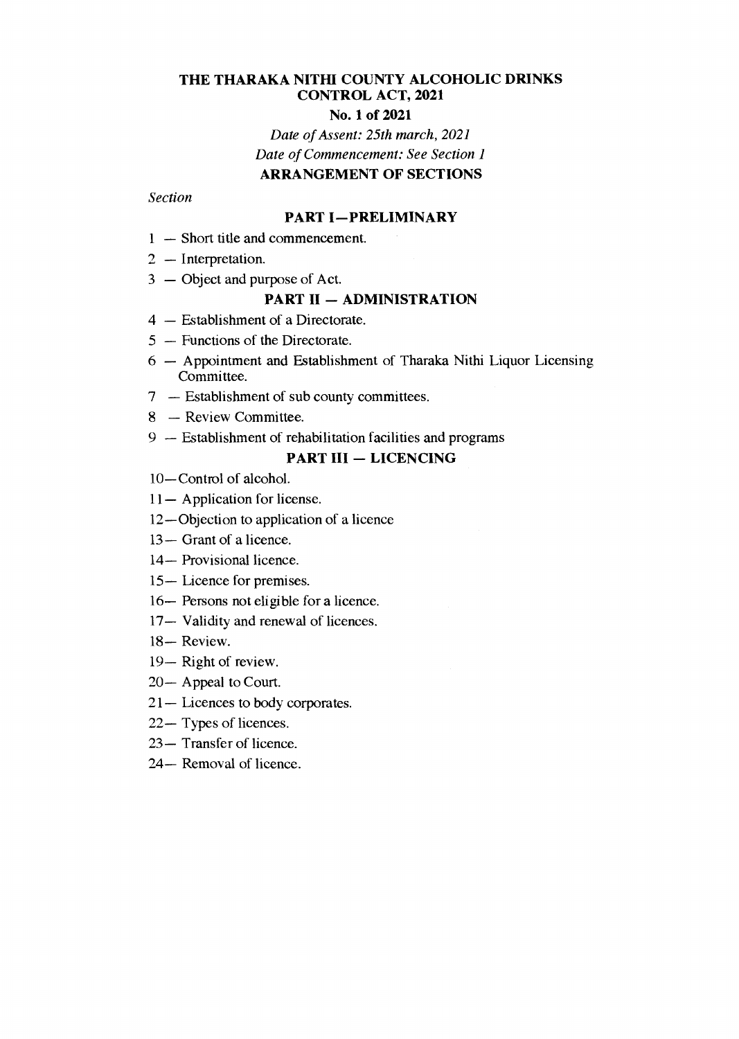# THE THARAKA NITHI COUNTY ALCOHOLIC DRINKS CONTROL ACT, 2021

**No. 1 of 2021**

*Date of Assent: 25th march, 2021*

*Date of Commencement: See Section 1*

## ARRANGEMENT OF SECTIONS

*Section*

### PART I—PRELIMINARY

1 — Short title and commencement.

2 — Interpretation.

3 — Object and purpose of Act.

### PART II — ADMINISTRATION

4 — Establishment of a Directorate.

5 — Functions of the Directorate.

6 — Appointment and Establishment of Tharaka Nithi Liquor Licensing Committee.

7 — Establishment of sub county committees.

8 — Review Committee.

9 — Establishment of rehabilitation facilities and programs

### PART III — LICENCING

10—Control of alcohol.

11— Application for license.

12—Objection to application of a licence

13— Grant of a licence.

14— Provisional licence.

15— Licence for premises.

16— Persons not eligible for a licence.

17— Validity and renewal of licences.

18— Review.

19— Right of review.

20— Appeal to Court.

21— Licences to body corporates.

22— Types of licences.

23— Transfer of licence.

24— Removal of licence.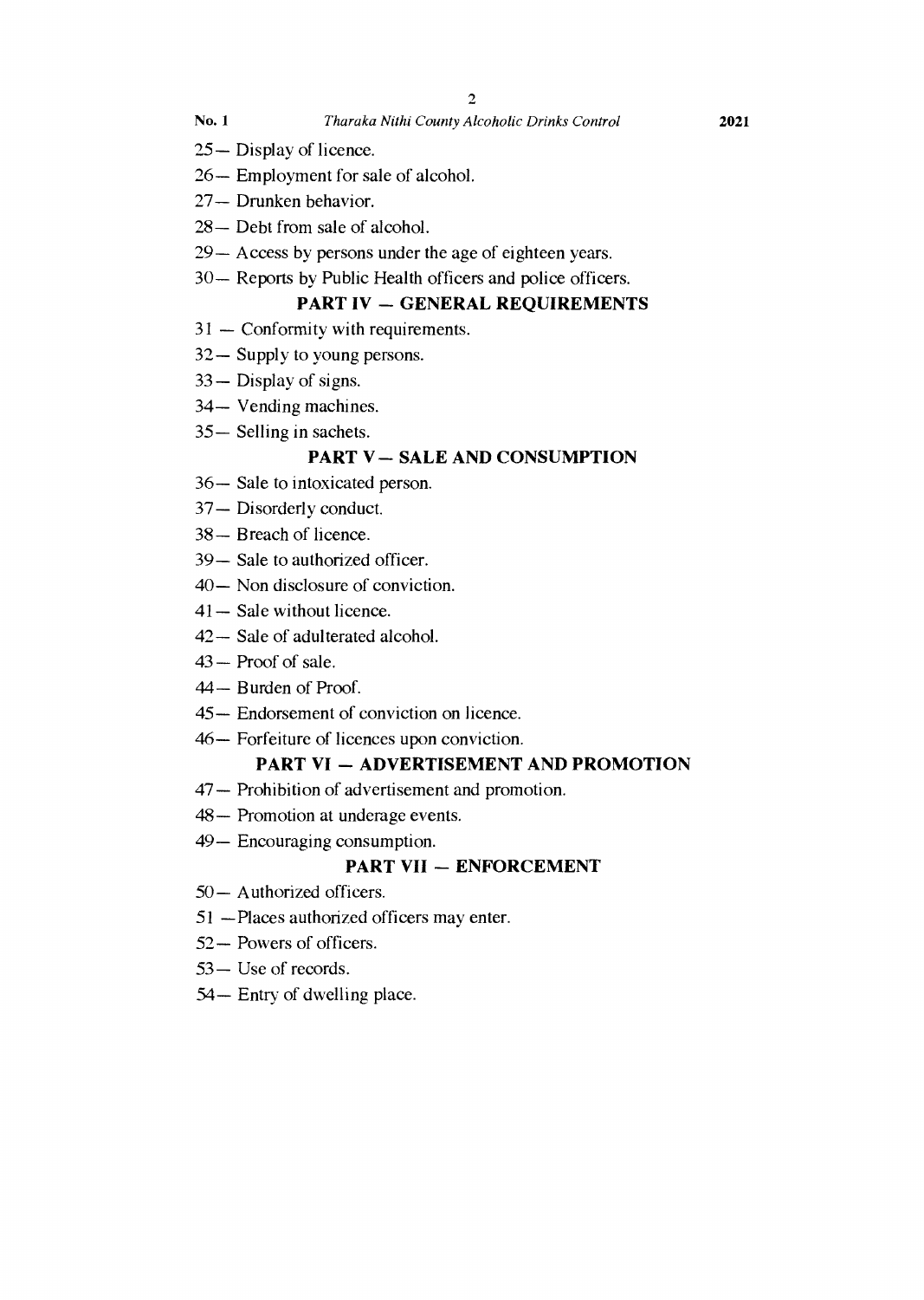25— Display of licence.

26— Employment for sale of alcohol.

27— Drunken behavior.

28— Debt from sale of alcohol.

29— Access by persons under the age of eighteen years.

30— Reports by Public Health officers and police officers.

## PART IV — GENERAL REQUIREMENTS

31 — Conformity with requirements.

32— Supply to young persons.

33— Display of signs.

34— Vending machines.

35— Selling in sachets.

## PART V — SALE AND CONSUMPTION

36— Sale to intoxicated person.

37— Disorderly conduct.

38— Breach of licence.

39— Sale to authorized officer.

40— Non disclosure of conviction.

41— Sale without licence.

42— Sale of adulterated alcohol.

43— Proof of sale.

44— Burden of Proof.

45— Endorsement of conviction on licence.

46— Forfeiture of licences upon conviction.

## PART VI — ADVERTISEMENT AND PROMOTION

47— Prohibition of advertisement and promotion.

48— Promotion at underage events.

49— Encouraging consumption.

## PART VII — ENFORCEMENT

50— Authorized officers.

51 —Places authorized officers may enter.

52— Powers of officers.

53— Use of records.

54— Entry of dwelling place.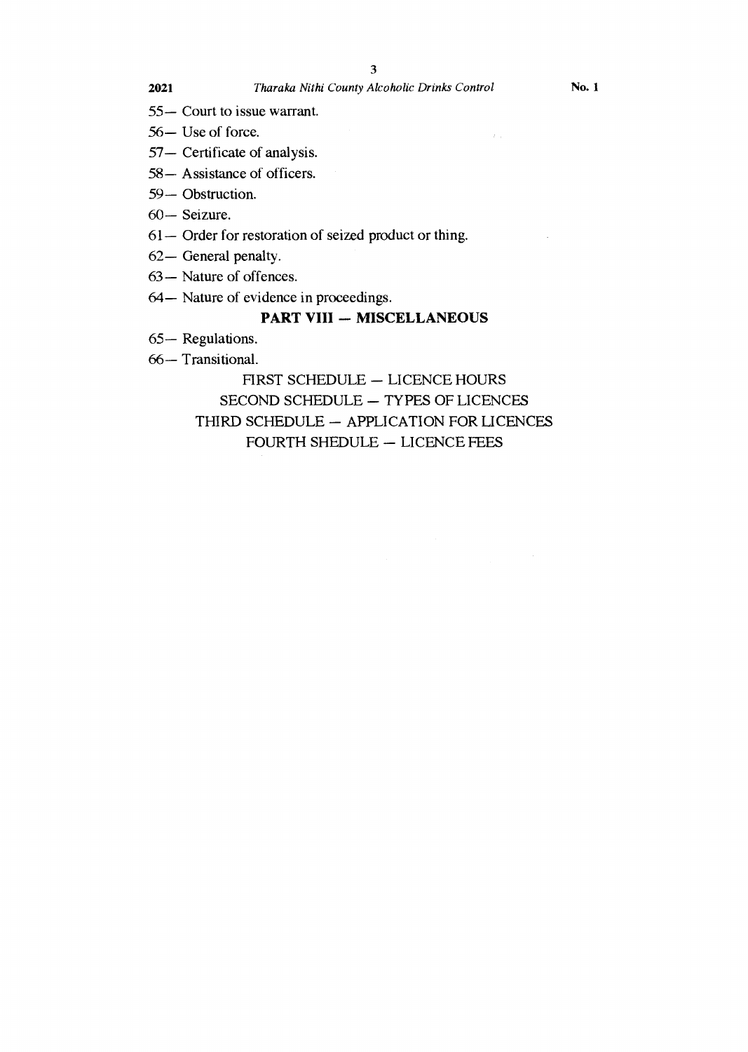55— Court to issue warrant.

56— Use of force.

57— Certificate of analysis.

58— Assistance of officers.

59— Obstruction.

60— Seizure.

61— Order for restoration of seized product or thing.

62— General penalty.

63— Nature of offences.

64— Nature of evidence in proceedings.

## PART VIII — MISCELLANEOUS

65— Regulations.

66— Transitional.

FIRST SCHEDULE — LICENCE HOURS

SECOND SCHEDULE — TYPES OF LICENCES

THIRD SCHEDULE — APPLICATION FOR LICENCES

FOURTH SHEDULE — LICENCE FEES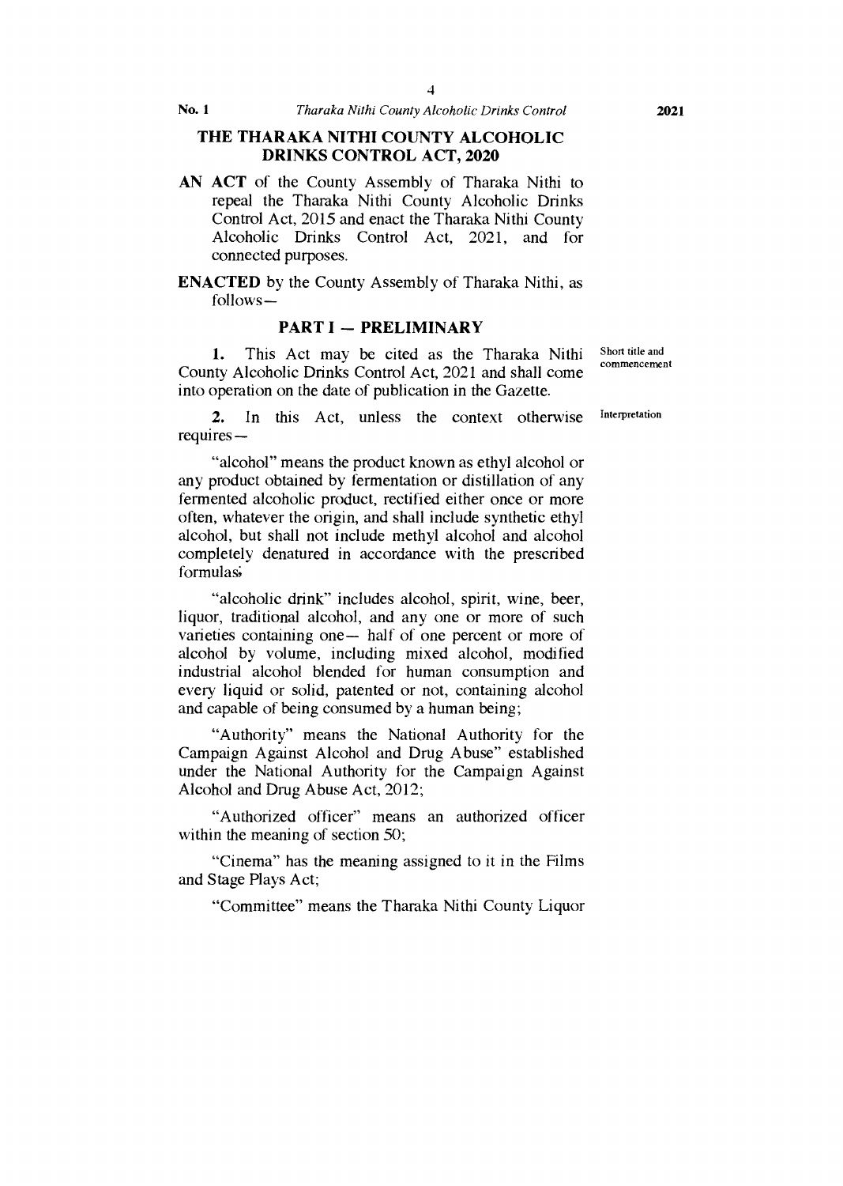## THE THARAKA NITHI COUNTY ALCOHOLIC DRINKS CONTROL ACT, 2020

**AN ACT** of the County Assembly of Tharaka Nithi to repeal the Tharaka Nithi County Alcoholic Drinks Control Act, 2015 and enact the Tharaka Nithi County Alcoholic Drinks Control Act, 2021, and for connected purposes.

**ENACTED** by the County Assembly of Tharaka Nithi, as follows—

### PART I — PRELIMINARY

Short title and commencement

**1.** This Act may be cited as the Tharaka Nithi County Alcoholic Drinks Control Act, 2021 and shall come into operation on the date of publication in the Gazette.

Interpretation

**2.** In this Act, unless the context otherwise requires—

"alcohol" means the product known as ethyl alcohol or any product obtained by fermentation or distillation of any fermented alcoholic product, rectified either once or more often, whatever the origin, and shall include synthetic ethyl alcohol, but shall not include methyl alcohol and alcohol completely denatured in accordance with the prescribed formulas;

"alcoholic drink" includes alcohol, spirit, wine, beer, liquor, traditional alcohol, and any one or more of such varieties containing one— half of one percent or more of alcohol by volume, including mixed alcohol, modified industrial alcohol blended for human consumption and every liquid or solid, patented or not, containing alcohol and capable of being consumed by a human being;

"Authority" means the National Authority for the Campaign Against Alcohol and Drug Abuse" established under the National Authority for the Campaign Against Alcohol and Drug Abuse Act, 2012;

"Authorized officer" means an authorized officer within the meaning of section 50;

"Cinema" has the meaning assigned to it in the Films and Stage Plays Act;

"Committee" means the Tharaka Nithi County Liquor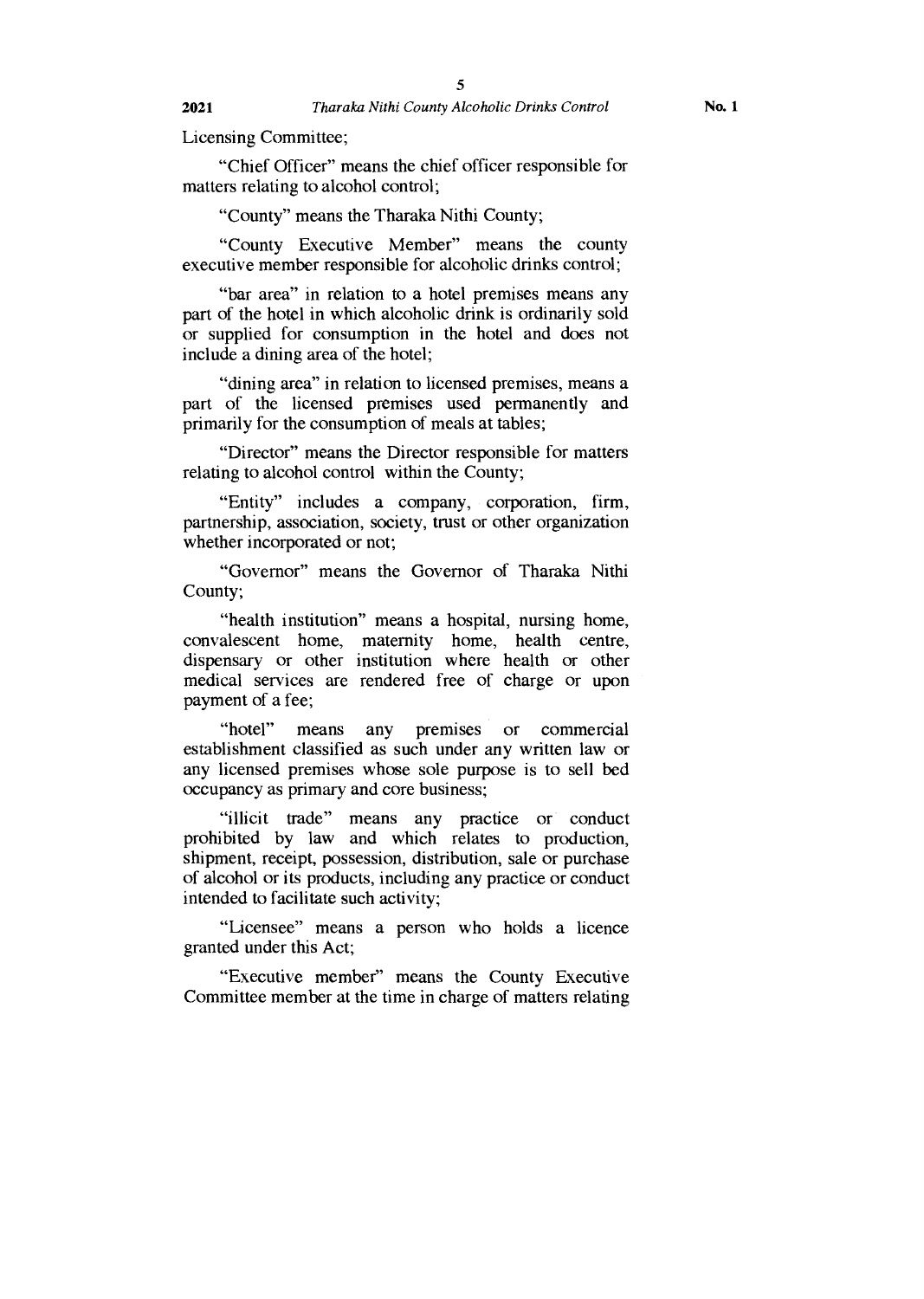Licensing Committee;

"Chief Officer" means the chief officer responsible for matters relating to alcohol control;

"County" means the Tharaka Nithi County;

"County Executive Member" means the county executive member responsible for alcoholic drinks control;

"bar area" in relation to a hotel premises means any part of the hotel in which alcoholic drink is ordinarily sold or supplied for consumption in the hotel and does not include a dining area of the hotel;

"dining area" in relation to licensed premises, means a part of the licensed premises used permanently and primarily for the consumption of meals at tables;

"Director" means the Director responsible for matters relating to alcohol control within the County;

"Entity" includes a company, corporation, firm, partnership, association, society, trust or other organization whether incorporated or not;

"Governor" means the Governor of Tharaka Nithi County;

"health institution" means a hospital, nursing home, convalescent home, maternity home, health centre, dispensary or other institution where health or other medical services are rendered free of charge or upon payment of a fee;

"hotel" means any premises or commercial establishment classified as such under any written law or any licensed premises whose sole purpose is to sell bed occupancy as primary and core business;

"illicit trade" means any practice or conduct prohibited by law and which relates to production, shipment, receipt, possession, distribution, sale or purchase of alcohol or its products, including any practice or conduct intended to facilitate such activity;

"Licensee" means a person who holds a licence granted under this Act;

"Executive member" means the County Executive Committee member at the time in charge of matters relating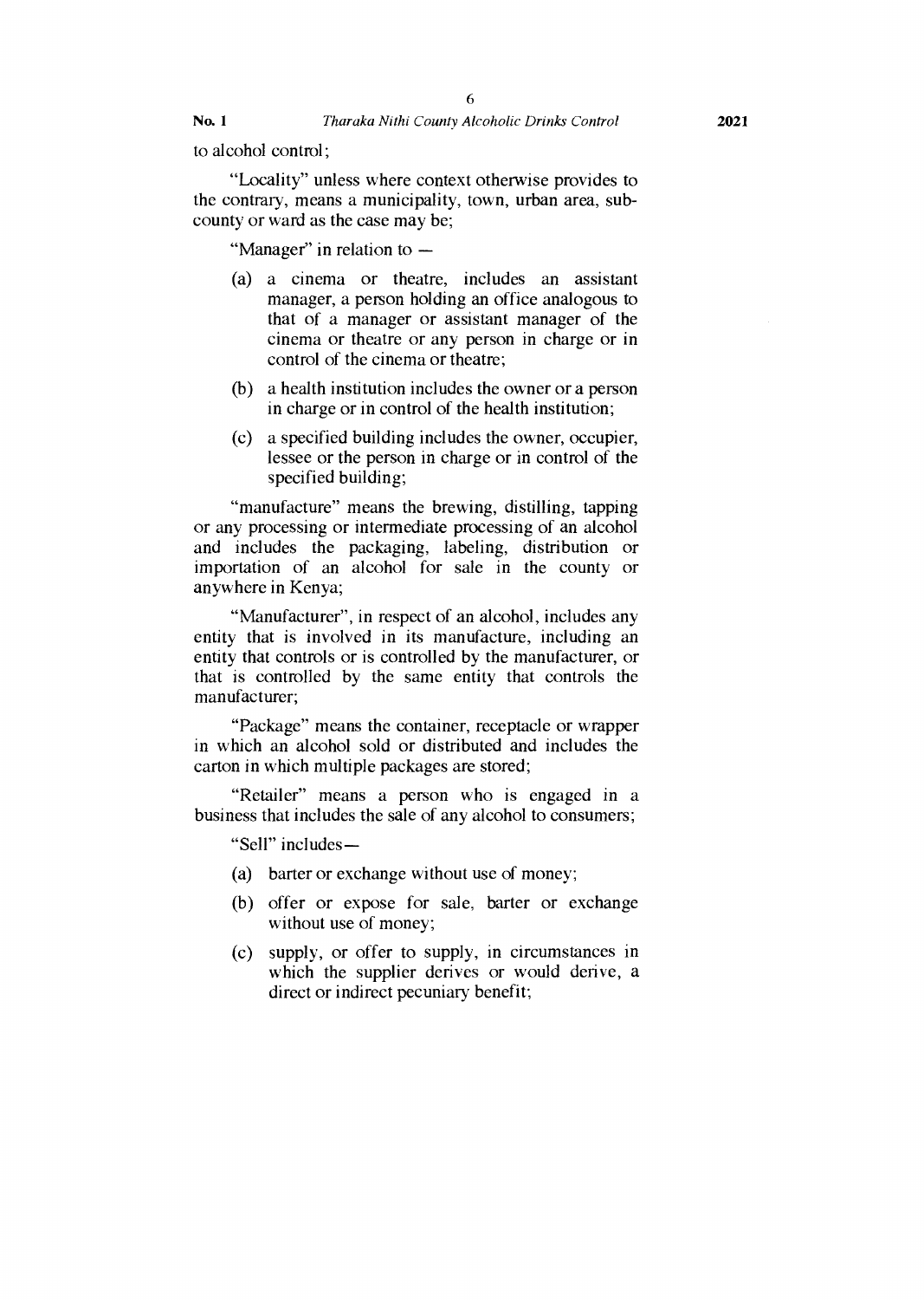to alcohol control;

"Locality" unless where context otherwise provides to the contrary, means a municipality, town, urban area, sub-county or ward as the case may be;

"Manager" in relation to —

(a) a cinema or theatre, includes an assistant manager, a person holding an office analogous to that of a manager or assistant manager of the cinema or theatre or any person in charge or in control of the cinema or theatre;

(b) a health institution includes the owner or a person in charge or in control of the health institution;

(c) a specified building includes the owner, occupier, lessee or the person in charge or in control of the specified building;

"manufacture" means the brewing, distilling, tapping or any processing or intermediate processing of an alcohol and includes the packaging, labeling, distribution or importation of an alcohol for sale in the county or anywhere in Kenya;

"Manufacturer", in respect of an alcohol, includes any entity that is involved in its manufacture, including an entity that controls or is controlled by the manufacturer, or that is controlled by the same entity that controls the manufacturer;

"Package" means the container, receptacle or wrapper in which an alcohol sold or distributed and includes the carton in which multiple packages are stored;

"Retailer" means a person who is engaged in a business that includes the sale of any alcohol to consumers;

"Sell" includes—

(a) barter or exchange without use of money;

(b) offer or expose for sale, barter or exchange without use of money;

(c) supply, or offer to supply, in circumstances in which the supplier derives or would derive, a direct or indirect pecuniary benefit;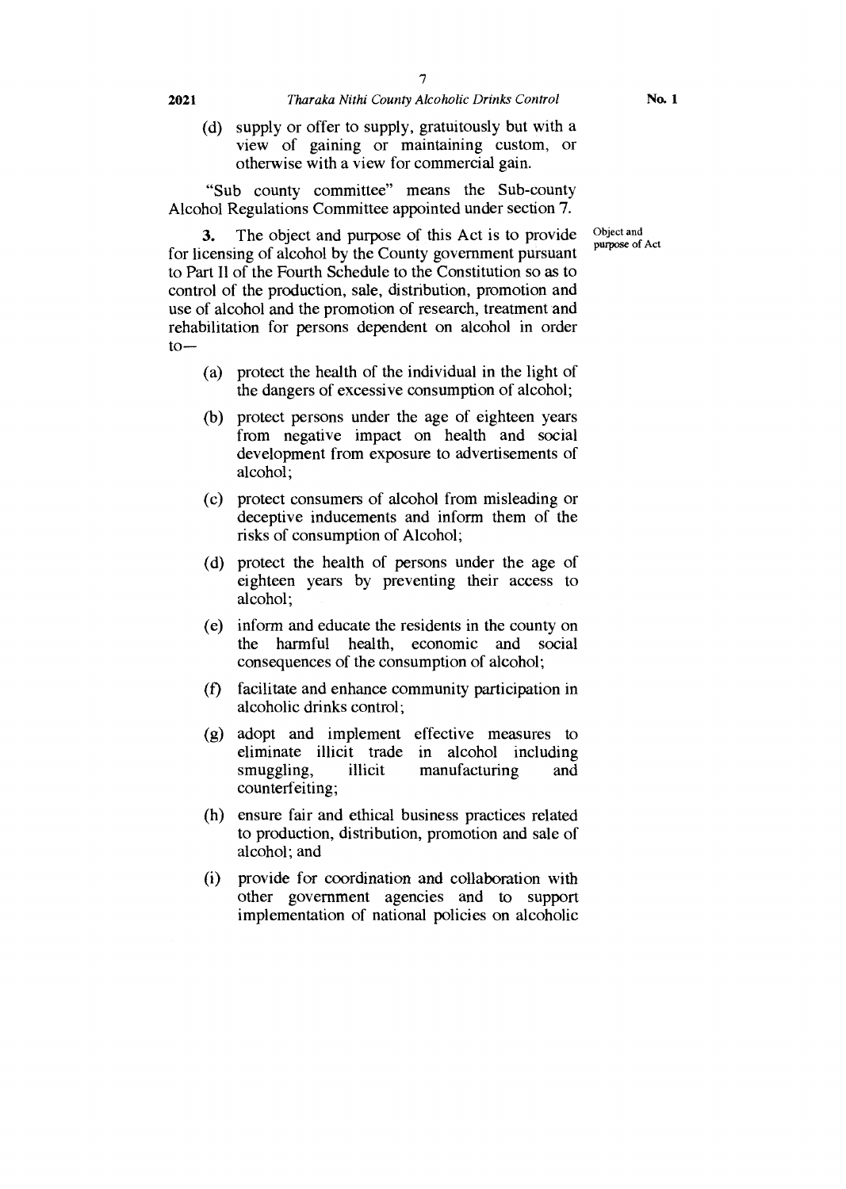(d) supply or offer to supply, gratuitously but with a view of gaining or maintaining custom, or otherwise with a view for commercial gain.

"Sub county committee" means the Sub-county Alcohol Regulations Committee appointed under section 7.

Object and purpose of Act

**3.** The object and purpose of this Act is to provide for licensing of alcohol by the County government pursuant to Part II of the Fourth Schedule to the Constitution so as to control of the production, sale, distribution, promotion and use of alcohol and the promotion of research, treatment and rehabilitation for persons dependent on alcohol in order to—

(a) protect the health of the individual in the light of the dangers of excessive consumption of alcohol;

(b) protect persons under the age of eighteen years from negative impact on health and social development from exposure to advertisements of alcohol;

(c) protect consumers of alcohol from misleading or deceptive inducements and inform them of the risks of consumption of Alcohol;

(d) protect the health of persons under the age of eighteen years by preventing their access to alcohol;

(e) inform and educate the residents in the county on the harmful health, economic and social consequences of the consumption of alcohol;

(f) facilitate and enhance community participation in alcoholic drinks control;

(g) adopt and implement effective measures to eliminate illicit trade in alcohol including smuggling, illicit manufacturing and counterfeiting;

(h) ensure fair and ethical business practices related to production, distribution, promotion and sale of alcohol; and

(i) provide for coordination and collaboration with other government agencies and to support implementation of national policies on alcoholic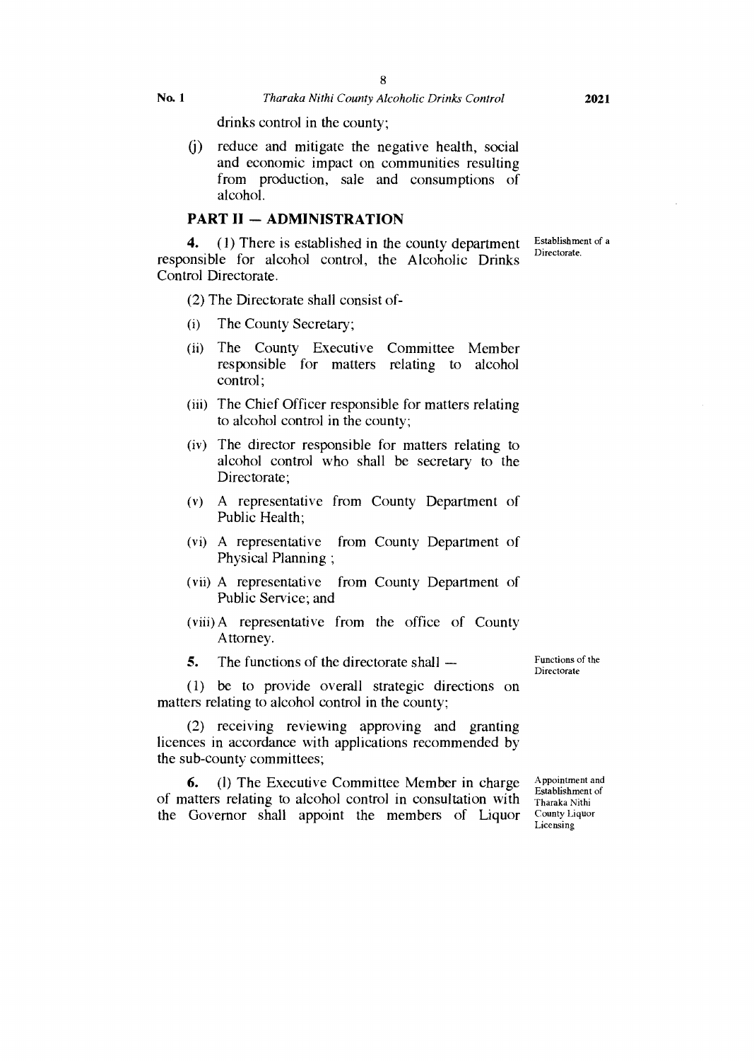drinks control in the county;

(j) reduce and mitigate the negative health, social and economic impact on communities resulting from production, sale and consumptions of alcohol.

## PART II — ADMINISTRATION

Establishment of a Directorate.

**4.** (1) There is established in the county department responsible for alcohol control, the Alcoholic Drinks Control Directorate.

(2) The Directorate shall consist of-

(i) The County Secretary;

(ii) The County Executive Committee Member responsible for matters relating to alcohol control;

(iii) The Chief Officer responsible for matters relating to alcohol control in the county;

(iv) The director responsible for matters relating to alcohol control who shall be secretary to the Directorate;

(v) A representative from County Department of Public Health;

(vi) A representative from County Department of Physical Planning ;

(vii) A representative from County Department of Public Service; and

(viii) A representative from the office of County Attorney.

Functions of the Directorate

**5.** The functions of the directorate shall —

(1) be to provide overall strategic directions on matters relating to alcohol control in the county;

(2) receiving reviewing approving and granting licences in accordance with applications recommended by the sub-county committees;

Appointment and Establishment of Tharaka Nithi County Liquor Licensing

**6.** (l) The Executive Committee Member in charge of matters relating to alcohol control in consultation with the Governor shall appoint the members of Liquor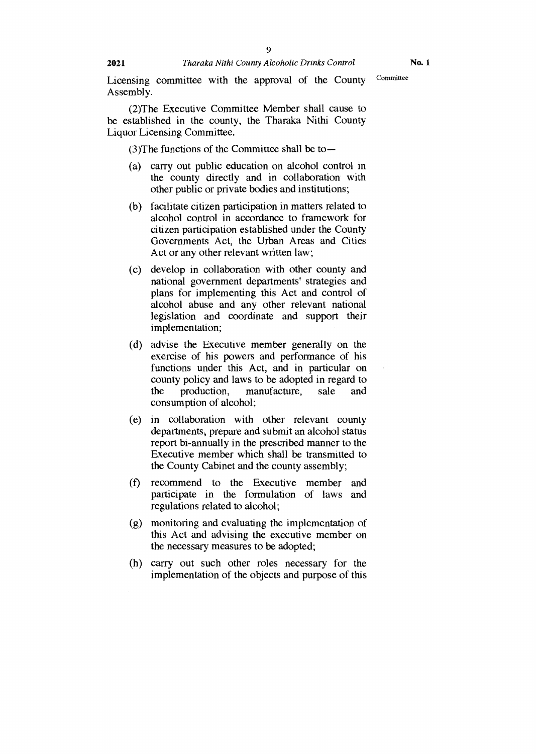Licensing committee with the approval of the County Assembly.

Committee

(2)The Executive Committee Member shall cause to be established in the county, the Tharaka Nithi County Liquor Licensing Committee.

(3)The functions of the Committee shall be to—

(a) carry out public education on alcohol control in the county directly and in collaboration with other public or private bodies and institutions;

(b) facilitate citizen participation in matters related to alcohol control in accordance to framework for citizen participation established under the County Governments Act, the Urban Areas and Cities Act or any other relevant written law;

(c) develop in collaboration with other county and national government departments' strategies and plans for implementing this Act and control of alcohol abuse and any other relevant national legislation and coordinate and support their implementation;

(d) advise the Executive member generally on the exercise of his powers and performance of his functions under this Act, and in particular on county policy and laws to be adopted in regard to the production, manufacture, sale and consumption of alcohol;

(e) in collaboration with other relevant county departments, prepare and submit an alcohol status report bi-annually in the prescribed manner to the Executive member which shall be transmitted to the County Cabinet and the county assembly;

(f) recommend to the Executive member and participate in the formulation of laws and regulations related to alcohol;

(g) monitoring and evaluating the implementation of this Act and advising the executive member on the necessary measures to be adopted;

(h) carry out such other roles necessary for the implementation of the objects and purpose of this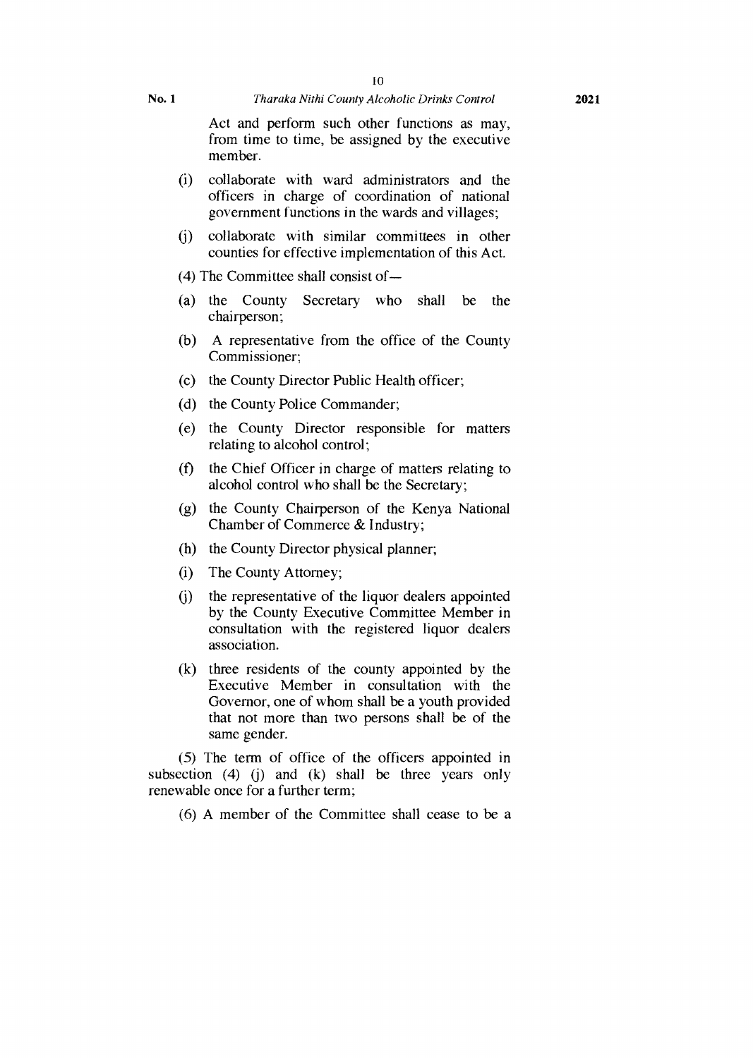Act and perform such other functions as may, from time to time, be assigned by the executive member.

(i) collaborate with ward administrators and the officers in charge of coordination of national government functions in the wards and villages;

(j) collaborate with similar committees in other counties for effective implementation of this Act.

(4) The Committee shall consist of—

(a) the County Secretary who shall be the chairperson;

(b) A representative from the office of the County Commissioner;

(c) the County Director Public Health officer;

(d) the County Police Commander;

(e) the County Director responsible for matters relating to alcohol control;

(f) the Chief Officer in charge of matters relating to alcohol control who shall be the Secretary;

(g) the County Chairperson of the Kenya National Chamber of Commerce & Industry;

(h) the County Director physical planner;

(i) The County Attorney;

(j) the representative of the liquor dealers appointed by the County Executive Committee Member in consultation with the registered liquor dealers association.

(k) three residents of the county appointed by the Executive Member in consultation with the Governor, one of whom shall be a youth provided that not more than two persons shall be of the same gender.

(5) The term of office of the officers appointed in subsection (4) (j) and (k) shall be three years only renewable once for a further term;

(6) A member of the Committee shall cease to be a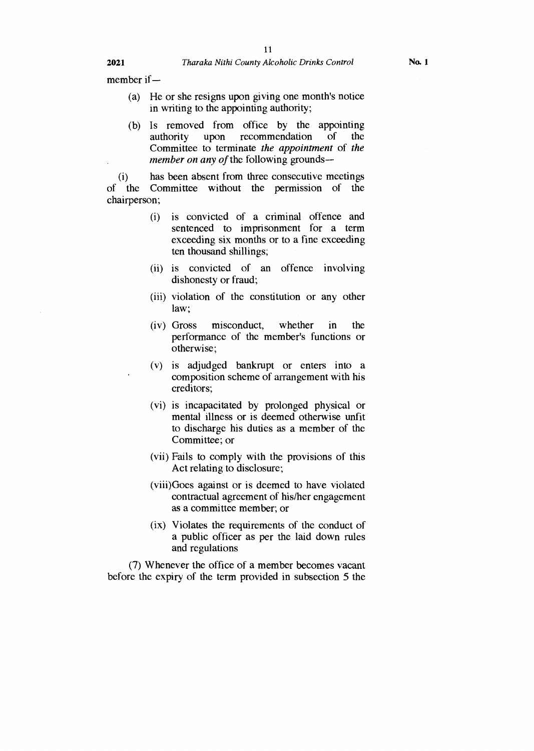member if—

(a) He or she resigns upon giving one month's notice in writing to the appointing authority;

(b) Is removed from office by the appointing authority upon recommendation of the Committee to terminate *the appointment* of *the member on any of* the following grounds—

(i) has been absent from three consecutive meetings of the Committee without the permission of the chairperson;

(i) is convicted of a criminal offence and sentenced to imprisonment for a term exceeding six months or to a fine exceeding ten thousand shillings;

(ii) is convicted of an offence involving dishonesty or fraud;

(iii) violation of the constitution or any other law;

(iv) Gross misconduct, whether in the performance of the member's functions or otherwise;

(v) is adjudged bankrupt or enters into a composition scheme of arrangement with his creditors;

(vi) is incapacitated by prolonged physical or mental illness or is deemed otherwise unfit to discharge his duties as a member of the Committee; or

(vii) Fails to comply with the provisions of this Act relating to disclosure;

(viii)Goes against or is deemed to have violated contractual agreement of his/her engagement as a committee member; or

(ix) Violates the requirements of the conduct of a public officer as per the laid down rules and regulations

(7) Whenever the office of a member becomes vacant before the expiry of the term provided in subsection 5 the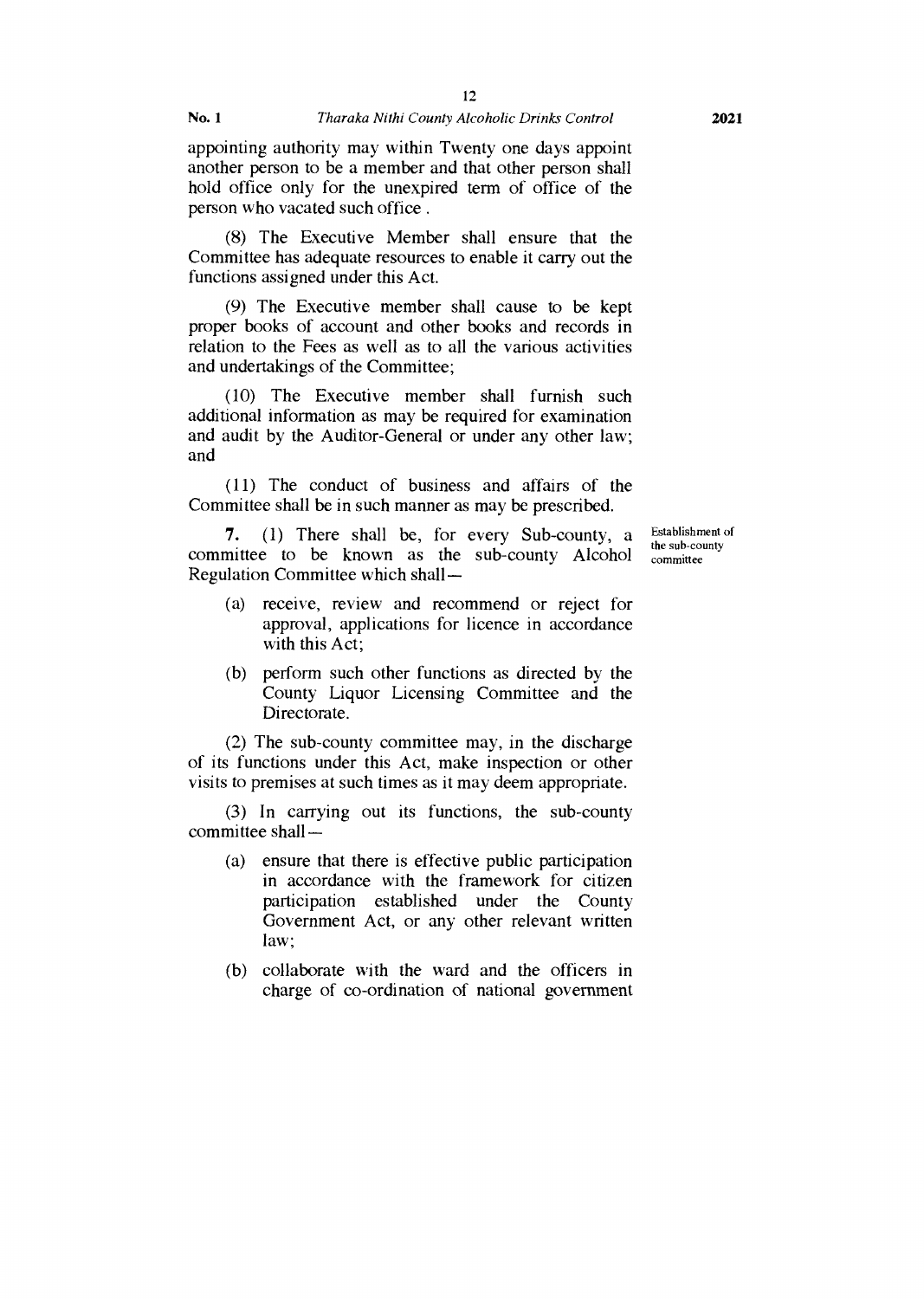appointing authority may within Twenty one days appoint another person to be a member and that other person shall hold office only for the unexpired term of office of the person who vacated such office .

(8) The Executive Member shall ensure that the Committee has adequate resources to enable it carry out the functions assigned under this Act.

(9) The Executive member shall cause to be kept proper books of account and other books and records in relation to the Fees as well as to all the various activities and undertakings of the Committee;

(10) The Executive member shall furnish such additional information as may be required for examination and audit by the Auditor-General or under any other law; and

(11) The conduct of business and affairs of the Committee shall be in such manner as may be prescribed.

Establishment of the sub-county committee

**7.** (1) There shall be, for every Sub-county, a committee to be known as the sub-county Alcohol Regulation Committee which shall—

- (a) receive, review and recommend or reject for approval, applications for licence in accordance with this Act;
- (b) perform such other functions as directed by the County Liquor Licensing Committee and the Directorate.

(2) The sub-county committee may, in the discharge of its functions under this Act, make inspection or other visits to premises at such times as it may deem appropriate.

(3) In carrying out its functions, the sub-county committee shall—

- (a) ensure that there is effective public participation in accordance with the framework for citizen participation established under the County Government Act, or any other relevant written law;
- (b) collaborate with the ward and the officers in charge of co-ordination of national government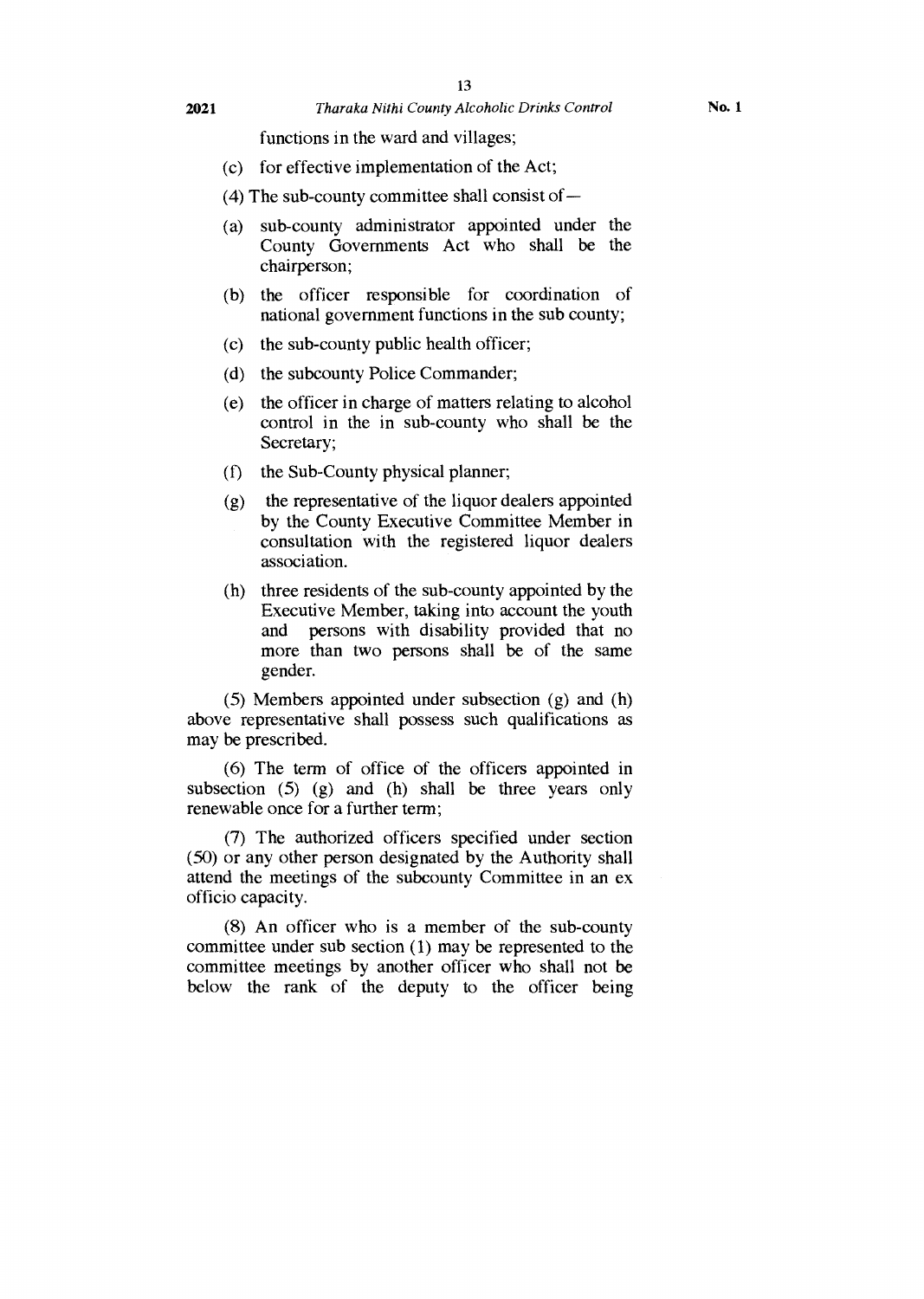functions in the ward and villages;

(c) for effective implementation of the Act;

(4) The sub-county committee shall consist of—

(a) sub-county administrator appointed under the County Governments Act who shall be the chairperson;

(b) the officer responsible for coordination of national government functions in the sub county;

(c) the sub-county public health officer;

(d) the subcounty Police Commander;

(e) the officer in charge of matters relating to alcohol control in the in sub-county who shall be the Secretary;

(f) the Sub-County physical planner;

(g) the representative of the liquor dealers appointed by the County Executive Committee Member in consultation with the registered liquor dealers association.

(h) three residents of the sub-county appointed by the Executive Member, taking into account the youth and persons with disability provided that no more than two persons shall be of the same gender.

(5) Members appointed under subsection (g) and (h) above representative shall possess such qualifications as may be prescribed.

(6) The term of office of the officers appointed in subsection (5) (g) and (h) shall be three years only renewable once for a further term;

(7) The authorized officers specified under section (50) or any other person designated by the Authority shall attend the meetings of the subcounty Committee in an ex officio capacity.

(8) An officer who is a member of the sub-county committee under sub section (1) may be represented to the committee meetings by another officer who shall not be below the rank of the deputy to the officer being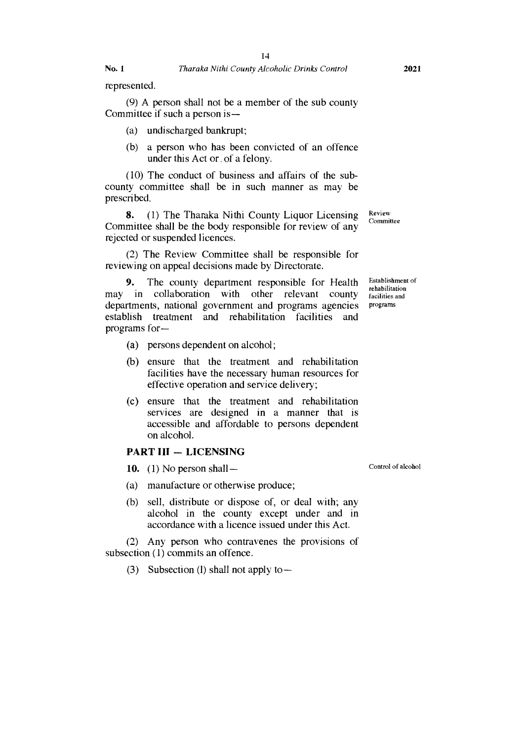represented.

(9) A person shall not be a member of the sub county Committee if such a person is—

(a) undischarged bankrupt;

(b) a person who has been convicted of an offence under this Act or. of a felony.

(10) The conduct of business and affairs of the sub-county committee shall be in such manner as may be prescribed.

Review Committee

**8.** (1) The Tharaka Nithi County Liquor Licensing Committee shall be the body responsible for review of any rejected or suspended licences.

(2) The Review Committee shall be responsible for reviewing on appeal decisions made by Directorate.

Establishment of rehabilitation facilities and programs

**9.** The county department responsible for Health may in collaboration with other relevant county departments, national government and programs agencies establish treatment and rehabilitation facilities and programs for—

(a) persons dependent on alcohol;

(b) ensure that the treatment and rehabilitation facilities have the necessary human resources for effective operation and service delivery;

(c) ensure that the treatment and rehabilitation services are designed in a manner that is accessible and affordable to persons dependent on alcohol.

## PART III — LICENSING

Control of alcohol

**10.** (1) No person shall—

(a) manufacture or otherwise produce;

(b) sell, distribute or dispose of, or deal with; any alcohol in the county except under and in accordance with a licence issued under this Act.

(2) Any person who contravenes the provisions of subsection (1) commits an offence.

(3) Subsection (l) shall not apply to—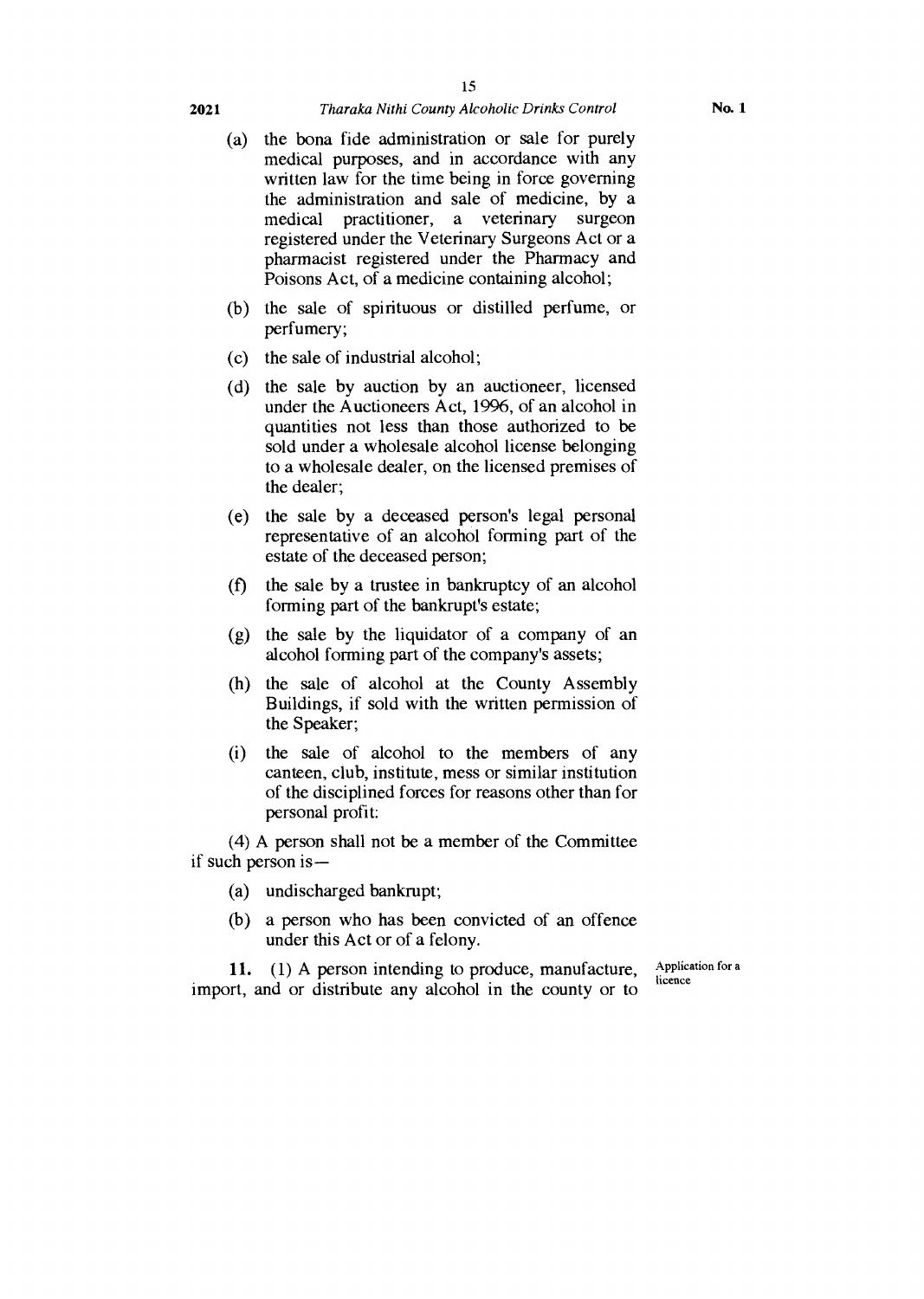(a) the bona fide administration or sale for purely medical purposes, and in accordance with any written law for the time being in force governing the administration and sale of medicine, by a medical practitioner, a veterinary surgeon registered under the Veterinary Surgeons Act or a pharmacist registered under the Pharmacy and Poisons Act, of a medicine containing alcohol;

(b) the sale of spirituous or distilled perfume, or perfumery;

(c) the sale of industrial alcohol;

(d) the sale by auction by an auctioneer, licensed under the Auctioneers Act, 1996, of an alcohol in quantities not less than those authorized to be sold under a wholesale alcohol license belonging to a wholesale dealer, on the licensed premises of the dealer;

(e) the sale by a deceased person's legal personal representative of an alcohol forming part of the estate of the deceased person;

(f) the sale by a trustee in bankruptcy of an alcohol forming part of the bankrupt's estate;

(g) the sale by the liquidator of a company of an alcohol forming part of the company's assets;

(h) the sale of alcohol at the County Assembly Buildings, if sold with the written permission of the Speaker;

(i) the sale of alcohol to the members of any canteen, club, institute, mess or similar institution of the disciplined forces for reasons other than for personal profit:

(4) A person shall not be a member of the Committee if such person is—

(a) undischarged bankrupt;

(b) a person who has been convicted of an offence under this Act or of a felony.

Application for a licence

**11.** (1) A person intending to produce, manufacture, import, and or distribute any alcohol in the county or to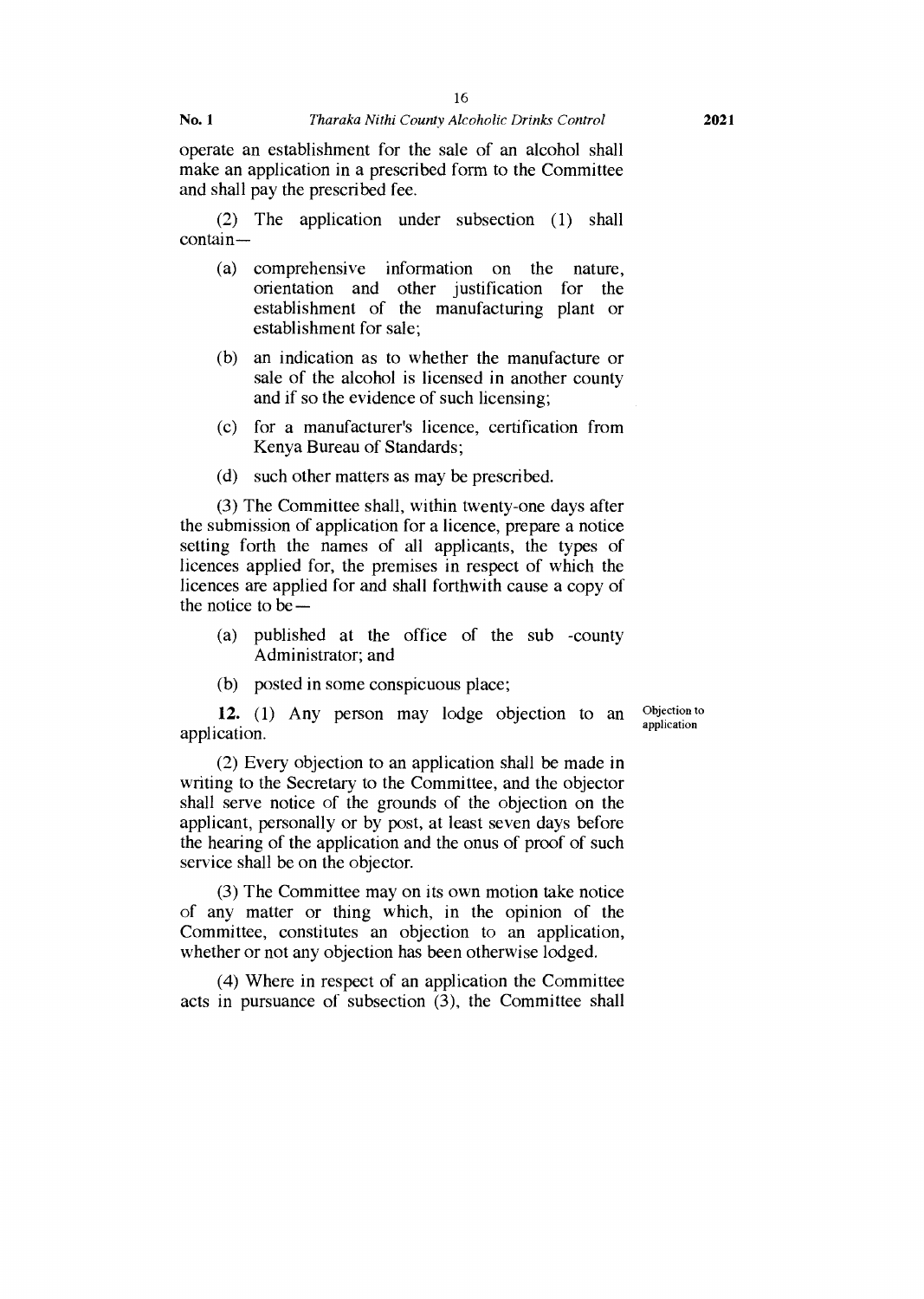operate an establishment for the sale of an alcohol shall make an application in a prescribed form to the Committee and shall pay the prescribed fee.

(2) The application under subsection (1) shall contain—

- (a) comprehensive information on the nature, orientation and other justification for the establishment of the manufacturing plant or establishment for sale;
- (b) an indication as to whether the manufacture or sale of the alcohol is licensed in another county and if so the evidence of such licensing;
- (c) for a manufacturer's licence, certification from Kenya Bureau of Standards;
- (d) such other matters as may be prescribed.

(3) The Committee shall, within twenty-one days after the submission of application for a licence, prepare a notice setting forth the names of all applicants, the types of licences applied for, the premises in respect of which the licences are applied for and shall forthwith cause a copy of the notice to be—

- (a) published at the office of the sub -county Administrator; and
- (b) posted in some conspicuous place;

Objection to application

**12.** (1) Any person may lodge objection to an application.

(2) Every objection to an application shall be made in writing to the Secretary to the Committee, and the objector shall serve notice of the grounds of the objection on the applicant, personally or by post, at least seven days before the hearing of the application and the onus of proof of such service shall be on the objector.

(3) The Committee may on its own motion take notice of any matter or thing which, in the opinion of the Committee, constitutes an objection to an application, whether or not any objection has been otherwise lodged.

(4) Where in respect of an application the Committee acts in pursuance of subsection (3), the Committee shall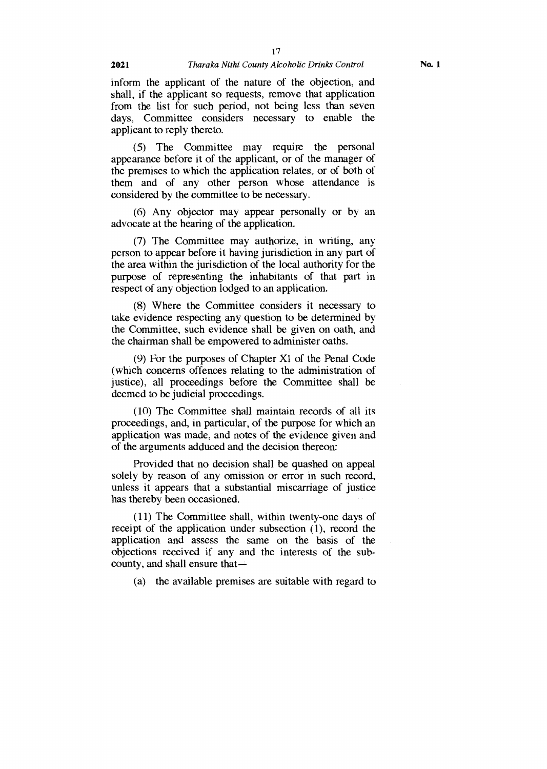inform the applicant of the nature of the objection, and shall, if the applicant so requests, remove that application from the list for such period, not being less than seven days, Committee considers necessary to enable the applicant to reply thereto.

(5) The Committee may require the personal appearance before it of the applicant, or of the manager of the premises to which the application relates, or of both of them and of any other person whose attendance is considered by the committee to be necessary.

(6) Any objector may appear personally or by an advocate at the hearing of the application.

(7) The Committee may authorize, in writing, any person to appear before it having jurisdiction in any part of the area within the jurisdiction of the local authority for the purpose of representing the inhabitants of that part in respect of any objection lodged to an application.

(8) Where the Committee considers it necessary to take evidence respecting any question to be determined by the Committee, such evidence shall be given on oath, and the chairman shall be empowered to administer oaths.

(9) For the purposes of Chapter XI of the Penal Code (which concerns offences relating to the administration of justice), all proceedings before the Committee shall be deemed to be judicial proceedings.

(10) The Committee shall maintain records of all its proceedings, and, in particular, of the purpose for which an application was made, and notes of the evidence given and of the arguments adduced and the decision thereon:

Provided that no decision shall be quashed on appeal solely by reason of any omission or error in such record, unless it appears that a substantial miscarriage of justice has thereby been occasioned.

(11) The Committee shall, within twenty-one days of receipt of the application under subsection (1), record the application and assess the same on the basis of the objections received if any and the interests of the sub-county, and shall ensure that—

(a) the available premises are suitable with regard to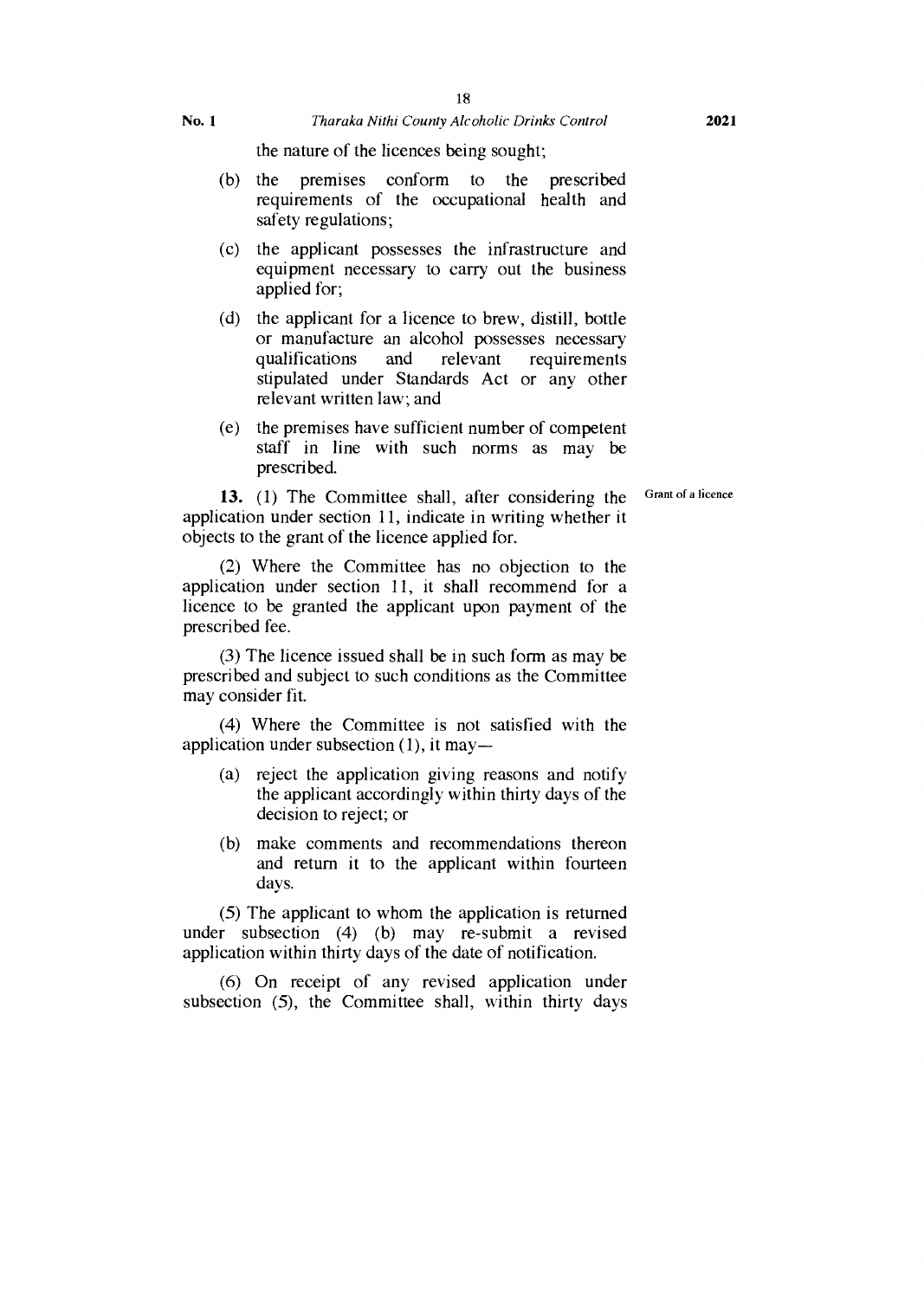the nature of the licences being sought;

(b) the premises conform to the prescribed requirements of the occupational health and safety regulations;

(c) the applicant possesses the infrastructure and equipment necessary to carry out the business applied for;

(d) the applicant for a licence to brew, distill, bottle or manufacture an alcohol possesses necessary qualifications and relevant requirements stipulated under Standards Act or any other relevant written law; and

(e) the premises have sufficient number of competent staff in line with such norms as may be prescribed.

Grant of a licence

**13.** (1) The Committee shall, after considering the application under section 11, indicate in writing whether it objects to the grant of the licence applied for.

(2) Where the Committee has no objection to the application under section 11, it shall recommend for a licence to be granted the applicant upon payment of the prescribed fee.

(3) The licence issued shall be in such form as may be prescribed and subject to such conditions as the Committee may consider fit.

(4) Where the Committee is not satisfied with the application under subsection (1), it may—

(a) reject the application giving reasons and notify the applicant accordingly within thirty days of the decision to reject; or

(b) make comments and recommendations thereon and return it to the applicant within fourteen days.

(5) The applicant to whom the application is returned under subsection (4) (b) may re-submit a revised application within thirty days of the date of notification.

(6) On receipt of any revised application under subsection (5), the Committee shall, within thirty days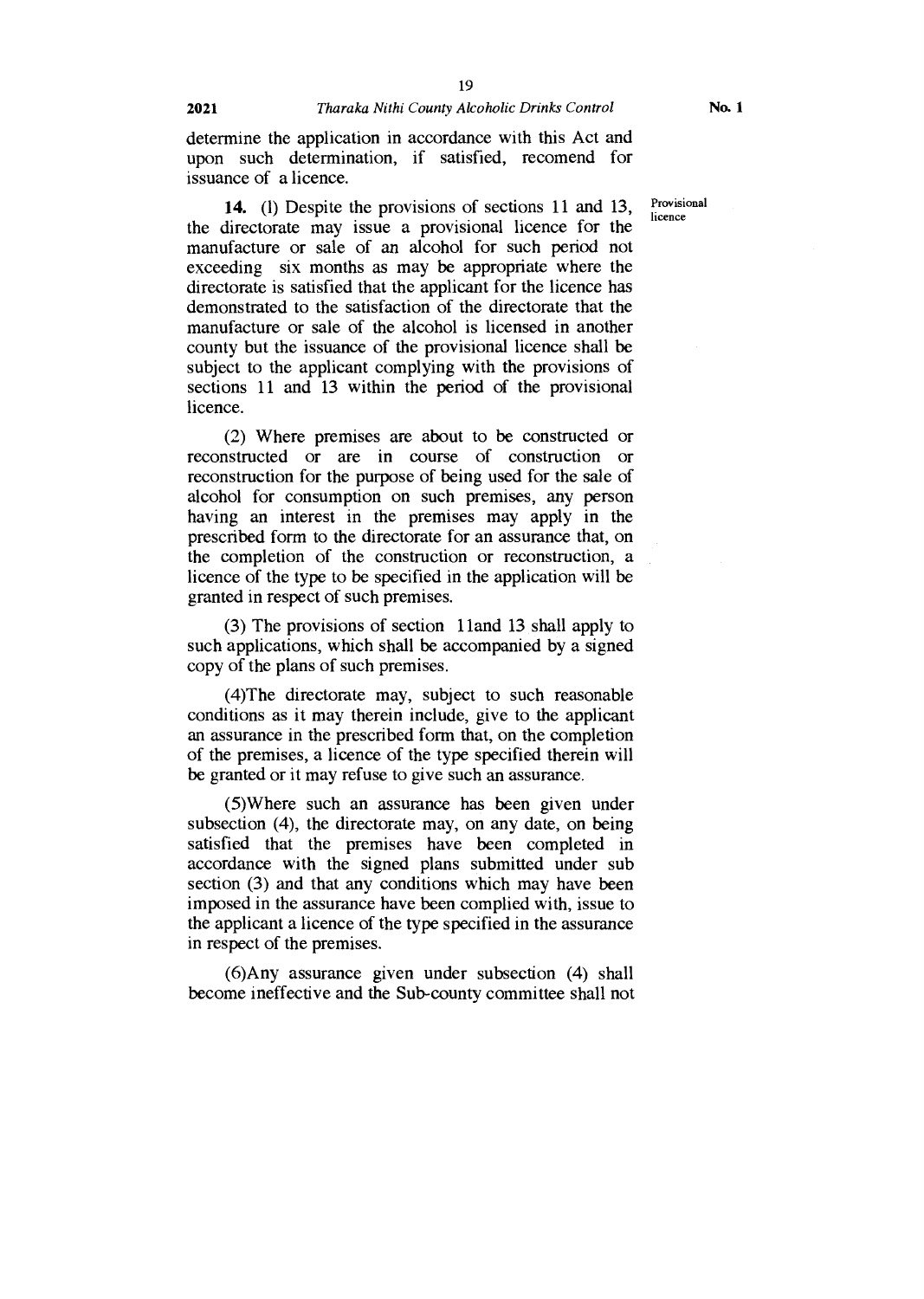determine the application in accordance with this Act and upon such determination, if satisfied, recomend for issuance of a licence.

Provisional licence

**14.** (l) Despite the provisions of sections 11 and 13, the directorate may issue a provisional licence for the manufacture or sale of an alcohol for such period not exceeding six months as may be appropriate where the directorate is satisfied that the applicant for the licence has demonstrated to the satisfaction of the directorate that the manufacture or sale of the alcohol is licensed in another county but the issuance of the provisional licence shall be subject to the applicant complying with the provisions of sections 11 and 13 within the period of the provisional licence.

(2) Where premises are about to be constructed or reconstructed or are in course of construction or reconstruction for the purpose of being used for the sale of alcohol for consumption on such premises, any person having an interest in the premises may apply in the prescribed form to the directorate for an assurance that, on the completion of the construction or reconstruction, a licence of the type to be specified in the application will be granted in respect of such premises.

(3) The provisions of section 11and 13 shall apply to such applications, which shall be accompanied by a signed copy of the plans of such premises.

(4)The directorate may, subject to such reasonable conditions as it may therein include, give to the applicant an assurance in the prescribed form that, on the completion of the premises, a licence of the type specified therein will be granted or it may refuse to give such an assurance.

(5)Where such an assurance has been given under subsection (4), the directorate may, on any date, on being satisfied that the premises have been completed in accordance with the signed plans submitted under sub section (3) and that any conditions which may have been imposed in the assurance have been complied with, issue to the applicant a licence of the type specified in the assurance in respect of the premises.

(6)Any assurance given under subsection (4) shall become ineffective and the Sub-county committee shall not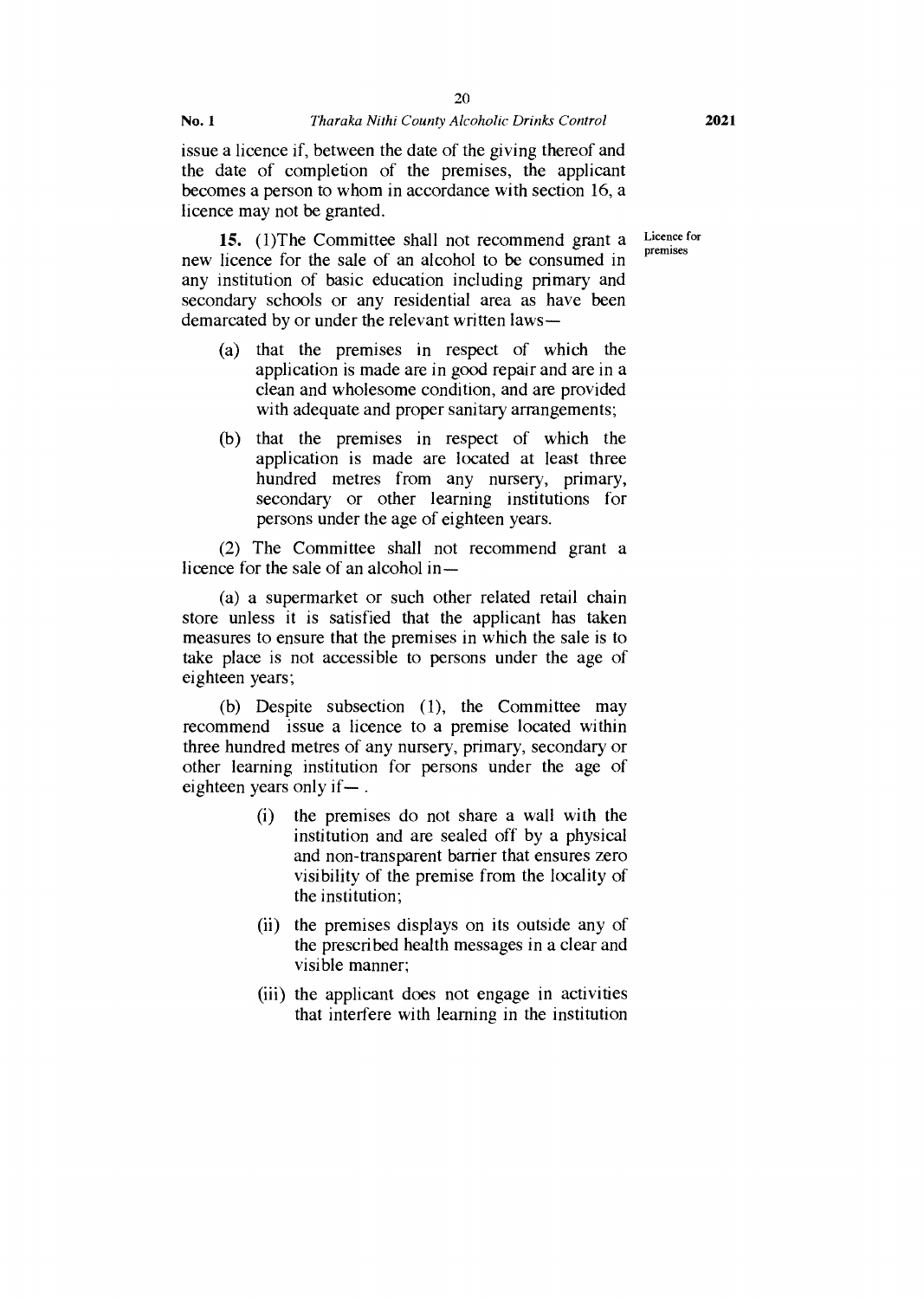issue a licence if, between the date of the giving thereof and the date of completion of the premises, the applicant becomes a person to whom in accordance with section 16, a licence may not be granted.

Licence for premises

**15.** (1)The Committee shall not recommend grant a new licence for the sale of an alcohol to be consumed in any institution of basic education including primary and secondary schools or any residential area as have been demarcated by or under the relevant written laws—

(a) that the premises in respect of which the application is made are in good repair and are in a clean and wholesome condition, and are provided with adequate and proper sanitary arrangements;

(b) that the premises in respect of which the application is made are located at least three hundred metres from any nursery, primary, secondary or other learning institutions for persons under the age of eighteen years.

(2) The Committee shall not recommend grant a licence for the sale of an alcohol in—

(a) a supermarket or such other related retail chain store unless it is satisfied that the applicant has taken measures to ensure that the premises in which the sale is to take place is not accessible to persons under the age of eighteen years;

(b) Despite subsection (1), the Committee may recommend issue a licence to a premise located within three hundred metres of any nursery, primary, secondary or other learning institution for persons under the age of eighteen years only if— .

(i) the premises do not share a wall with the institution and are sealed off by a physical and non-transparent barrier that ensures zero visibility of the premise from the locality of the institution;

(ii) the premises displays on its outside any of the prescribed health messages in a clear and visible manner;

(iii) the applicant does not engage in activities that interfere with learning in the institution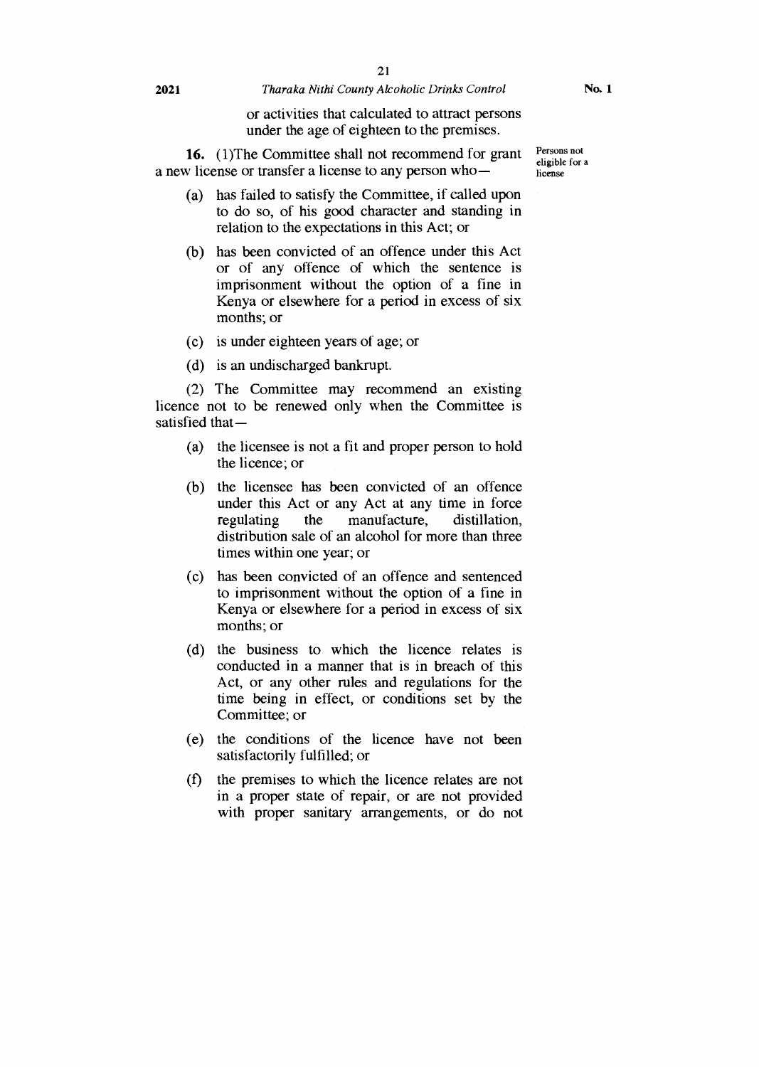or activities that calculated to attract persons under the age of eighteen to the premises.

Persons not eligible for a license

**16.** (1)The Committee shall not recommend for grant a new license or transfer a license to any person who—

(a) has failed to satisfy the Committee, if called upon to do so, of his good character and standing in relation to the expectations in this Act; or

(b) has been convicted of an offence under this Act or of any offence of which the sentence is imprisonment without the option of a fine in Kenya or elsewhere for a period in excess of six months; or

(c) is under eighteen years of age; or

(d) is an undischarged bankrupt.

(2) The Committee may recommend an existing licence not to be renewed only when the Committee is satisfied that—

(a) the licensee is not a fit and proper person to hold the licence; or

(b) the licensee has been convicted of an offence under this Act or any Act at any time in force regulating the manufacture, distillation, distribution sale of an alcohol for more than three times within one year; or

(c) has been convicted of an offence and sentenced to imprisonment without the option of a fine in Kenya or elsewhere for a period in excess of six months; or

(d) the business to which the licence relates is conducted in a manner that is in breach of this Act, or any other rules and regulations for the time being in effect, or conditions set by the Committee; or

(e) the conditions of the licence have not been satisfactorily fulfilled; or

(f) the premises to which the licence relates are not in a proper state of repair, or are not provided with proper sanitary arrangements, or do not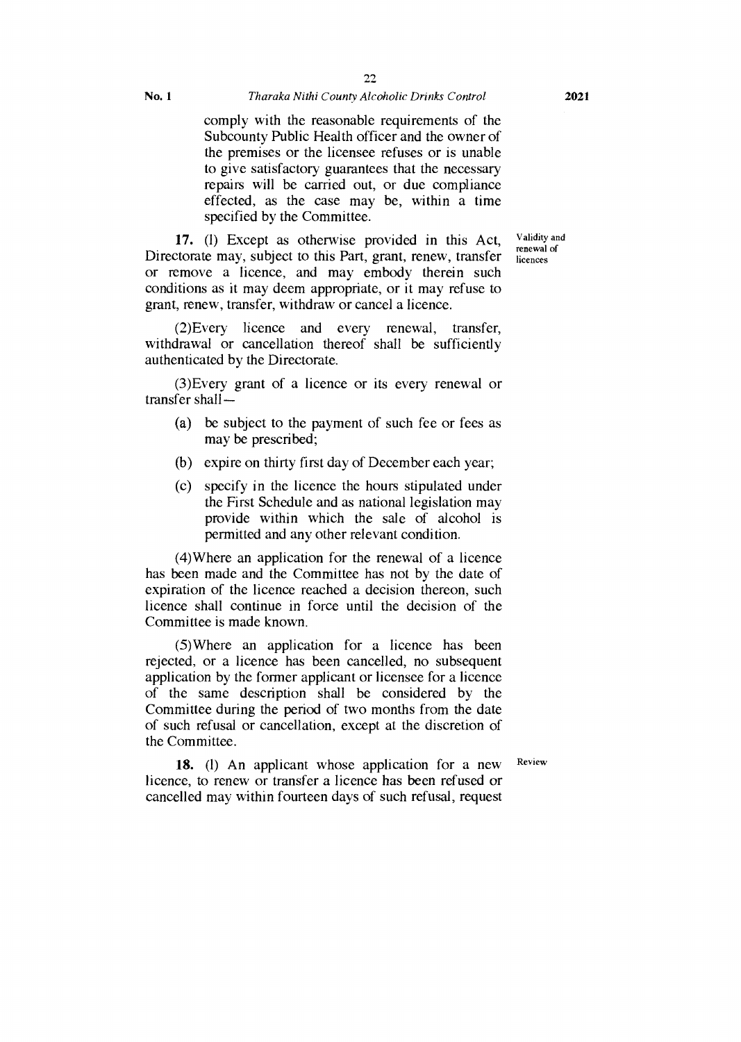comply with the reasonable requirements of the Subcounty Public Health officer and the owner of the premises or the licensee refuses or is unable to give satisfactory guarantees that the necessary repairs will be carried out, or due compliance effected, as the case may be, within a time specified by the Committee.

Validity and renewal of licences

**17.** (l) Except as otherwise provided in this Act, Directorate may, subject to this Part, grant, renew, transfer or remove a licence, and may embody therein such conditions as it may deem appropriate, or it may refuse to grant, renew, transfer, withdraw or cancel a licence.

(2)Every licence and every renewal, transfer, withdrawal or cancellation thereof shall be sufficiently authenticated by the Directorate.

(3)Every grant of a licence or its every renewal or transfer shall—

(a) be subject to the payment of such fee or fees as may be prescribed;

(b) expire on thirty first day of December each year;

(c) specify in the licence the hours stipulated under the First Schedule and as national legislation may provide within which the sale of alcohol is permitted and any other relevant condition.

(4)Where an application for the renewal of a licence has been made and the Committee has not by the date of expiration of the licence reached a decision thereon, such licence shall continue in force until the decision of the Committee is made known.

(5)Where an application for a licence has been rejected, or a licence has been cancelled, no subsequent application by the former applicant or licensee for a licence of the same description shall be considered by the Committee during the period of two months from the date of such refusal or cancellation, except at the discretion of the Committee.

Review

**18.** (l) An applicant whose application for a new licence, to renew or transfer a licence has been refused or cancelled may within fourteen days of such refusal, request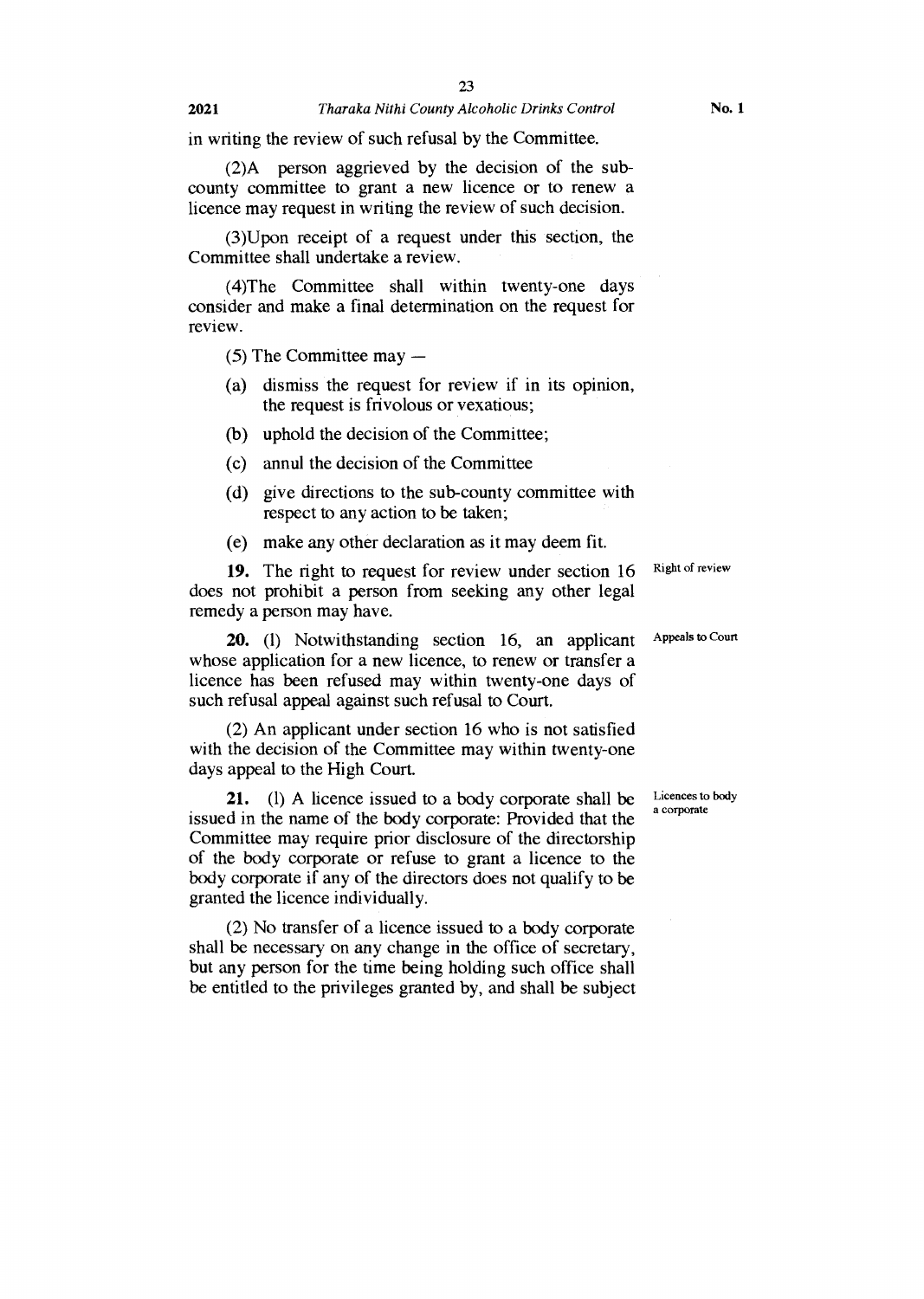in writing the review of such refusal by the Committee.

(2)A person aggrieved by the decision of the sub-county committee to grant a new licence or to renew a licence may request in writing the review of such decision.

(3)Upon receipt of a request under this section, the Committee shall undertake a review.

(4)The Committee shall within twenty-one days consider and make a final determination on the request for review.

(5) The Committee may —

(a) dismiss the request for review if in its opinion, the request is frivolous or vexatious;

(b) uphold the decision of the Committee;

(c) annul the decision of the Committee

(d) give directions to the sub-county committee with respect to any action to be taken;

(e) make any other declaration as it may deem fit.

Right of review

**19.** The right to request for review under section 16 does not prohibit a person from seeking any other legal remedy a person may have.

Appeals to Court

**20.** (1) Notwithstanding section 16, an applicant whose application for a new licence, to renew or transfer a licence has been refused may within twenty-one days of such refusal appeal against such refusal to Court.

(2) An applicant under section 16 who is not satisfied with the decision of the Committee may within twenty-one days appeal to the High Court.

Licences to body a corporate

**21.** (1) A licence issued to a body corporate shall be issued in the name of the body corporate: Provided that the Committee may require prior disclosure of the directorship of the body corporate or refuse to grant a licence to the body corporate if any of the directors does not qualify to be granted the licence individually.

(2) No transfer of a licence issued to a body corporate shall be necessary on any change in the office of secretary, but any person for the time being holding such office shall be entitled to the privileges granted by, and shall be subject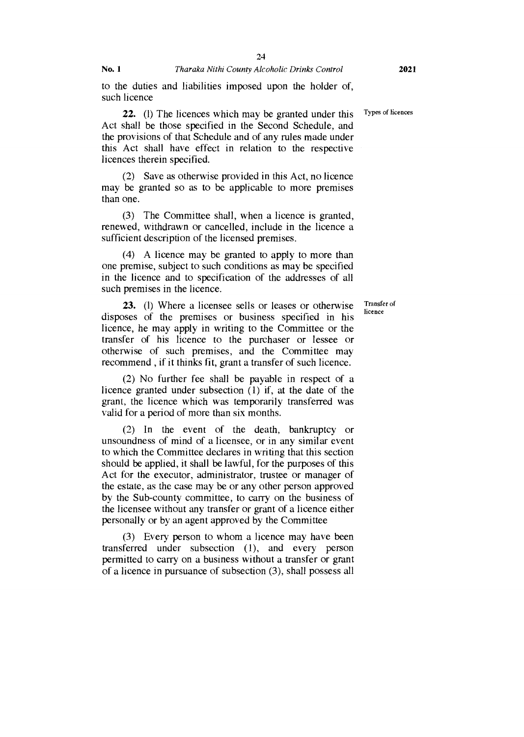to the duties and liabilities imposed upon the holder of, such licence

Types of licences

**22.** (l) The licences which may be granted under this Act shall be those specified in the Second Schedule, and the provisions of that Schedule and of any rules made under this Act shall have effect in relation to the respective licences therein specified.

(2) Save as otherwise provided in this Act, no licence may be granted so as to be applicable to more premises than one.

(3) The Committee shall, when a licence is granted, renewed, withdrawn or cancelled, include in the licence a sufficient description of the licensed premises.

(4) A licence may be granted to apply to more than one premise, subject to such conditions as may be specified in the licence and to specification of the addresses of all such premises in the licence.

Transfer of licence

**23.** (l) Where a licensee sells or leases or otherwise disposes of the premises or business specified in his licence, he may apply in writing to the Committee or the transfer of his licence to the purchaser or lessee or otherwise of such premises, and the Committee may recommend , if it thinks fit, grant a transfer of such licence.

(2) No further fee shall be payable in respect of a licence granted under subsection (1) if, at the date of the grant, the licence which was temporarily transferred was valid for a period of more than six months.

(2) In the event of the death, bankruptcy or unsoundness of mind of a licensee, or in any similar event to which the Committee declares in writing that this section should be applied, it shall be lawful, for the purposes of this Act for the executor, administrator, trustee or manager of the estate, as the case may be or any other person approved by the Sub-county committee, to carry on the business of the licensee without any transfer or grant of a licence either personally or by an agent approved by the Committee

(3) Every person to whom a licence may have been transferred under subsection (1), and every person permitted to carry on a business without a transfer or grant of a licence in pursuance of subsection (3), shall possess all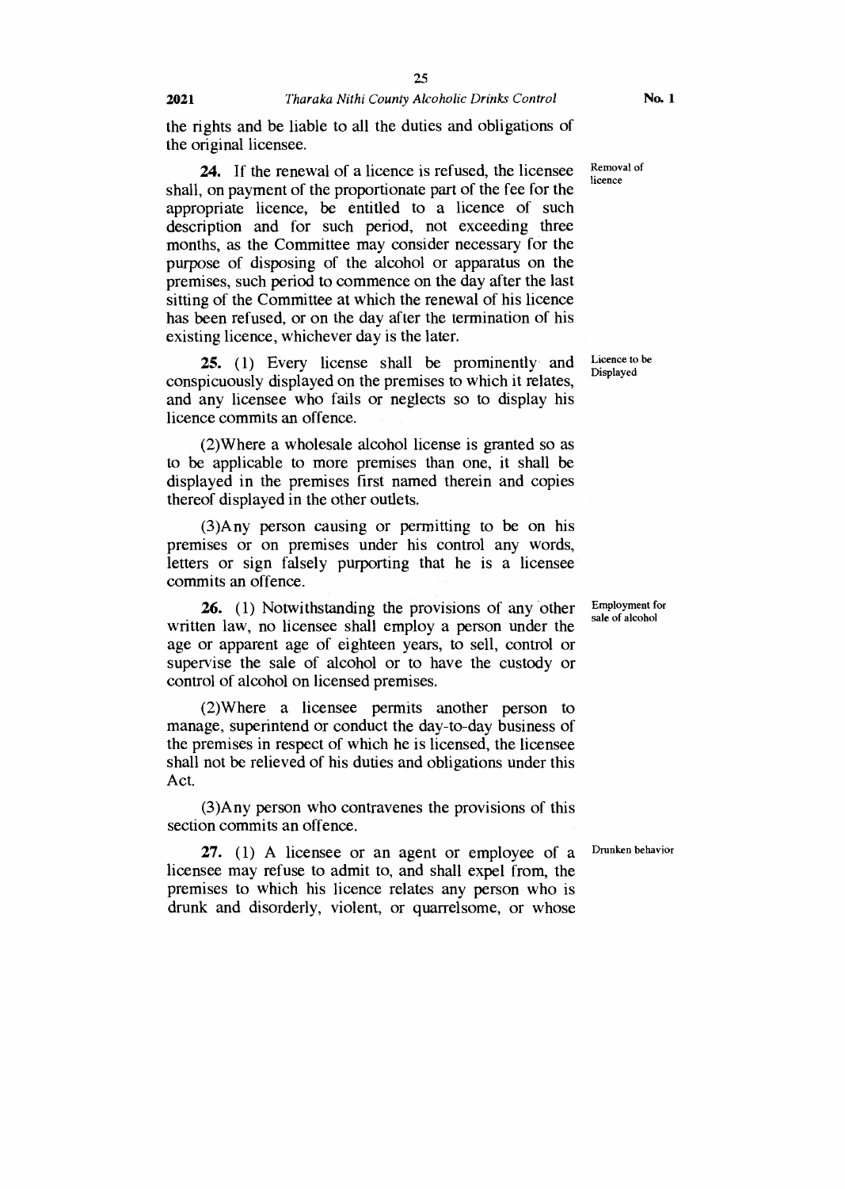the rights and be liable to all the duties and obligations of the original licensee.

Removal of licence

**24.** If the renewal of a licence is refused, the licensee shall, on payment of the proportionate part of the fee for the appropriate licence, be entitled to a licence of such description and for such period, not exceeding three months, as the Committee may consider necessary for the purpose of disposing of the alcohol or apparatus on the premises, such period to commence on the day after the last sitting of the Committee at which the renewal of his licence has been refused, or on the day after the termination of his existing licence, whichever day is the later.

Licence to be Displayed

**25.** (1) Every license shall be prominently and conspicuously displayed on the premises to which it relates, and any licensee who fails or neglects so to display his licence commits an offence.

(2)Where a wholesale alcohol license is granted so as to be applicable to more premises than one, it shall be displayed in the premises first named therein and copies thereof displayed in the other outlets.

(3)Any person causing or permitting to be on his premises or on premises under his control any words, letters or sign falsely purporting that he is a licensee commits an offence.

Employment for sale of alcohol

**26.** (1) Notwithstanding the provisions of any other written law, no licensee shall employ a person under the age or apparent age of eighteen years, to sell, control or supervise the sale of alcohol or to have the custody or control of alcohol on licensed premises.

(2)Where a licensee permits another person to manage, superintend or conduct the day-to-day business of the premises in respect of which he is licensed, the licensee shall not be relieved of his duties and obligations under this Act.

(3)Any person who contravenes the provisions of this section commits an offence.

Drunken behavior

**27.** (1) A licensee or an agent or employee of a licensee may refuse to admit to, and shall expel from, the premises to which his licence relates any person who is drunk and disorderly, violent, or quarrelsome, or whose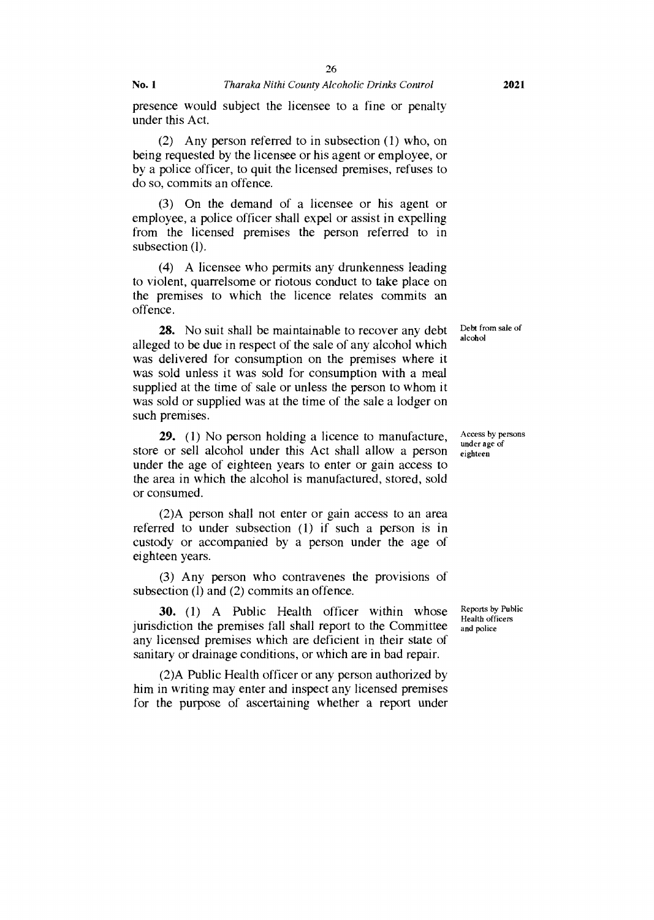presence would subject the licensee to a fine or penalty under this Act.

(2) Any person referred to in subsection (1) who, on being requested by the licensee or his agent or employee, or by a police officer, to quit the licensed premises, refuses to do so, commits an offence.

(3) On the demand of a licensee or his agent or employee, a police officer shall expel or assist in expelling from the licensed premises the person referred to in subsection (l).

(4) A licensee who permits any drunkenness leading to violent, quarrelsome or riotous conduct to take place on the premises to which the licence relates commits an offence.

*Debt from sale of alcohol*

**28.** No suit shall be maintainable to recover any debt alleged to be due in respect of the sale of any alcohol which was delivered for consumption on the premises where it was sold unless it was sold for consumption with a meal supplied at the time of sale or unless the person to whom it was sold or supplied was at the time of the sale a lodger on such premises.

*Access by persons under age of eighteen*

**29.** (1) No person holding a licence to manufacture, store or sell alcohol under this Act shall allow a person under the age of eighteen years to enter or gain access to the area in which the alcohol is manufactured, stored, sold or consumed.

(2)A person shall not enter or gain access to an area referred to under subsection (1) if such a person is in custody or accompanied by a person under the age of eighteen years.

(3) Any person who contravenes the provisions of subsection (l) and (2) commits an offence.

*Reports by Public Health officers and police*

**30.** (1) A Public Health officer within whose jurisdiction the premises fall shall report to the Committee any licensed premises which are deficient in their state of sanitary or drainage conditions, or which are in bad repair.

(2)A Public Health officer or any person authorized by him in writing may enter and inspect any licensed premises for the purpose of ascertaining whether a report under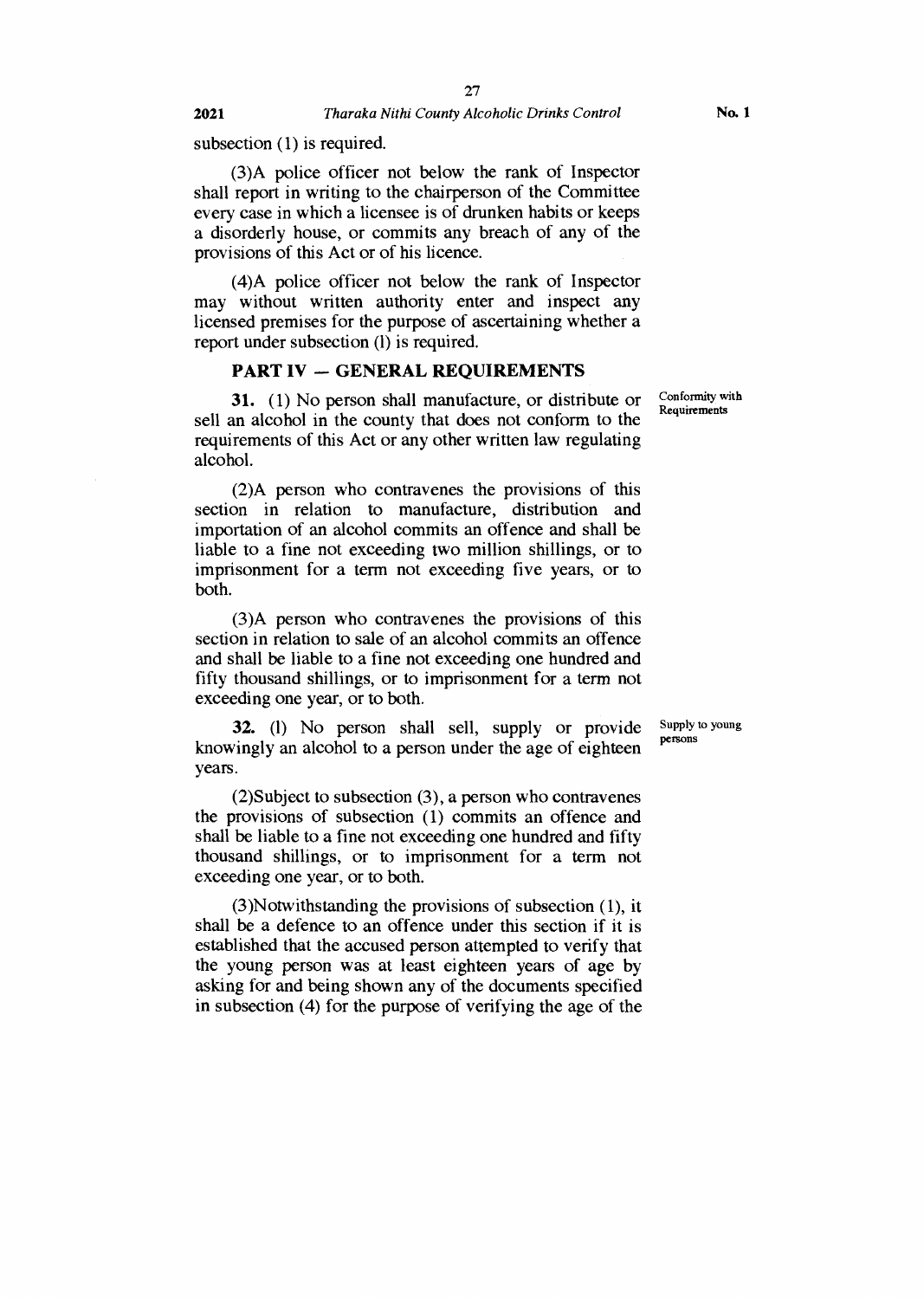subsection (1) is required.

(3)A police officer not below the rank of Inspector shall report in writing to the chairperson of the Committee every case in which a licensee is of drunken habits or keeps a disorderly house, or commits any breach of any of the provisions of this Act or of his licence.

(4)A police officer not below the rank of Inspector may without written authority enter and inspect any licensed premises for the purpose of ascertaining whether a report under subsection (l) is required.

## PART IV — GENERAL REQUIREMENTS

Conformity with Requirements

**31.** (1) No person shall manufacture, or distribute or sell an alcohol in the county that does not conform to the requirements of this Act or any other written law regulating alcohol.

(2)A person who contravenes the provisions of this section in relation to manufacture, distribution and importation of an alcohol commits an offence and shall be liable to a fine not exceeding two million shillings, or to imprisonment for a term not exceeding five years, or to both.

(3)A person who contravenes the provisions of this section in relation to sale of an alcohol commits an offence and shall be liable to a fine not exceeding one hundred and fifty thousand shillings, or to imprisonment for a term not exceeding one year, or to both.

Supply to young persons

**32.** (l) No person shall sell, supply or provide knowingly an alcohol to a person under the age of eighteen years.

(2)Subject to subsection (3), a person who contravenes the provisions of subsection (1) commits an offence and shall be liable to a fine not exceeding one hundred and fifty thousand shillings, or to imprisonment for a term not exceeding one year, or to both.

(3)Notwithstanding the provisions of subsection (1), it shall be a defence to an offence under this section if it is established that the accused person attempted to verify that the young person was at least eighteen years of age by asking for and being shown any of the documents specified in subsection (4) for the purpose of verifying the age of the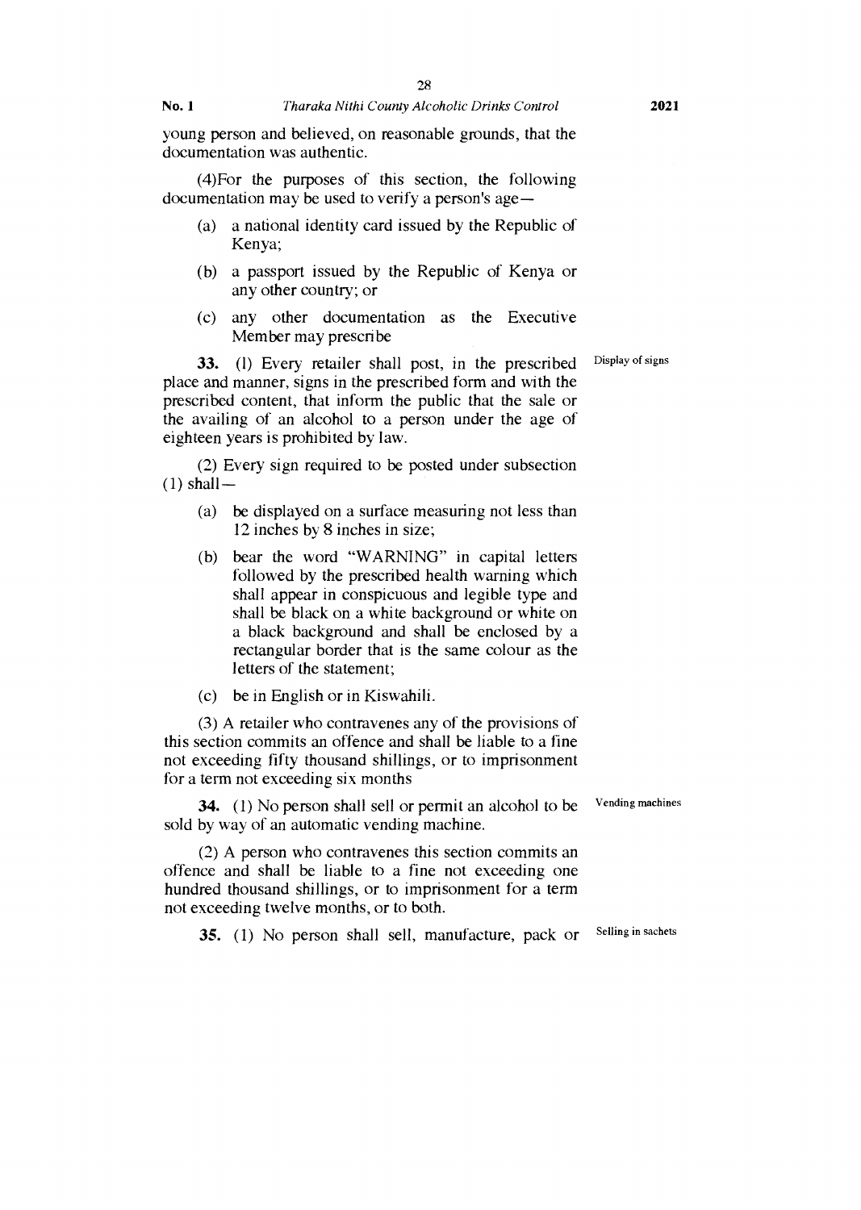young person and believed, on reasonable grounds, that the documentation was authentic.

(4)For the purposes of this section, the following documentation may be used to verify a person's age—

(a) a national identity card issued by the Republic of Kenya;

(b) a passport issued by the Republic of Kenya or any other country; or

(c) any other documentation as the Executive Member may prescribe

Display of signs

**33.** (1) Every retailer shall post, in the prescribed place and manner, signs in the prescribed form and with the prescribed content, that inform the public that the sale or the availing of an alcohol to a person under the age of eighteen years is prohibited by law.

(2) Every sign required to be posted under subsection (1) shall—

(a) be displayed on a surface measuring not less than 12 inches by 8 inches in size;

(b) bear the word "WARNING" in capital letters followed by the prescribed health warning which shall appear in conspicuous and legible type and shall be black on a white background or white on a black background and shall be enclosed by a rectangular border that is the same colour as the letters of the statement;

(c) be in English or in Kiswahili.

(3) A retailer who contravenes any of the provisions of this section commits an offence and shall be liable to a fine not exceeding fifty thousand shillings, or to imprisonment for a term not exceeding six months

Vending machines

**34.** (1) No person shall sell or permit an alcohol to be sold by way of an automatic vending machine.

(2) A person who contravenes this section commits an offence and shall be liable to a fine not exceeding one hundred thousand shillings, or to imprisonment for a term not exceeding twelve months, or to both.

Selling in sachets

**35.** (1) No person shall sell, manufacture, pack or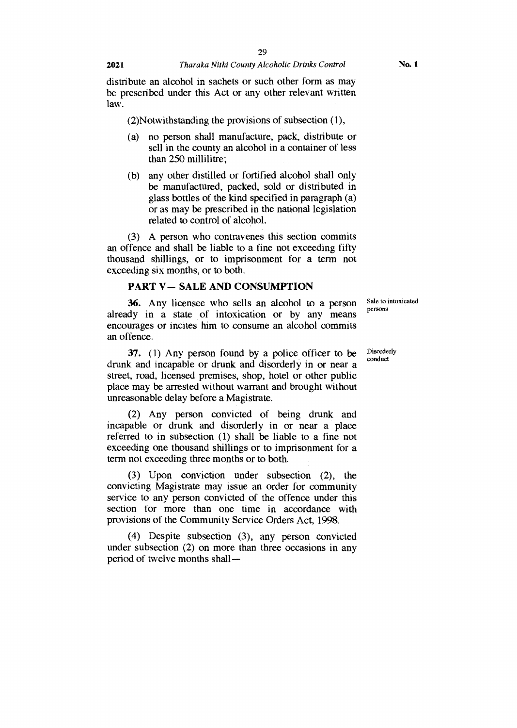distribute an alcohol in sachets or such other form as may be prescribed under this Act or any other relevant written law.

(2)Notwithstanding the provisions of subsection (1),

(a) no person shall manufacture, pack, distribute or sell in the county an alcohol in a container of less than 250 millilitre;

(b) any other distilled or fortified alcohol shall only be manufactured, packed, sold or distributed in glass bottles of the kind specified in paragraph (a) or as may be prescribed in the national legislation related to control of alcohol.

(3) A person who contravenes this section commits an offence and shall be liable to a fine not exceeding fifty thousand shillings, or to imprisonment for a term not exceeding six months, or to both.

## PART V— SALE AND CONSUMPTION

Sale to intoxicated persons

**36.** Any licensee who sells an alcohol to a person already in a state of intoxication or by any means encourages or incites him to consume an alcohol commits an offence.

Disorderly conduct

**37.** (1) Any person found by a police officer to be drunk and incapable or drunk and disorderly in or near a street, road, licensed premises, shop, hotel or other public place may be arrested without warrant and brought without unreasonable delay before a Magistrate.

(2) Any person convicted of being drunk and incapable or drunk and disorderly in or near a place referred to in subsection (1) shall be liable to a fine not exceeding one thousand shillings or to imprisonment for a term not exceeding three months or to both.

(3) Upon conviction under subsection (2), the convicting Magistrate may issue an order for community service to any person convicted of the offence under this section for more than one time in accordance with provisions of the Community Service Orders Act, 1998.

(4) Despite subsection (3), any person convicted under subsection (2) on more than three occasions in any period of twelve months shall—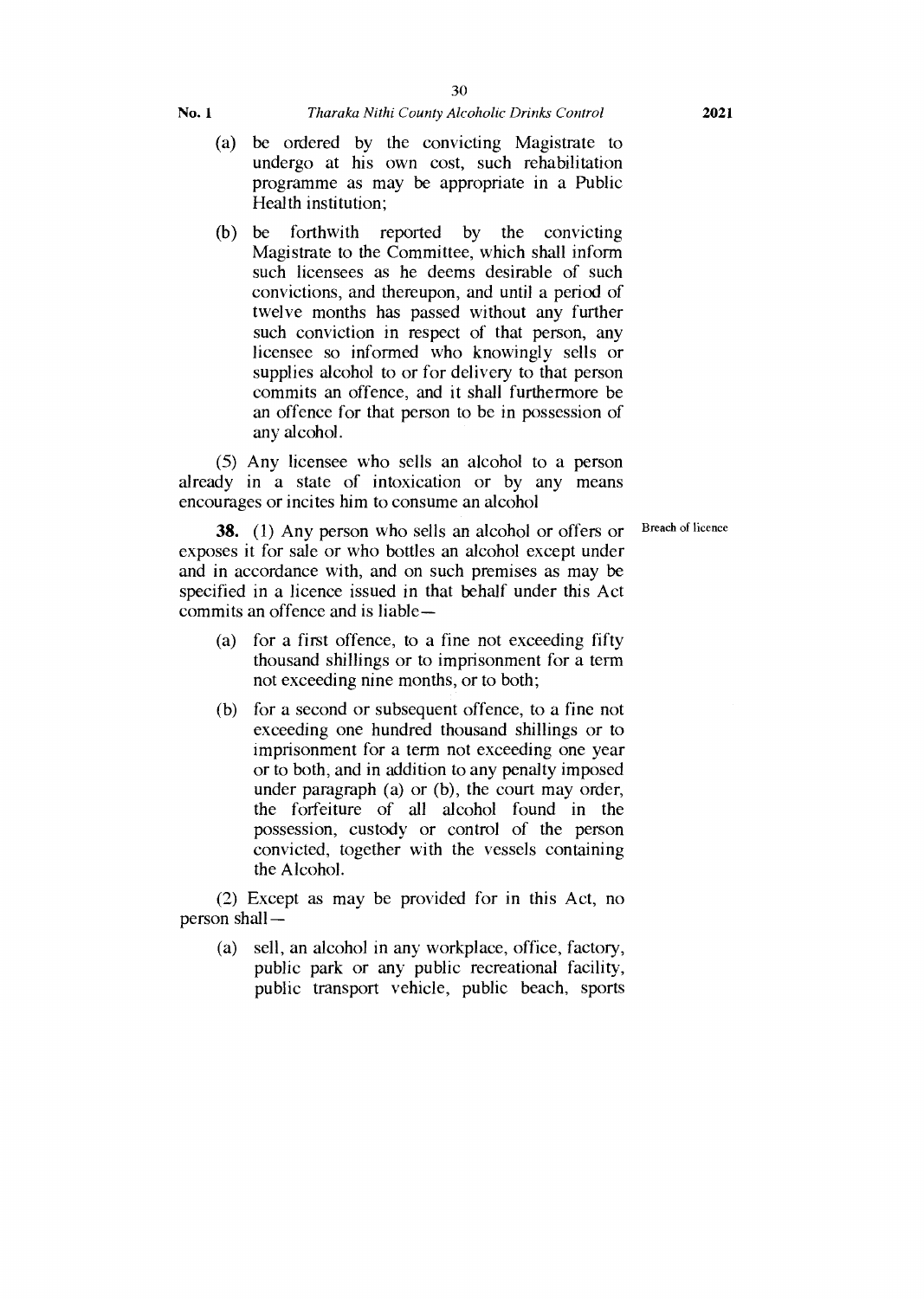(a) be ordered by the convicting Magistrate to undergo at his own cost, such rehabilitation programme as may be appropriate in a Public Health institution;

(b) be forthwith reported by the convicting Magistrate to the Committee, which shall inform such licensees as he deems desirable of such convictions, and thereupon, and until a period of twelve months has passed without any further such conviction in respect of that person, any licensee so informed who knowingly sells or supplies alcohol to or for delivery to that person commits an offence, and it shall furthermore be an offence for that person to be in possession of any alcohol.

(5) Any licensee who sells an alcohol to a person already in a state of intoxication or by any means encourages or incites him to consume an alcohol

Breach of licence

**38.** (1) Any person who sells an alcohol or offers or exposes it for sale or who bottles an alcohol except under and in accordance with, and on such premises as may be specified in a licence issued in that behalf under this Act commits an offence and is liable—

(a) for a first offence, to a fine not exceeding fifty thousand shillings or to imprisonment for a term not exceeding nine months, or to both;

(b) for a second or subsequent offence, to a fine not exceeding one hundred thousand shillings or to imprisonment for a term not exceeding one year or to both, and in addition to any penalty imposed under paragraph (a) or (b), the court may order, the forfeiture of all alcohol found in the possession, custody or control of the person convicted, together with the vessels containing the Alcohol.

(2) Except as may be provided for in this Act, no person shall—

(a) sell, an alcohol in any workplace, office, factory, public park or any public recreational facility, public transport vehicle, public beach, sports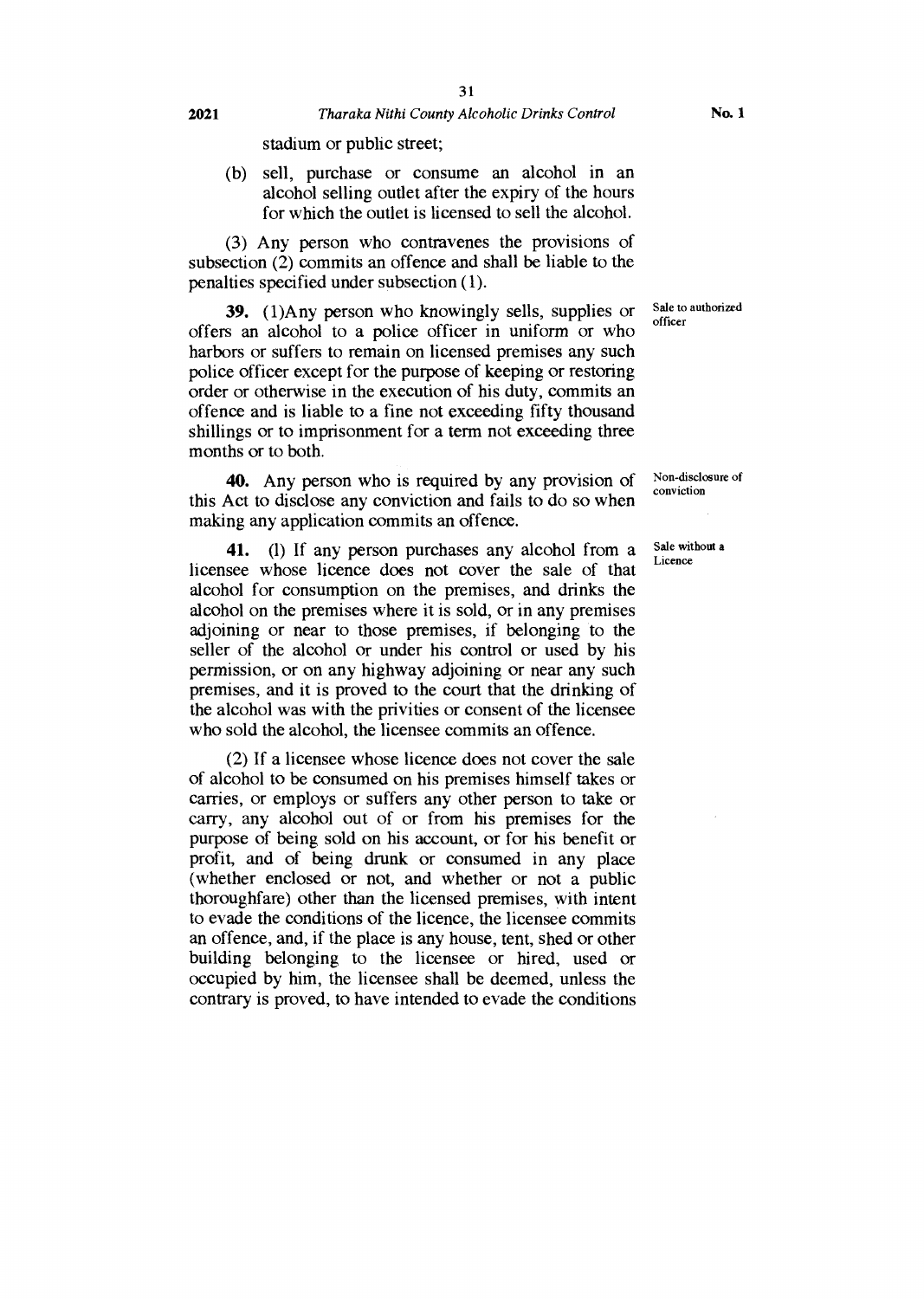stadium or public street;

(b) sell, purchase or consume an alcohol in an alcohol selling outlet after the expiry of the hours for which the outlet is licensed to sell the alcohol.

(3) Any person who contravenes the provisions of subsection (2) commits an offence and shall be liable to the penalties specified under subsection (1).

Sale to authorized officer

**39.** (1)Any person who knowingly sells, supplies or offers an alcohol to a police officer in uniform or who harbors or suffers to remain on licensed premises any such police officer except for the purpose of keeping or restoring order or otherwise in the execution of his duty, commits an offence and is liable to a fine not exceeding fifty thousand shillings or to imprisonment for a term not exceeding three months or to both.

Non-disclosure of conviction

**40.** Any person who is required by any provision of this Act to disclose any conviction and fails to do so when making any application commits an offence.

Sale without a Licence

**41.** (l) If any person purchases any alcohol from a licensee whose licence does not cover the sale of that alcohol for consumption on the premises, and drinks the alcohol on the premises where it is sold, or in any premises adjoining or near to those premises, if belonging to the seller of the alcohol or under his control or used by his permission, or on any highway adjoining or near any such premises, and it is proved to the court that the drinking of the alcohol was with the privities or consent of the licensee who sold the alcohol, the licensee commits an offence.

(2) If a licensee whose licence does not cover the sale of alcohol to be consumed on his premises himself takes or carries, or employs or suffers any other person to take or carry, any alcohol out of or from his premises for the purpose of being sold on his account, or for his benefit or profit, and of being drunk or consumed in any place (whether enclosed or not, and whether or not a public thoroughfare) other than the licensed premises, with intent to evade the conditions of the licence, the licensee commits an offence, and, if the place is any house, tent, shed or other building belonging to the licensee or hired, used or occupied by him, the licensee shall be deemed, unless the contrary is proved, to have intended to evade the conditions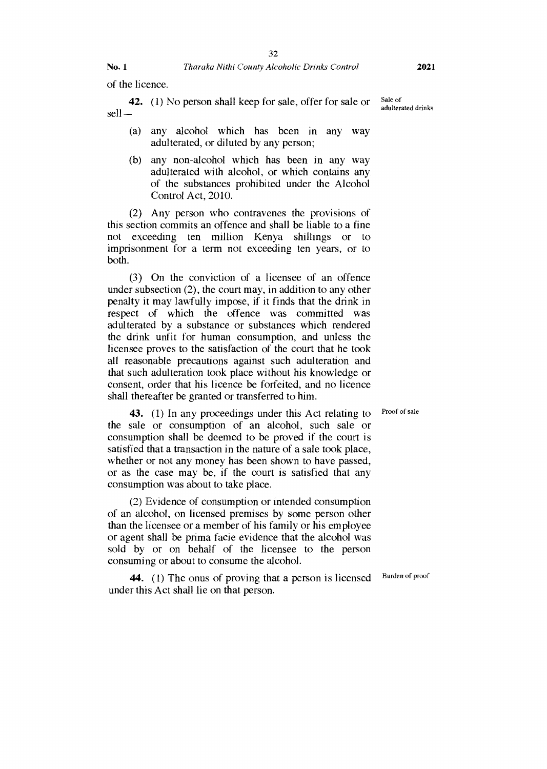of the licence.

**42.** (1) No person shall keep for sale, offer for sale or sell—

Sale of adulterated drinks

(a) any alcohol which has been in any way adulterated, or diluted by any person;

(b) any non-alcohol which has been in any way adulterated with alcohol, or which contains any of the substances prohibited under the Alcohol Control Act, 2010.

(2) Any person who contravenes the provisions of this section commits an offence and shall be liable to a fine not exceeding ten million Kenya shillings or to imprisonment for a term not exceeding ten years, or to both.

(3) On the conviction of a licensee of an offence under subsection (2), the court may, in addition to any other penalty it may lawfully impose, if it finds that the drink in respect of which the offence was committed was adulterated by a substance or substances which rendered the drink unfit for human consumption, and unless the licensee proves to the satisfaction of the court that he took all reasonable precautions against such adulteration and that such adulteration took place without his knowledge or consent, order that his licence be forfeited, and no licence shall thereafter be granted or transferred to him.

**43.** (1) In any proceedings under this Act relating to the sale or consumption of an alcohol, such sale or consumption shall be deemed to be proved if the court is satisfied that a transaction in the nature of a sale took place, whether or not any money has been shown to have passed, or as the case may be, if the court is satisfied that any consumption was about to take place.

Proof of sale

(2) Evidence of consumption or intended consumption of an alcohol, on licensed premises by some person other than the licensee or a member of his family or his employee or agent shall be prima facie evidence that the alcohol was sold by or on behalf of the licensee to the person consuming or about to consume the alcohol.

**44.** (1) The onus of proving that a person is licensed under this Act shall lie on that person.

Burden of proof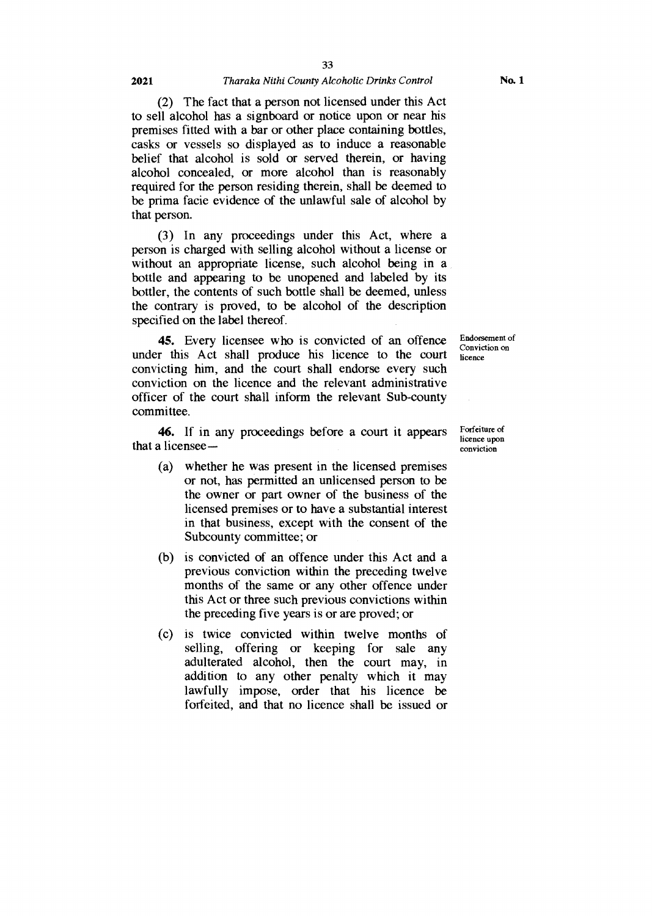(2) The fact that a person not licensed under this Act to sell alcohol has a signboard or notice upon or near his premises fitted with a bar or other place containing bottles, casks or vessels so displayed as to induce a reasonable belief that alcohol is sold or served therein, or having alcohol concealed, or more alcohol than is reasonably required for the person residing therein, shall be deemed to be prima facie evidence of the unlawful sale of alcohol by that person.

(3) In any proceedings under this Act, where a person is charged with selling alcohol without a license or without an appropriate license, such alcohol being in a bottle and appearing to be unopened and labeled by its bottler, the contents of such bottle shall be deemed, unless the contrary is proved, to be alcohol of the description specified on the label thereof.

Endorsement of Conviction on licence

**45.** Every licensee who is convicted of an offence under this Act shall produce his licence to the court convicting him, and the court shall endorse every such conviction on the licence and the relevant administrative officer of the court shall inform the relevant Sub-county committee.

Forfeiture of licence upon conviction

**46.** If in any proceedings before a court it appears that a licensee—

(a) whether he was present in the licensed premises or not, has permitted an unlicensed person to be the owner or part owner of the business of the licensed premises or to have a substantial interest in that business, except with the consent of the Subcounty committee; or

(b) is convicted of an offence under this Act and a previous conviction within the preceding twelve months of the same or any other offence under this Act or three such previous convictions within the preceding five years is or are proved; or

(c) is twice convicted within twelve months of selling, offering or keeping for sale any adulterated alcohol, then the court may, in addition to any other penalty which it may lawfully impose, order that his licence be forfeited, and that no licence shall be issued or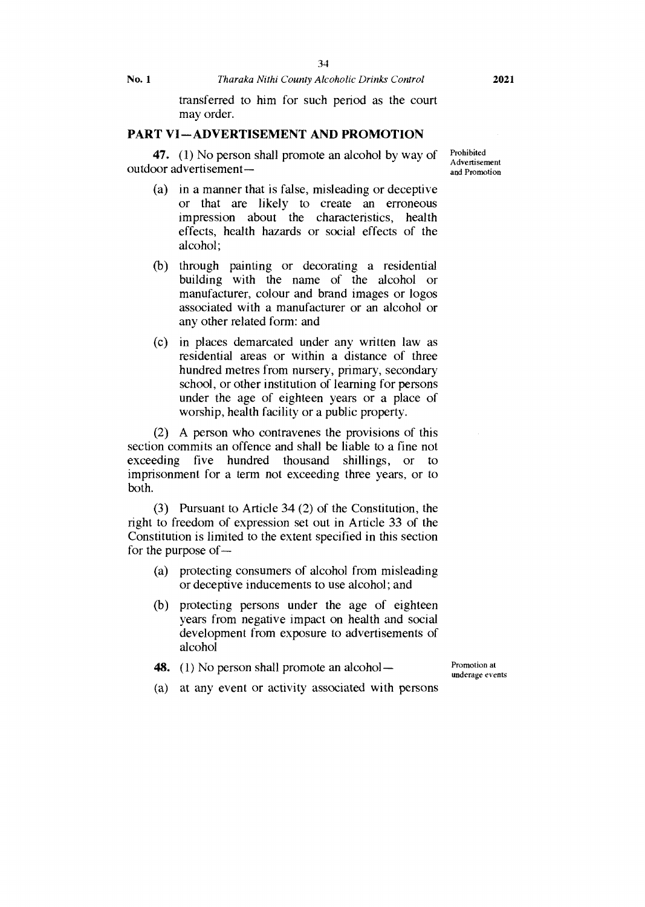transferred to him for such period as the court may order.

## PART VI—ADVERTISEMENT AND PROMOTION

Prohibited Advertisement and Promotion

**47.** (1) No person shall promote an alcohol by way of outdoor advertisement—

(a) in a manner that is false, misleading or deceptive or that are likely to create an erroneous impression about the characteristics, health effects, health hazards or social effects of the alcohol;

(b) through painting or decorating a residential building with the name of the alcohol or manufacturer, colour and brand images or logos associated with a manufacturer or an alcohol or any other related form: and

(c) in places demarcated under any written law as residential areas or within a distance of three hundred metres from nursery, primary, secondary school, or other institution of learning for persons under the age of eighteen years or a place of worship, health facility or a public property.

(2) A person who contravenes the provisions of this section commits an offence and shall be liable to a fine not exceeding five hundred thousand shillings, or to imprisonment for a term not exceeding three years, or to both.

(3) Pursuant to Article 34 (2) of the Constitution, the right to freedom of expression set out in Article 33 of the Constitution is limited to the extent specified in this section for the purpose of—

(a) protecting consumers of alcohol from misleading or deceptive inducements to use alcohol; and

(b) protecting persons under the age of eighteen years from negative impact on health and social development from exposure to advertisements of alcohol

Promotion at underage events

**48.** (1) No person shall promote an alcohol—

(a) at any event or activity associated with persons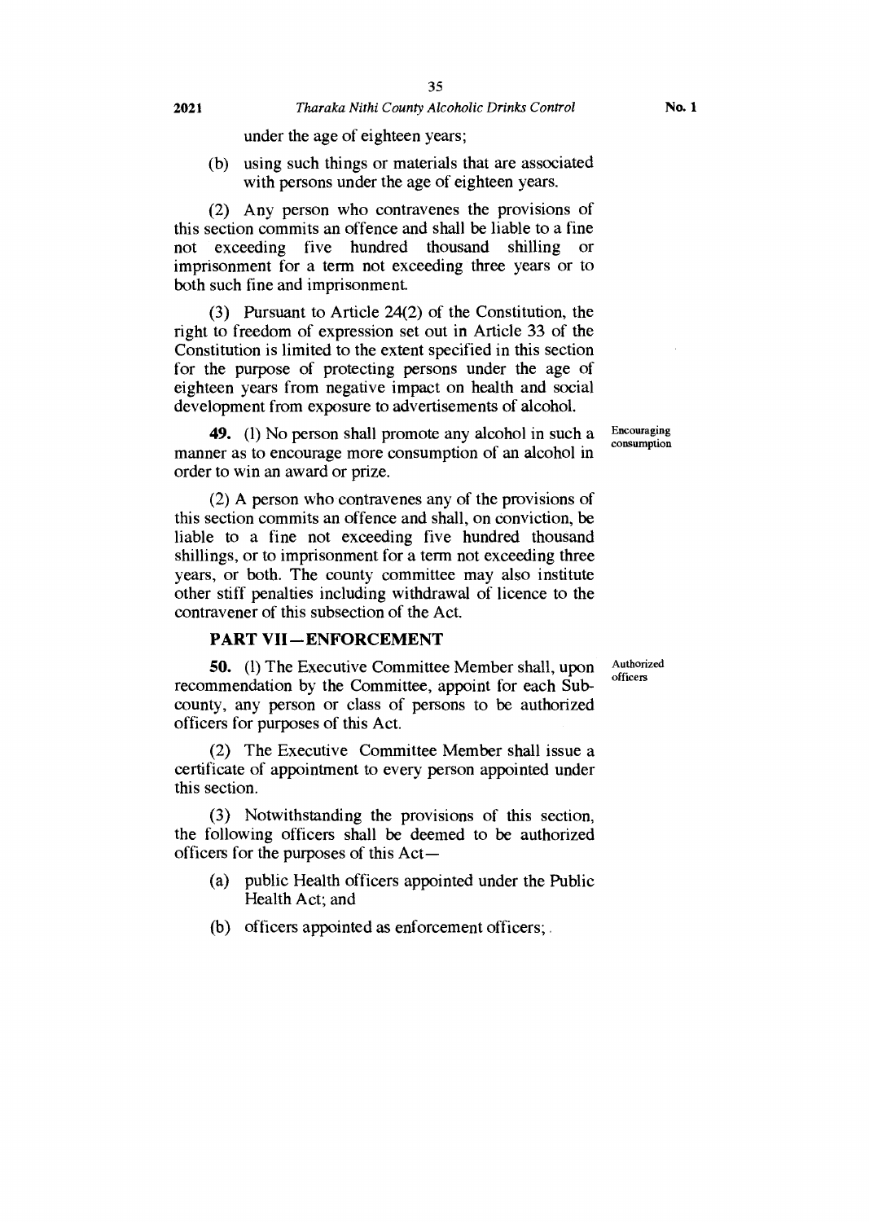under the age of eighteen years;

(b) using such things or materials that are associated with persons under the age of eighteen years.

(2) Any person who contravenes the provisions of this section commits an offence and shall be liable to a fine not exceeding five hundred thousand shilling or imprisonment for a term not exceeding three years or to both such fine and imprisonment.

(3) Pursuant to Article 24(2) of the Constitution, the right to freedom of expression set out in Article 33 of the Constitution is limited to the extent specified in this section for the purpose of protecting persons under the age of eighteen years from negative impact on health and social development from exposure to advertisements of alcohol.

Encouraging consumption

**49.** (1) No person shall promote any alcohol in such a manner as to encourage more consumption of an alcohol in order to win an award or prize.

(2) A person who contravenes any of the provisions of this section commits an offence and shall, on conviction, be liable to a fine not exceeding five hundred thousand shillings, or to imprisonment for a term not exceeding three years, or both. The county committee may also institute other stiff penalties including withdrawal of licence to the contravener of this subsection of the Act.

## PART VII—ENFORCEMENT

Authorized officers

**50.** (1) The Executive Committee Member shall, upon recommendation by the Committee, appoint for each Sub-county, any person or class of persons to be authorized officers for purposes of this Act.

(2) The Executive Committee Member shall issue a certificate of appointment to every person appointed under this section.

(3) Notwithstanding the provisions of this section, the following officers shall be deemed to be authorized officers for the purposes of this Act—

(a) public Health officers appointed under the Public Health Act; and

(b) officers appointed as enforcement officers;.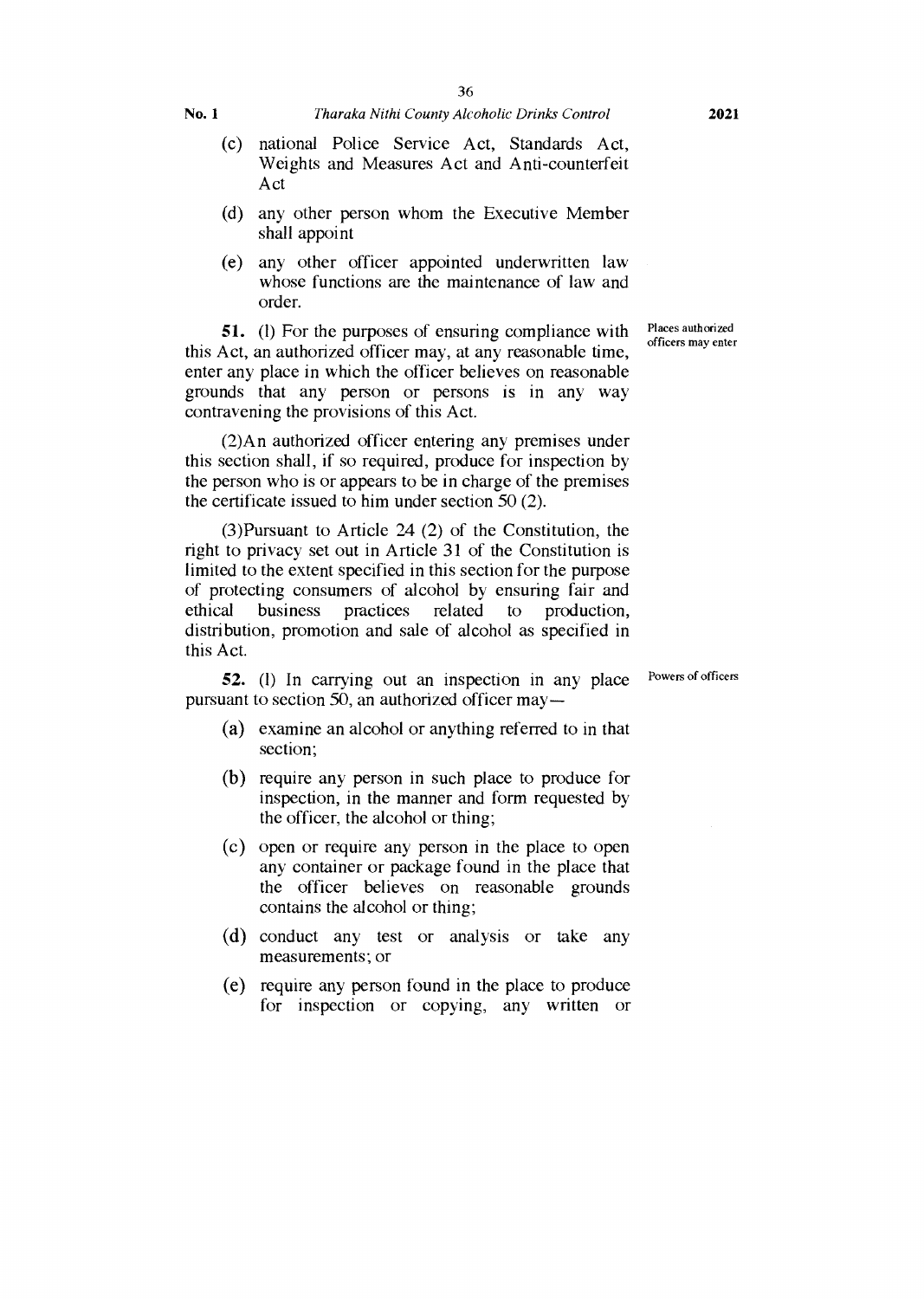(c) national Police Service Act, Standards Act, Weights and Measures Act and Anti-counterfeit Act

(d) any other person whom the Executive Member shall appoint

(e) any other officer appointed underwritten law whose functions are the maintenance of law and order.

**51.** (l) For the purposes of ensuring compliance with this Act, an authorized officer may, at any reasonable time, enter any place in which the officer believes on reasonable grounds that any person or persons is in any way contravening the provisions of this Act.

*Places authorized officers may enter*

(2)An authorized officer entering any premises under this section shall, if so required, produce for inspection by the person who is or appears to be in charge of the premises the certificate issued to him under section 50 (2).

(3)Pursuant to Article 24 (2) of the Constitution, the right to privacy set out in Article 31 of the Constitution is limited to the extent specified in this section for the purpose of protecting consumers of alcohol by ensuring fair and ethical business practices related to production, distribution, promotion and sale of alcohol as specified in this Act.

**52.** (l) In carrying out an inspection in any place pursuant to section 50, an authorized officer may—

*Powers of officers*

(a) examine an alcohol or anything referred to in that section;

(b) require any person in such place to produce for inspection, in the manner and form requested by the officer, the alcohol or thing;

(c) open or require any person in the place to open any container or package found in the place that the officer believes on reasonable grounds contains the alcohol or thing;

(d) conduct any test or analysis or take any measurements; or

(e) require any person found in the place to produce for inspection or copying, any written or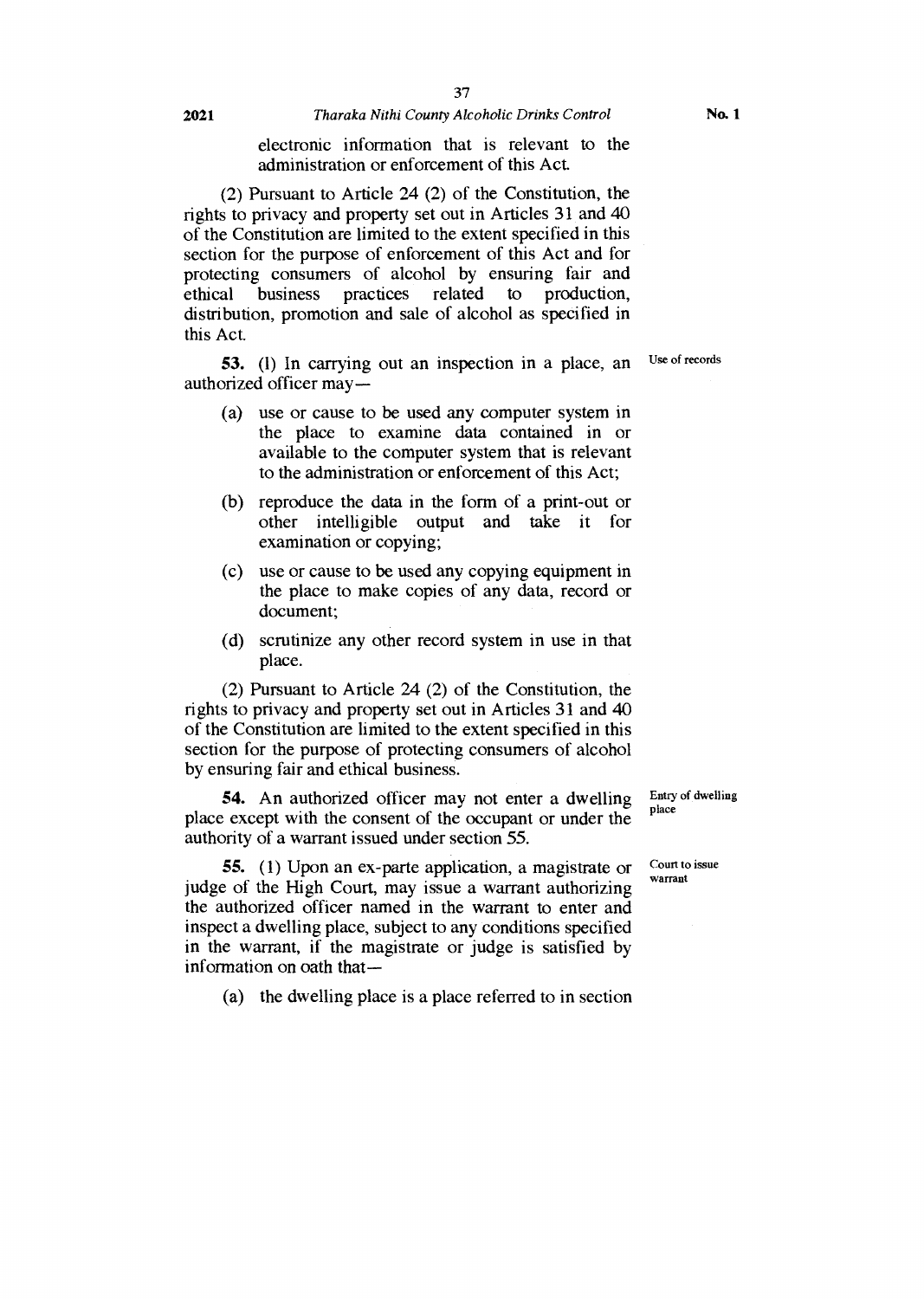electronic information that is relevant to the administration or enforcement of this Act.

(2) Pursuant to Article 24 (2) of the Constitution, the rights to privacy and property set out in Articles 31 and 40 of the Constitution are limited to the extent specified in this section for the purpose of enforcement of this Act and for protecting consumers of alcohol by ensuring fair and ethical business practices related to production, distribution, promotion and sale of alcohol as specified in this Act.

Use of records

**53.** (1) In carrying out an inspection in a place, an authorized officer may—

(a) use or cause to be used any computer system in the place to examine data contained in or available to the computer system that is relevant to the administration or enforcement of this Act;

(b) reproduce the data in the form of a print-out or other intelligible output and take it for examination or copying;

(c) use or cause to be used any copying equipment in the place to make copies of any data, record or document;

(d) scrutinize any other record system in use in that place.

(2) Pursuant to Article 24 (2) of the Constitution, the rights to privacy and property set out in Articles 31 and 40 of the Constitution are limited to the extent specified in this section for the purpose of protecting consumers of alcohol by ensuring fair and ethical business.

Entry of dwelling place

**54.** An authorized officer may not enter a dwelling place except with the consent of the occupant or under the authority of a warrant issued under section 55.

Court to issue warrant

**55.** (1) Upon an ex-parte application, a magistrate or judge of the High Court, may issue a warrant authorizing the authorized officer named in the warrant to enter and inspect a dwelling place, subject to any conditions specified in the warrant, if the magistrate or judge is satisfied by information on oath that—

(a) the dwelling place is a place referred to in section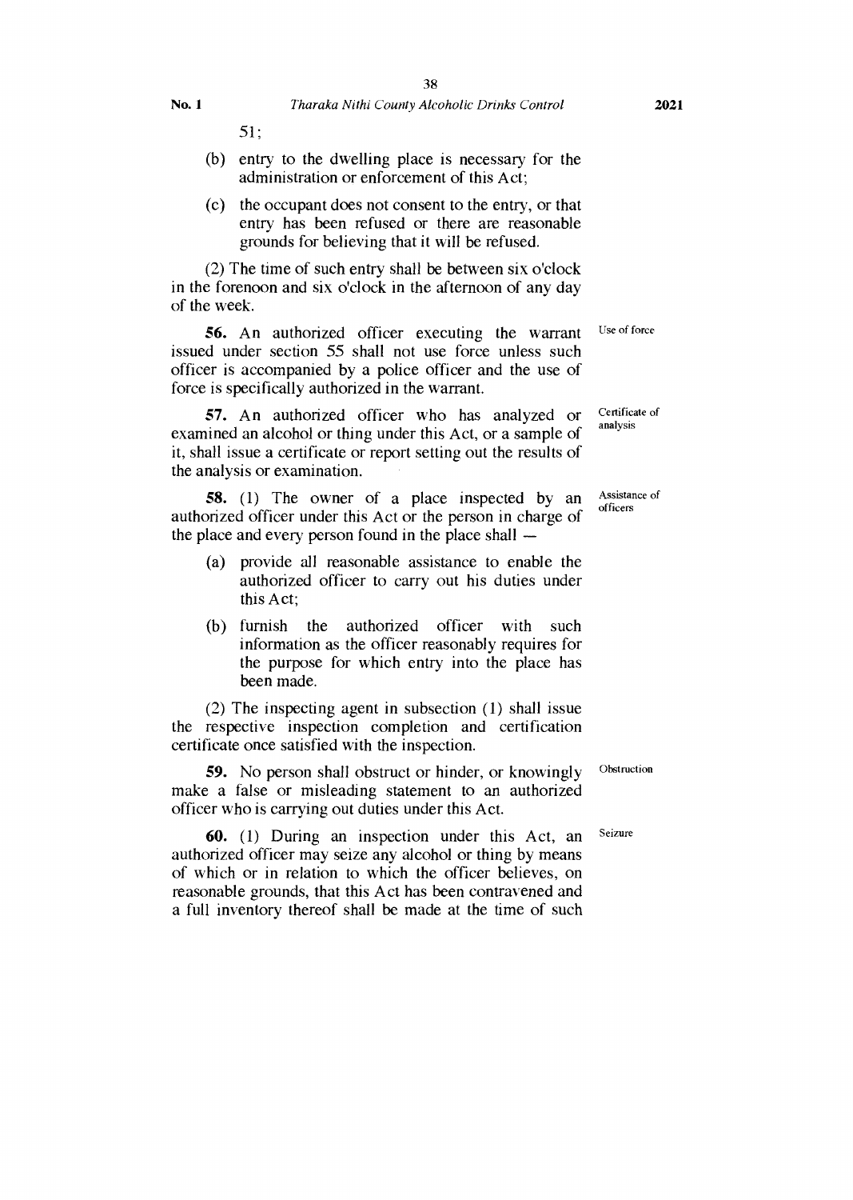51;

(b) entry to the dwelling place is necessary for the administration or enforcement of this Act;

(c) the occupant does not consent to the entry, or that entry has been refused or there are reasonable grounds for believing that it will be refused.

(2) The time of such entry shall be between six o'clock in the forenoon and six o'clock in the afternoon of any day of the week.

Use of force

**56.** An authorized officer executing the warrant issued under section 55 shall not use force unless such officer is accompanied by a police officer and the use of force is specifically authorized in the warrant.

Certificate of analysis

**57.** An authorized officer who has analyzed or examined an alcohol or thing under this Act, or a sample of it, shall issue a certificate or report setting out the results of the analysis or examination.

Assistance of officers

**58.** (1) The owner of a place inspected by an authorized officer under this Act or the person in charge of the place and every person found in the place shall —

(a) provide all reasonable assistance to enable the authorized officer to carry out his duties under this Act;

(b) furnish the authorized officer with such information as the officer reasonably requires for the purpose for which entry into the place has been made.

(2) The inspecting agent in subsection (1) shall issue the respective inspection completion and certification certificate once satisfied with the inspection.

Obstruction

**59.** No person shall obstruct or hinder, or knowingly make a false or misleading statement to an authorized officer who is carrying out duties under this Act.

Seizure

**60.** (1) During an inspection under this Act, an authorized officer may seize any alcohol or thing by means of which or in relation to which the officer believes, on reasonable grounds, that this Act has been contravened and a full inventory thereof shall be made at the time of such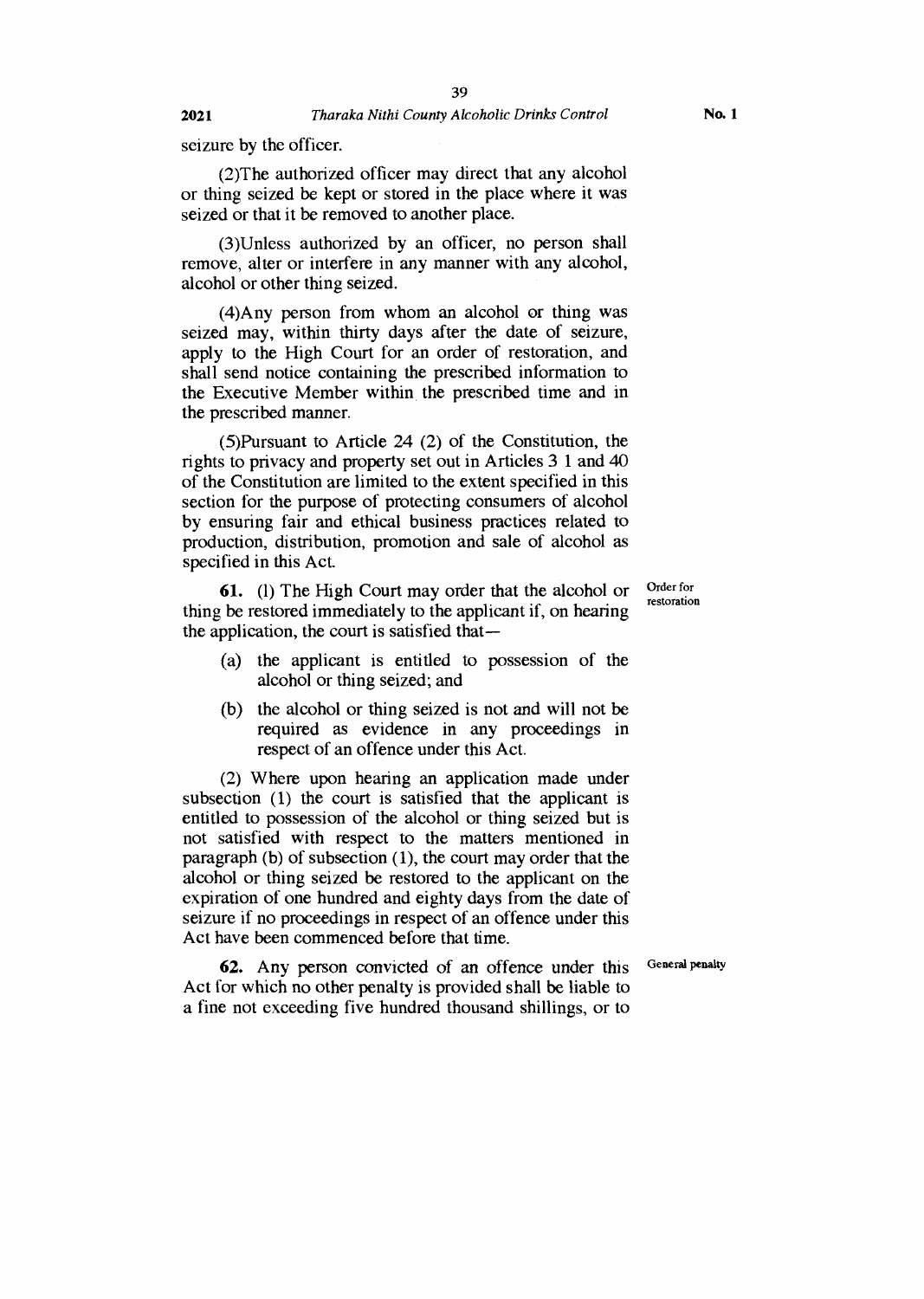seizure by the officer.

(2)The authorized officer may direct that any alcohol or thing seized be kept or stored in the place where it was seized or that it be removed to another place.

(3)Unless authorized by an officer, no person shall remove, alter or interfere in any manner with any alcohol, alcohol or other thing seized.

(4)Any person from whom an alcohol or thing was seized may, within thirty days after the date of seizure, apply to the High Court for an order of restoration, and shall send notice containing the prescribed information to the Executive Member within the prescribed time and in the prescribed manner.

(5)Pursuant to Article 24 (2) of the Constitution, the rights to privacy and property set out in Articles 3 1 and 40 of the Constitution are limited to the extent specified in this section for the purpose of protecting consumers of alcohol by ensuring fair and ethical business practices related to production, distribution, promotion and sale of alcohol as specified in this Act.

Order for restoration

**61.** (l) The High Court may order that the alcohol or thing be restored immediately to the applicant if, on hearing the application, the court is satisfied that—

- (a) the applicant is entitled to possession of the alcohol or thing seized; and
- (b) the alcohol or thing seized is not and will not be required as evidence in any proceedings in respect of an offence under this Act.

(2) Where upon hearing an application made under subsection (1) the court is satisfied that the applicant is entitled to possession of the alcohol or thing seized but is not satisfied with respect to the matters mentioned in paragraph (b) of subsection (1), the court may order that the alcohol or thing seized be restored to the applicant on the expiration of one hundred and eighty days from the date of seizure if no proceedings in respect of an offence under this Act have been commenced before that time.

General penalty

**62.** Any person convicted of an offence under this Act for which no other penalty is provided shall be liable to a fine not exceeding five hundred thousand shillings, or to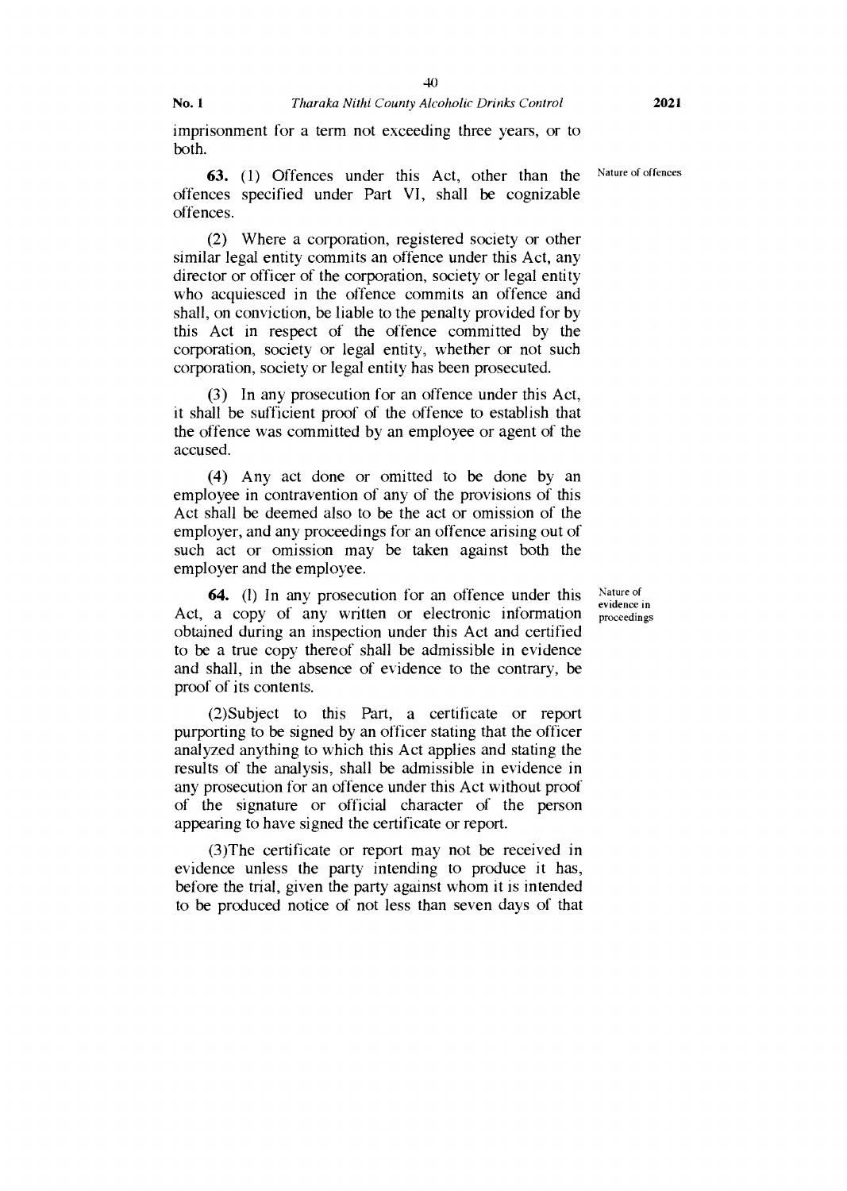imprisonment for a term not exceeding three years, or to both.

**63.** (1) Offences under this Act, other than the offences specified under Part VI, shall be cognizable offences.

Nature of offences

(2) Where a corporation, registered society or other similar legal entity commits an offence under this Act, any director or officer of the corporation, society or legal entity who acquiesced in the offence commits an offence and shall, on conviction, be liable to the penalty provided for by this Act in respect of the offence committed by the corporation, society or legal entity, whether or not such corporation, society or legal entity has been prosecuted.

(3) In any prosecution for an offence under this Act, it shall be sufficient proof of the offence to establish that the offence was committed by an employee or agent of the accused.

(4) Any act done or omitted to be done by an employee in contravention of any of the provisions of this Act shall be deemed also to be the act or omission of the employer, and any proceedings for an offence arising out of such act or omission may be taken against both the employer and the employee.

**64.** (l) In any prosecution for an offence under this Act, a copy of any written or electronic information obtained during an inspection under this Act and certified to be a true copy thereof shall be admissible in evidence and shall, in the absence of evidence to the contrary, be proof of its contents.

Nature of evidence in proceedings

(2)Subject to this Part, a certificate or report purporting to be signed by an officer stating that the officer analyzed anything to which this Act applies and stating the results of the analysis, shall be admissible in evidence in any prosecution for an offence under this Act without proof of the signature or official character of the person appearing to have signed the certificate or report.

(3)The certificate or report may not be received in evidence unless the party intending to produce it has, before the trial, given the party against whom it is intended to be produced notice of not less than seven days of that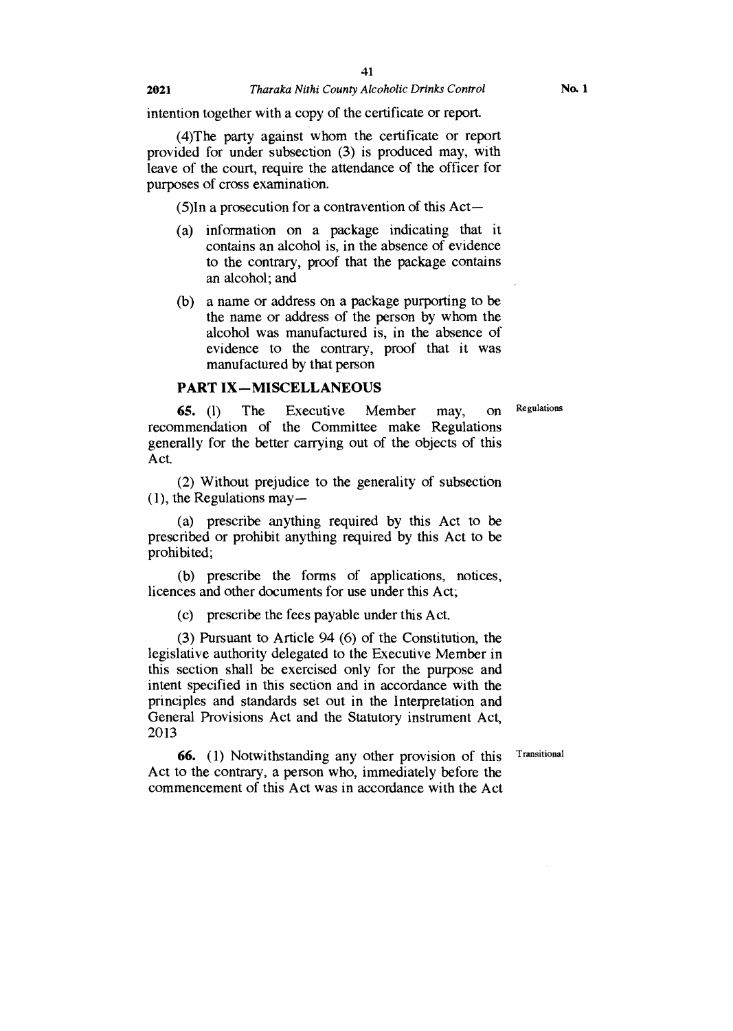intention together with a copy of the certificate or report.

(4)The party against whom the certificate or report provided for under subsection (3) is produced may, with leave of the court, require the attendance of the officer for purposes of cross examination.

(5)In a prosecution for a contravention of this Act—

(a) information on a package indicating that it contains an alcohol is, in the absence of evidence to the contrary, proof that the package contains an alcohol; and

(b) a name or address on a package purporting to be the name or address of the person by whom the alcohol was manufactured is, in the absence of evidence to the contrary, proof that it was manufactured by that person

## PART IX—MISCELLANEOUS

Regulations

**65.** (1) The Executive Member may, on recommendation of the Committee make Regulations generally for the better carrying out of the objects of this Act.

(2) Without prejudice to the generality of subsection (1), the Regulations may—

(a) prescribe anything required by this Act to be prescribed or prohibit anything required by this Act to be prohibited;

(b) prescribe the forms of applications, notices, licences and other documents for use under this Act;

(c) prescribe the fees payable under this Act.

(3) Pursuant to Article 94 (6) of the Constitution, the legislative authority delegated to the Executive Member in this section shall be exercised only for the purpose and intent specified in this section and in accordance with the principles and standards set out in the Interpretation and General Provisions Act and the Statutory instrument Act, 2013

Transitional

**66.** (1) Notwithstanding any other provision of this Act to the contrary, a person who, immediately before the commencement of this Act was in accordance with the Act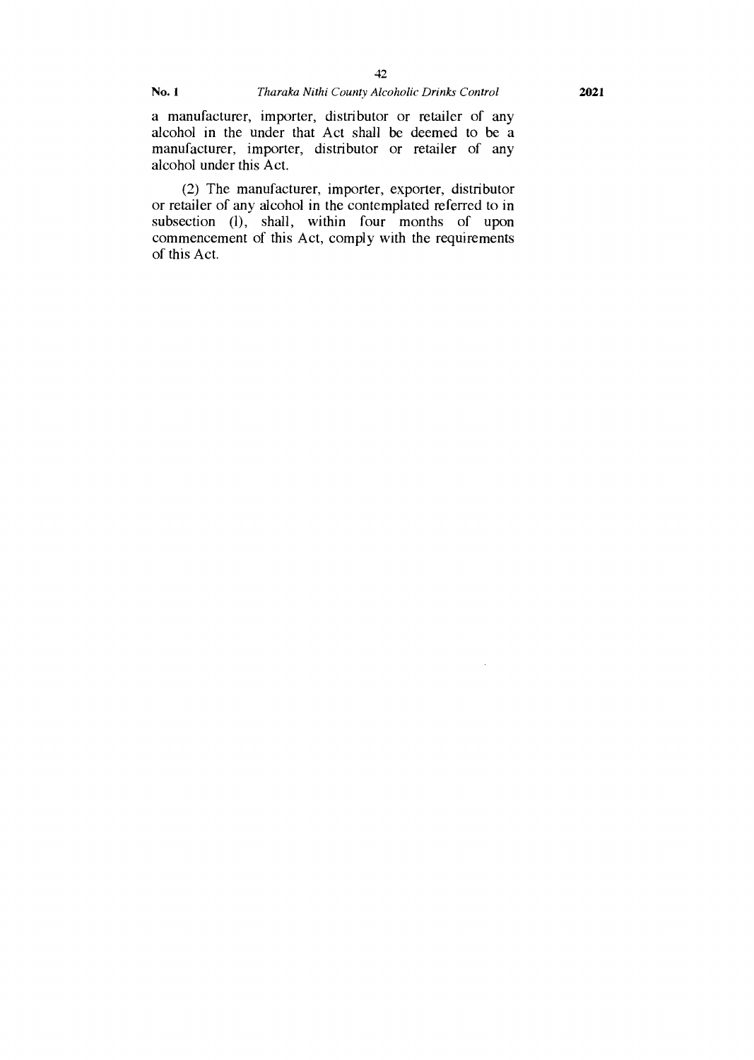a manufacturer, importer, distributor or retailer of any alcohol in the under that Act shall be deemed to be a manufacturer, importer, distributor or retailer of any alcohol under this Act.

(2) The manufacturer, importer, exporter, distributor or retailer of any alcohol in the contemplated referred to in subsection (l), shall, within four months of upon commencement of this Act, comply with the requirements of this Act.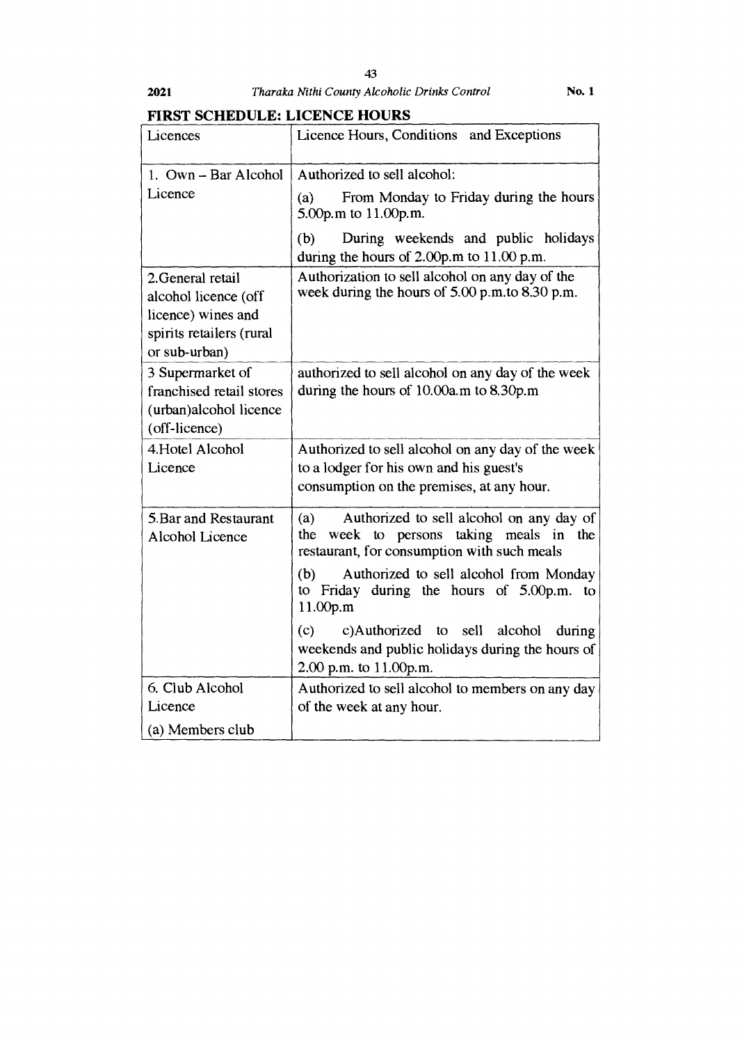## FIRST SCHEDULE: LICENCE HOURS

| Licences | Licence Hours, Conditions and Exceptions |
|---|---|
| 1. Own – Bar Alcohol Licence | Authorized to sell alcohol:<br>(a) From Monday to Friday during the hours 5.00p.m to 11.00p.m.<br>(b) During weekends and public holidays during the hours of 2.00p.m to 11.00 p.m. |
| 2.General retail alcohol licence (off licence) wines and spirits retailers (rural or sub-urban) | Authorization to sell alcohol on any day of the week during the hours of 5.00 p.m.to 8.30 p.m. |
| 3 Supermarket of franchised retail stores (urban)alcohol licence (off-licence) | authorized to sell alcohol on any day of the week during the hours of 10.00a.m to 8.30p.m |
| 4.Hotel Alcohol Licence | Authorized to sell alcohol on any day of the week to a lodger for his own and his guest's consumption on the premises, at any hour. |
| 5.Bar and Restaurant Alcohol Licence | (a) Authorized to sell alcohol on any day of the week to persons taking meals in the restaurant, for consumption with such meals<br>(b) Authorized to sell alcohol from Monday to Friday during the hours of 5.00p.m. to 11.00p.m<br>(c) c)Authorized to sell alcohol during weekends and public holidays during the hours of 2.00 p.m. to 11.00p.m. |
| 6. Club Alcohol Licence<br>(a) Members club | Authorized to sell alcohol to members on any day of the week at any hour. |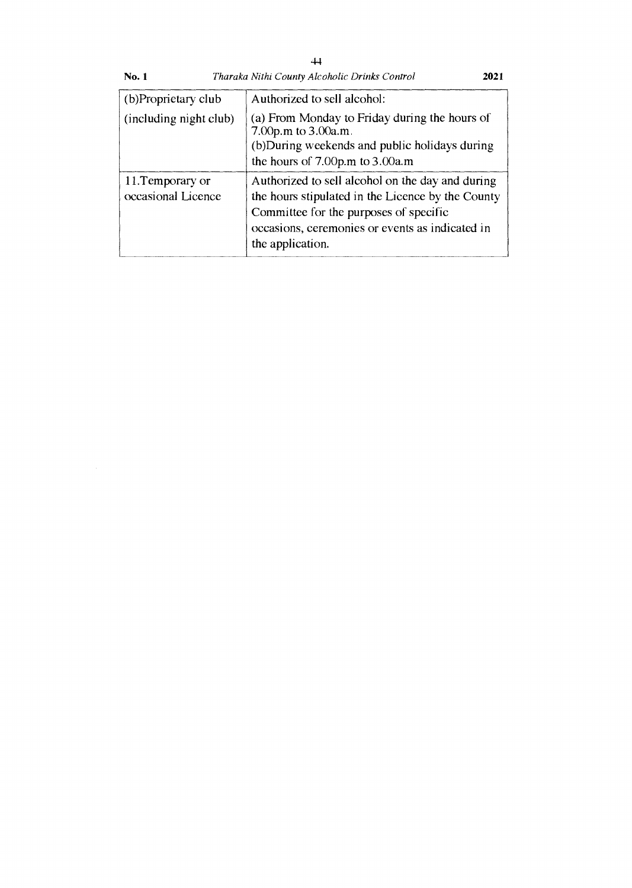| (b)Proprietary club (including night club) | Authorized to sell alcohol:<br>(a) From Monday to Friday during the hours of 7.00p.m to 3.00a.m.<br>(b)During weekends and public holidays during the hours of 7.00p.m to 3.00a.m |
| --- | --- |
| 11.Temporary or occasional Licence | Authorized to sell alcohol on the day and during the hours stipulated in the Licence by the County Committee for the purposes of specific occasions, ceremonies or events as indicated in the application. |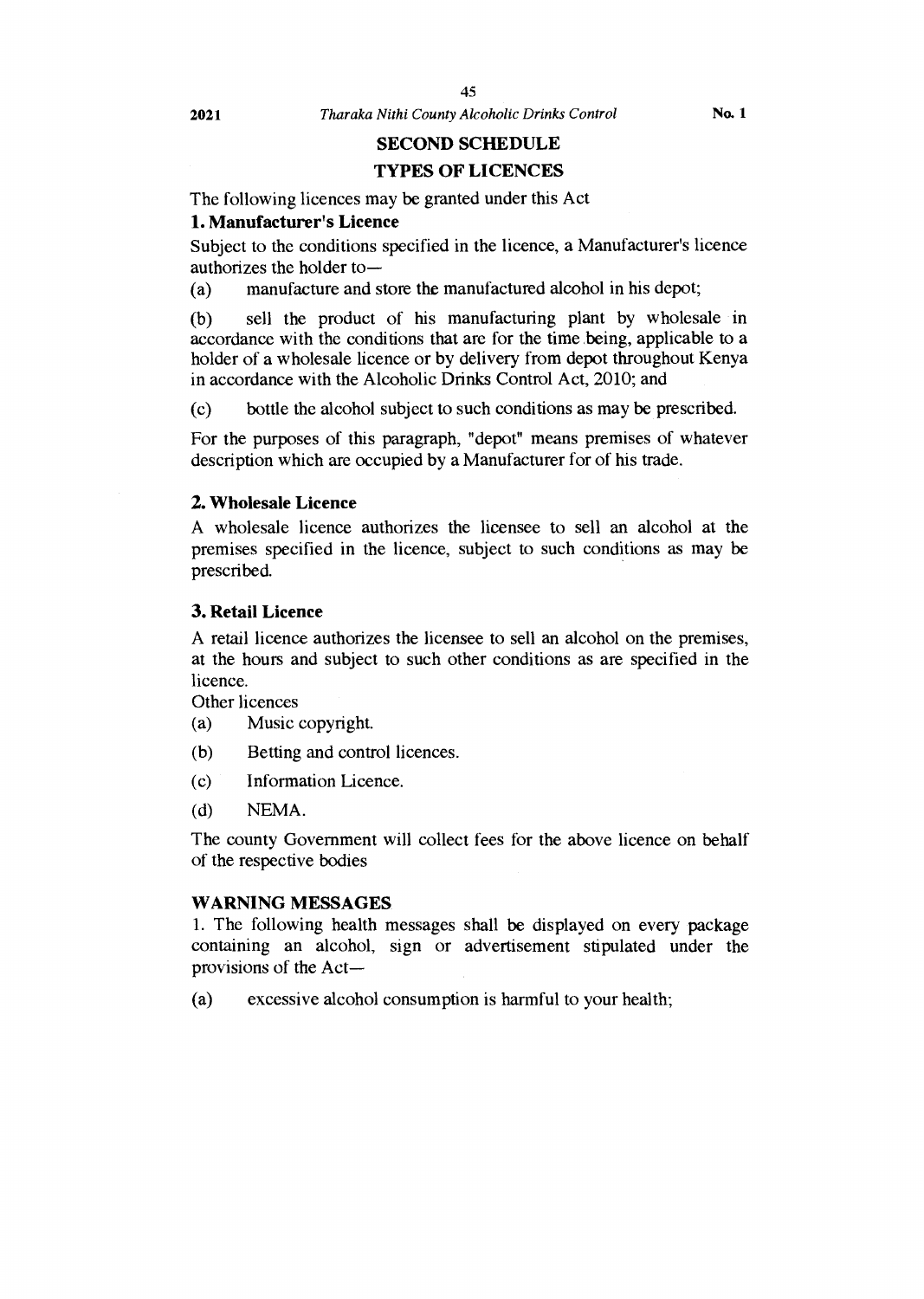## SECOND SCHEDULE

## TYPES OF LICENCES

The following licences may be granted under this Act

### 1. Manufacturer's Licence

Subject to the conditions specified in the licence, a Manufacturer's licence authorizes the holder to—

(a) manufacture and store the manufactured alcohol in his depot;

(b) sell the product of his manufacturing plant by wholesale in accordance with the conditions that are for the time being, applicable to a holder of a wholesale licence or by delivery from depot throughout Kenya in accordance with the Alcoholic Drinks Control Act, 2010; and

(c) bottle the alcohol subject to such conditions as may be prescribed.

For the purposes of this paragraph, "depot" means premises of whatever description which are occupied by a Manufacturer for of his trade.

### 2. Wholesale Licence

A wholesale licence authorizes the licensee to sell an alcohol at the premises specified in the licence, subject to such conditions as may be prescribed.

### 3. Retail Licence

A retail licence authorizes the licensee to sell an alcohol on the premises, at the hours and subject to such other conditions as are specified in the licence.

Other licences

(a) Music copyright.

(b) Betting and control licences.

(c) Information Licence.

(d) NEMA.

The county Government will collect fees for the above licence on behalf of the respective bodies

### WARNING MESSAGES

1. The following health messages shall be displayed on every package containing an alcohol, sign or advertisement stipulated under the provisions of the Act—

(a) excessive alcohol consumption is harmful to your health;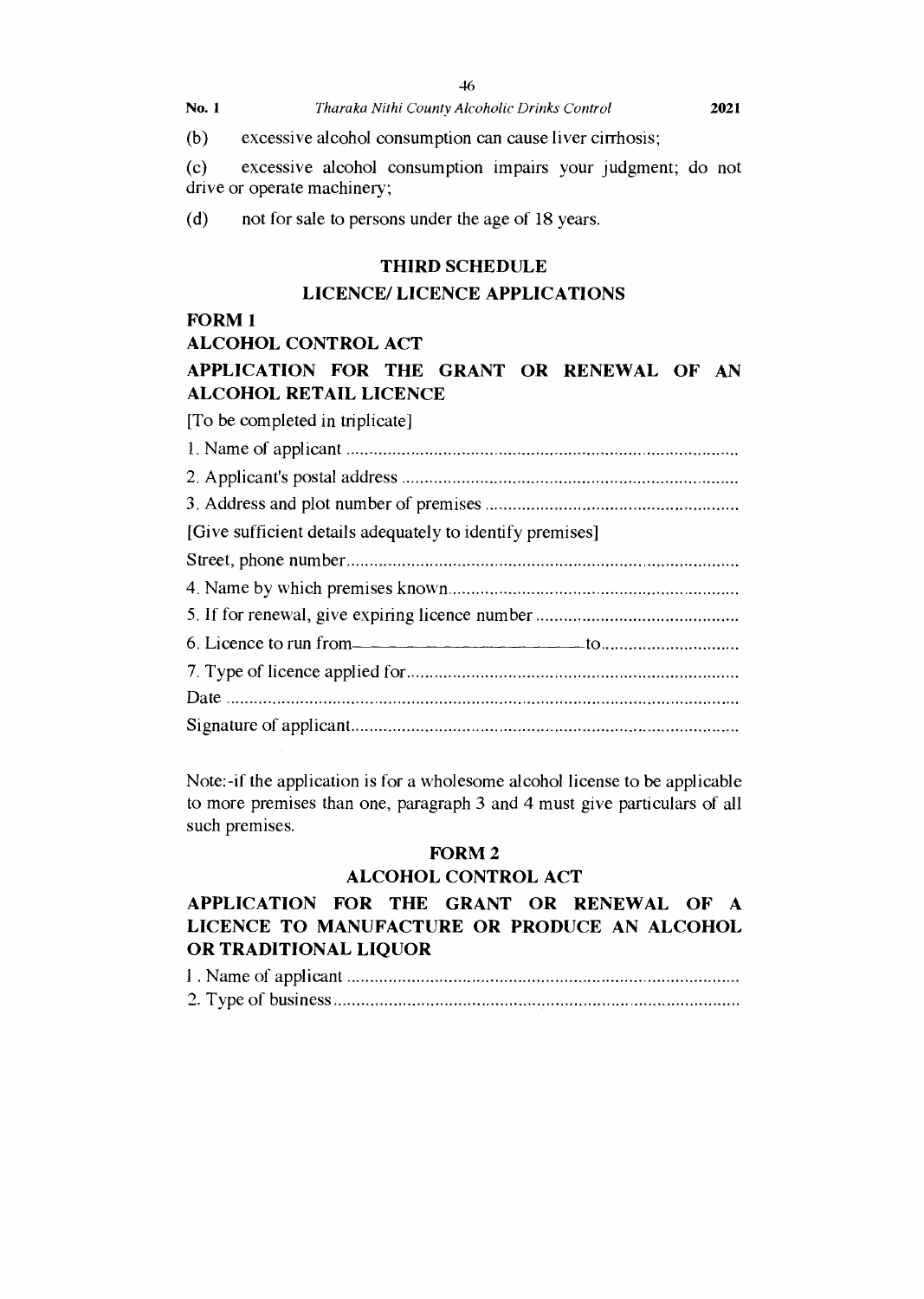(b) excessive alcohol consumption can cause liver cirrhosis;

(c) excessive alcohol consumption impairs your judgment; do not drive or operate machinery;

(d) not for sale to persons under the age of 18 years.

## THIRD SCHEDULE

## LICENCE/ LICENCE APPLICATIONS

**FORM 1**

**ALCOHOL CONTROL ACT**

### APPLICATION FOR THE GRANT OR RENEWAL OF AN ALCOHOL RETAIL LICENCE

[To be completed in triplicate]

1. Name of applicant .....................................................................................
2. Applicant's postal address .........................................................................
3. Address and plot number of premises .......................................................

[Give sufficient details adequately to identify premises]

Street, phone number.....................................................................................

4. Name by which premises known...............................................................
5. If for renewal, give expiring licence number ............................................
6. Licence to run from———————————to.............................
7. Type of licence applied for........................................................................

Date ..............................................................................................................

Signature of applicant....................................................................................

Note:-if the application is for a wholesome alcohol license to be applicable to more premises than one, paragraph 3 and 4 must give particulars of all such premises.

**FORM 2**

**ALCOHOL CONTROL ACT**

### APPLICATION FOR THE GRANT OR RENEWAL OF A LICENCE TO MANUFACTURE OR PRODUCE AN ALCOHOL OR TRADITIONAL LIQUOR

1. Name of applicant .....................................................................................
2. Type of business........................................................................................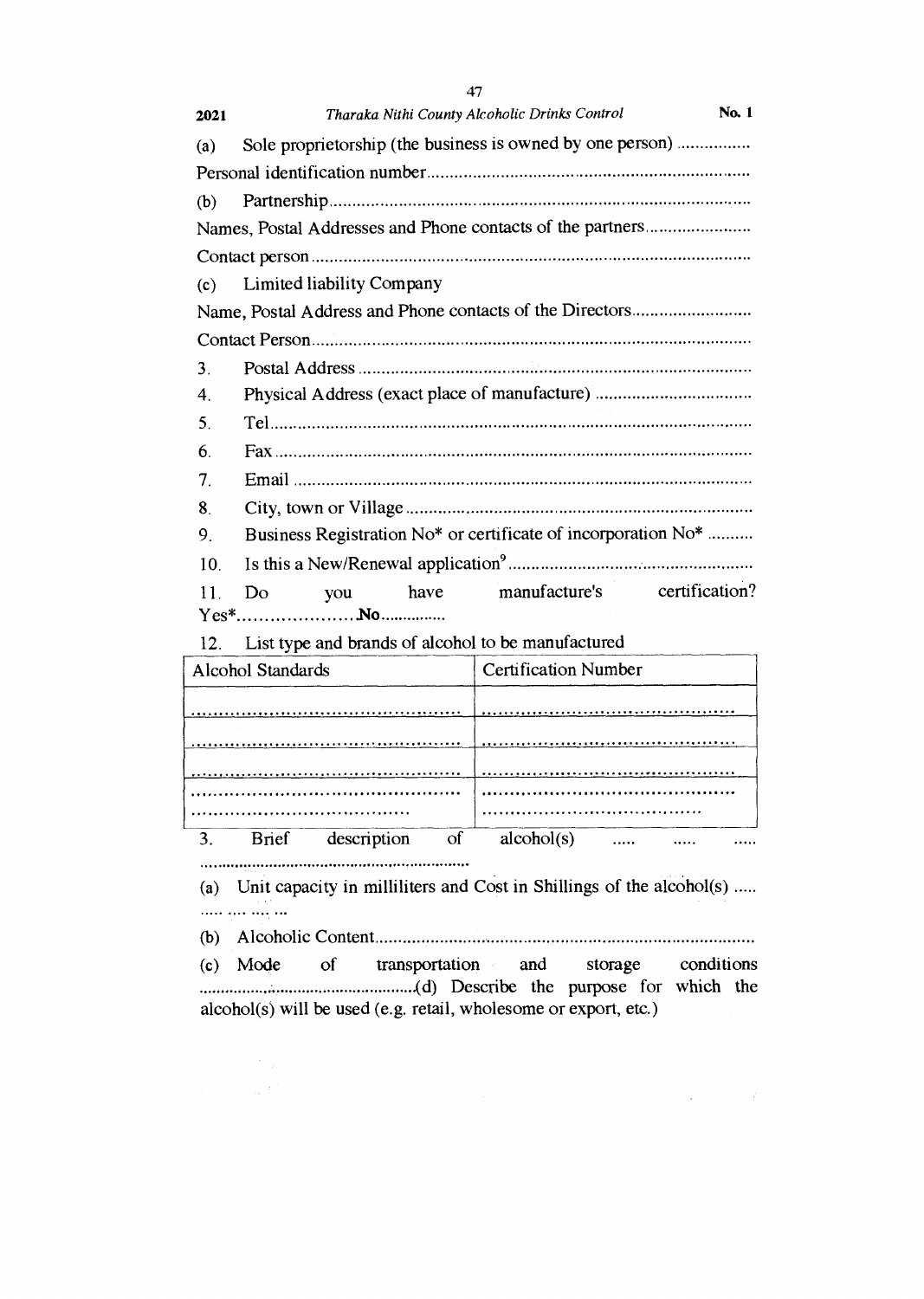(a) Sole proprietorship (the business is owned by one person) ................

Personal identification number......................................................................

(b) Partnership..........................................................................................

Names, Postal Addresses and Phone contacts of the partners........................

Contact person..............................................................................................

(c) Limited liability Company

Name, Postal Address and Phone contacts of the Directors...........................

Contact Person...............................................................................................

3. Postal Address.....................................................................................

4. Physical Address (exact place of manufacture)..................................

5. Tel.........................................................................................................

6. Fax........................................................................................................

7. Email....................................................................................................

8. City, town or Village............................................................................

9. Business Registration No* or certificate of incorporation No* ..........

10. Is this a New/Renewal application[9]......................................................

11. Do you have manufacture's certification? Yes*......................No...............

12. List type and brands of alcohol to be manufactured

| Alcohol Standards | Certification Number |
|---|---|
| ................................................ | ................................................ |
| ................................................ | ................................................ |
| ................................................ | ................................................ |
| ................................................ ....................................... | ................................................ ....................................... |

3. Brief description of alcohol(s) ..... ..... ..... ...............................................................

(a) Unit capacity in milliliters and Cost in Shillings of the alcohol(s) ..... ..... .... .... ...

(b) Alcoholic Content..................................................................................

(c) Mode of transportation and storage conditions ..................................................(d) Describe the purpose for which the alcohol(s) will be used (e.g. retail, wholesome or export, etc.)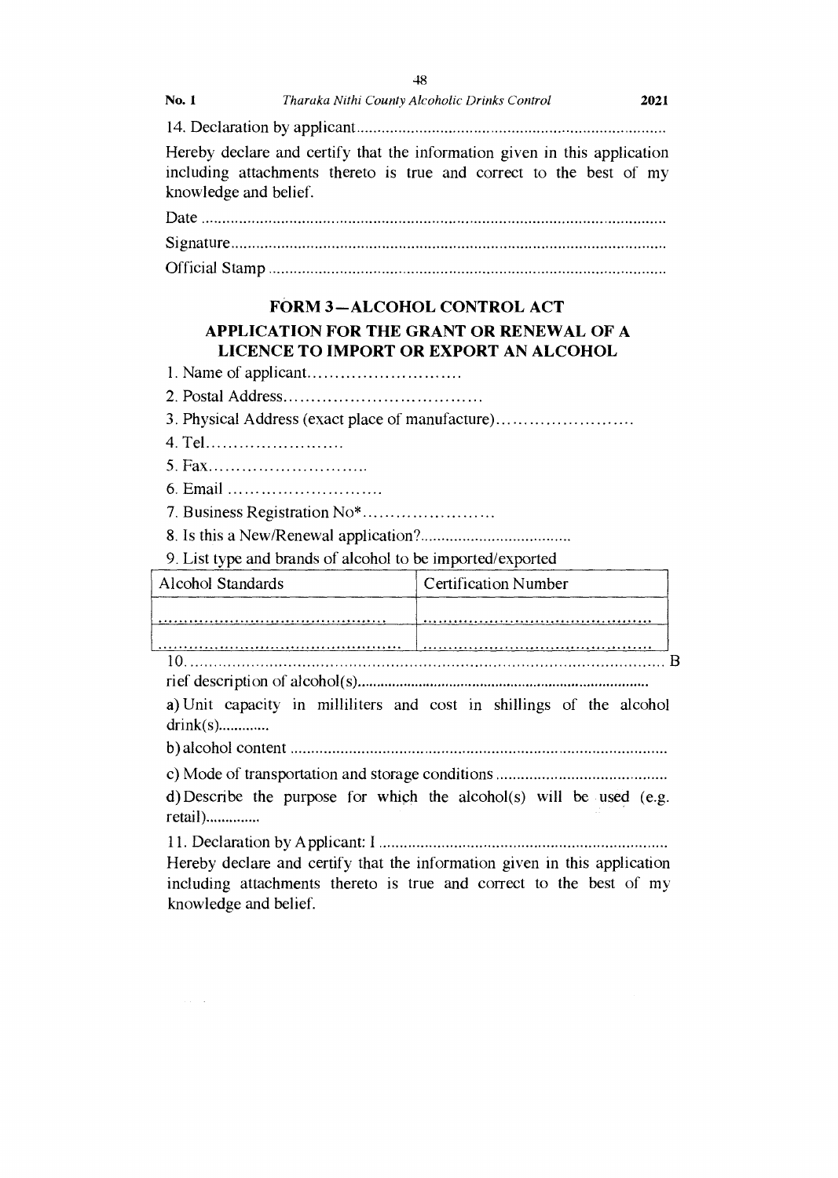14. Declaration by applicant..........................................................................

Hereby declare and certify that the information given in this application including attachments thereto is true and correct to the best of my knowledge and belief.

Date ...........................................................................................................

Signature......................................................................................................

Official Stamp ..............................................................................................

## FORM 3—ALCOHOL CONTROL ACT

### APPLICATION FOR THE GRANT OR RENEWAL OF A LICENCE TO IMPORT OR EXPORT AN ALCOHOL

1. Name of applicant............................
2. Postal Address....................................
3. Physical Address (exact place of manufacture).........................
4. Tel..........................
5. Fax.............................
6. Email ............................
7. Business Registration No*........................
8. Is this a New/Renewal application?...................................
9. List type and brands of alcohol to be imported/exported

| Alcohol Standards | Certification Number |
|---|---|
| ............................................. | ............................................. |
| ............................................. | ............................................. |

10. ........................................................................................................ Brief description of alcohol(s).........................................................................

a) Unit capacity in milliliters and cost in shillings of the alcohol drink(s).............

b) alcohol content ..........................................................................................

c) Mode of transportation and storage conditions .........................................

d) Describe the purpose for which the alcohol(s) will be used (e.g. retail)..............

11. Declaration by Applicant: I ....................................................................

Hereby declare and certify that the information given in this application including attachments thereto is true and correct to the best of my knowledge and belief.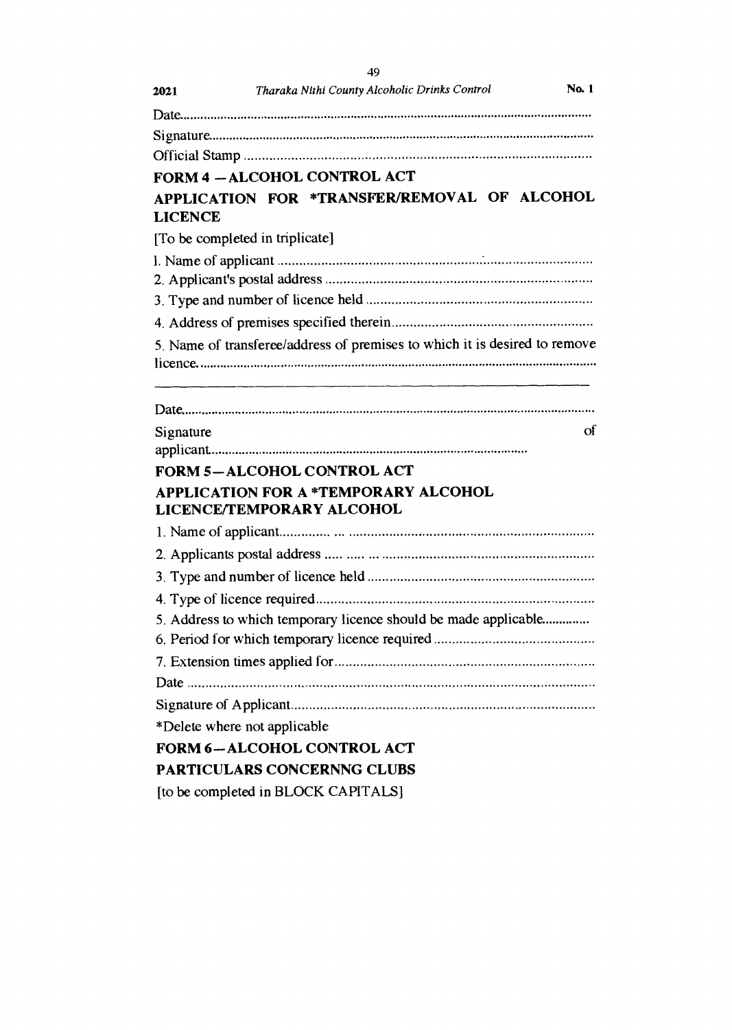Date.........................................................................................................................

Signature...................................................................................................................

Official Stamp ............................................................................................................

## FORM 4 —ALCOHOL CONTROL ACT

## APPLICATION FOR *TRANSFER/REMOVAL OF ALCOHOL LICENCE

[To be completed in triplicate]

1. Name of applicant .......................................................................................
2. Applicant's postal address ..........................................................................
3. Type and number of licence held ..............................................................
4. Address of premises specified therein.......................................................
5. Name of transferee/address of premises to which it is desired to remove licence.....................................................................................................................

---

Date.........................................................................................................................

Signature of applicant.............................................................................................

## FORM 5—ALCOHOL CONTROL ACT

## APPLICATION FOR A *TEMPORARY ALCOHOL LICENCE/TEMPORARY ALCOHOL

1. Name of applicant.............. ... ....................................................................
2. Applicants postal address ..... ..... ... ...........................................................
3. Type and number of licence held ..............................................................
4. Type of licence required.............................................................................
5. Address to which temporary licence should be made applicable..............
6. Period for which temporary licence required ............................................
7. Extension times applied for.......................................................................

Date ........................................................................................................................

Signature of Applicant.............................................................................................

*Delete where not applicable

## FORM 6—ALCOHOL CONTROL ACT

## PARTICULARS CONCERNNG CLUBS

[to be completed in BLOCK CAPITALS]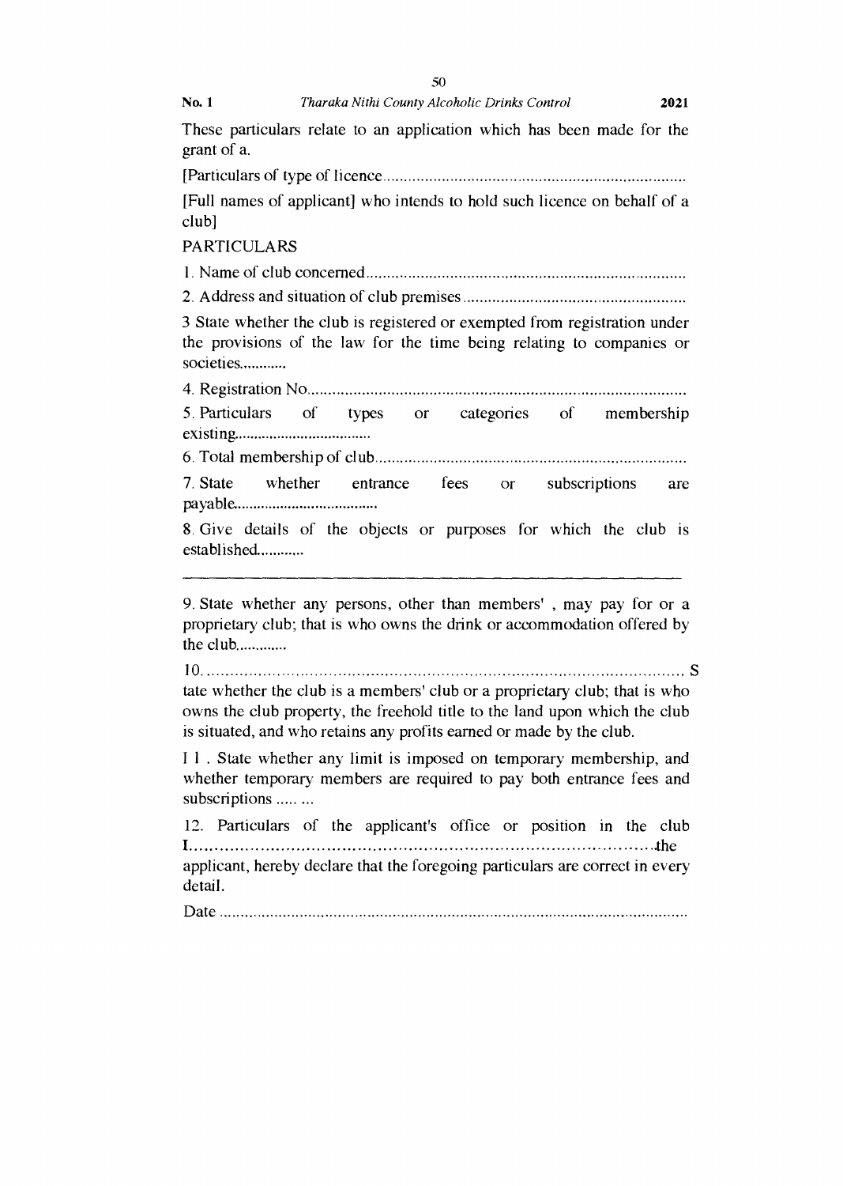These particulars relate to an application which has been made for the grant of a.

[Particulars of type of licence.........................................................................

[Full names of applicant] who intends to hold such licence on behalf of a club]

PARTICULARS

1. Name of club concerned.............................................................................

2. Address and situation of club premises......................................................

3 State whether the club is registered or exempted from registration under the provisions of the law for the time being relating to companies or societies............

4. Registration No..........................................................................................

5. Particulars of types or categories of membership existing..................................

6. Total membership of club...........................................................................

7. State whether entrance fees or subscriptions are payable....................................

8. Give details of the objects or purposes for which the club is established............

---

9. State whether any persons, other than members' , may pay for or a proprietary club; that is who owns the drink or accommodation offered by the club.............

10. ......................................................................................................... S tate whether the club is a members' club or a proprietary club; that is who owns the club property, the freehold title to the land upon which the club is situated, and who retains any profits earned or made by the club.

I 1 . State whether any limit is imposed on temporary membership, and whether temporary members are required to pay both entrance fees and subscriptions ..... ...

12. Particulars of the applicant's office or position in the club I.......................................................................................the applicant, hereby declare that the foregoing particulars are correct in every detail.

Date ................................................................................................................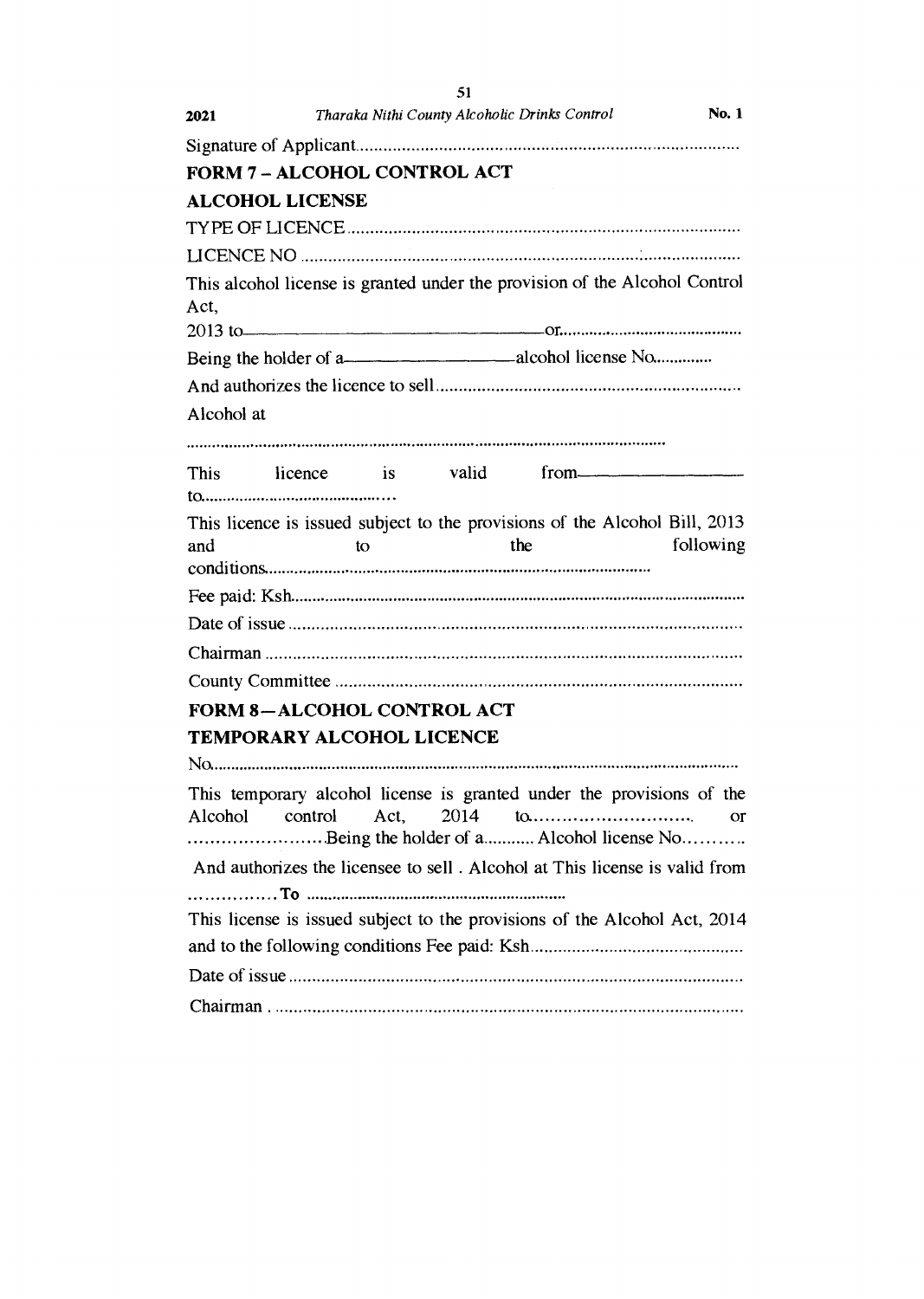Signature of Applicant...................................................................................

**FORM 7 – ALCOHOL CONTROL ACT**

**ALCOHOL LICENSE**

TYPE OF LICENCE.....................................................................................

LICENCE NO ..............................................................................................

This alcohol license is granted under the provision of the Alcohol Control Act,

2013 to————————————————or...........................................

Being the holder of a——————————alcohol license No.............

And authorizes the licence to sell..................................................................

Alcohol at

.............................................................................................................

This licence is valid from——————————
to.............................................

This licence is issued subject to the provisions of the Alcohol Bill, 2013 and to the following conditions.........................................................................................

Fee paid: Ksh.............................................................................................

Date of issue ..............................................................................................

Chairman ...................................................................................................

County Committee .....................................................................................

**FORM 8—ALCOHOL CONTROL ACT**

**TEMPORARY ALCOHOL LICENCE**

No...............................................................................................................

This temporary alcohol license is granted under the provisions of the Alcohol control Act, 2014 to.............................. or .........................Being the holder of a........... Alcohol license No...........

And authorizes the licensee to sell . Alcohol at This license is valid from ................**To** ...........................................................

This license is issued subject to the provisions of the Alcohol Act, 2014 and to the following conditions Fee paid: Ksh.............................................

Date of issue ..............................................................................................

Chairman . .................................................................................................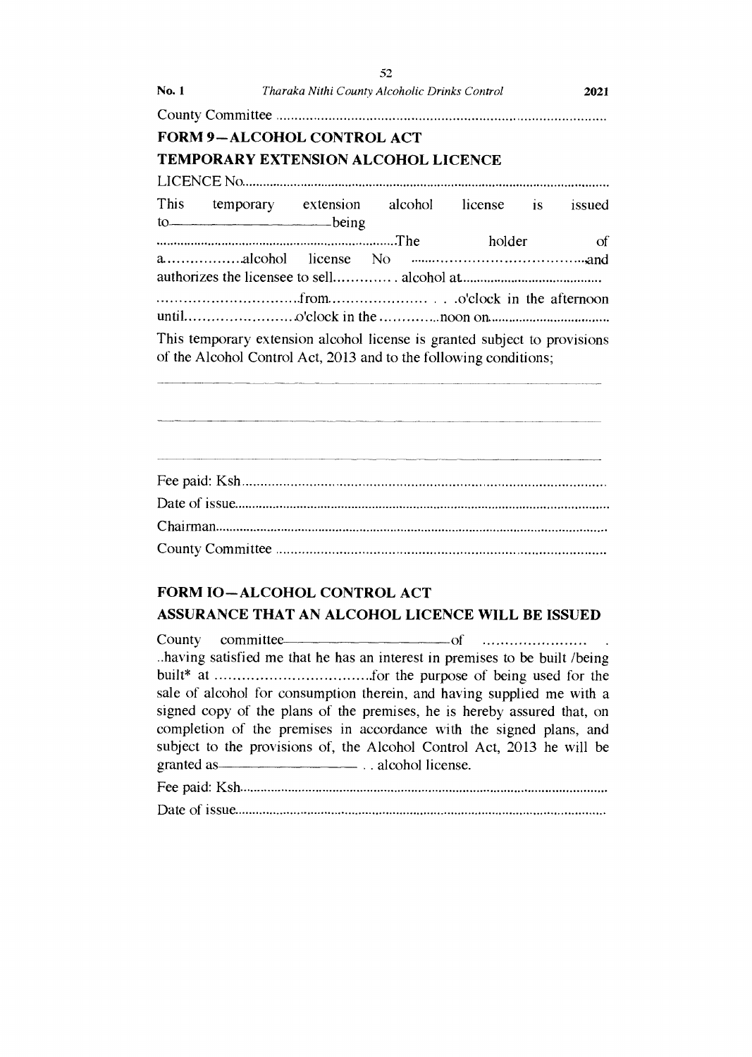County Committee ...................................................................................

## FORM 9—ALCOHOL CONTROL ACT

## TEMPORARY EXTENSION ALCOHOL LICENCE

LICENCE No.........................................................................................................

This temporary extension alcohol license is issued to——————————being ......................................................................The holder of a.................alcohol license No ........................................and authorizes the licensee to sell............. alcohol at........................................ ................................from...................... . . .o'clock in the afternoon until........................o'clock in the .............noon on..................................

This temporary extension alcohol license is granted subject to provisions of the Alcohol Control Act, 2013 and to the following conditions;

---

---

---

Fee paid: Ksh.........................................................................................................

Date of issue.........................................................................................................

Chairman...............................................................................................................

County Committee ...............................................................................................

## FORM IO—ALCOHOL CONTROL ACT

## ASSURANCE THAT AN ALCOHOL LICENCE WILL BE ISSUED

County committee——————————of ...................... . ..having satisfied me that he has an interest in premises to be built /being built* at ...................................for the purpose of being used for the sale of alcohol for consumption therein, and having supplied me with a signed copy of the plans of the premises, he is hereby assured that, on completion of the premises in accordance with the signed plans, and subject to the provisions of, the Alcohol Control Act, 2013 he will be granted as—————————— . . alcohol license.

Fee paid: Ksh.........................................................................................................

Date of issue.........................................................................................................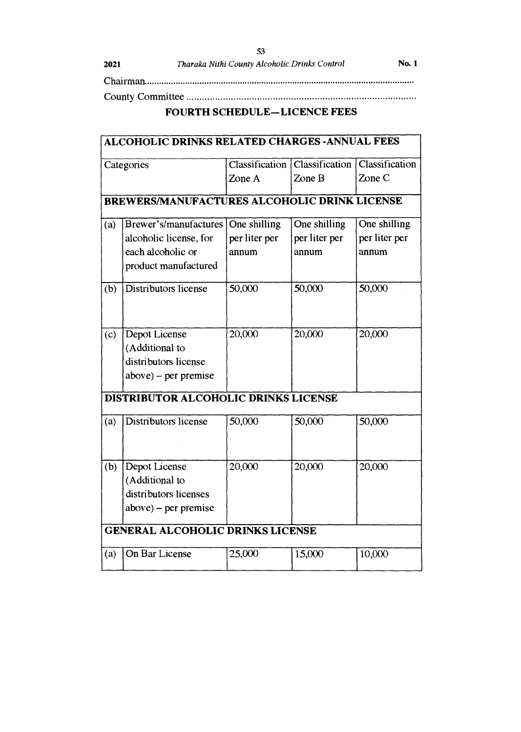Chairman.............................................................................................................

County Committee ..........................................................................................

## FOURTH SCHEDULE—LICENCE FEES

| ALCOHOLIC DRINKS RELATED CHARGES -ANNUAL FEES | | | | |
|---|---|---|---|---|
| Categories | | Classification Zone A | Classification Zone B | Classification Zone C |
| **BREWERS/MANUFACTURES ALCOHOLIC DRINK LICENSE** | | | | |
| (a) | Brewer's/manufactures alcoholic license, for each alcoholic or product manufactured | One shilling per liter per annum | One shilling per liter per annum | One shilling per liter per annum |
| (b) | Distributors license | 50,000 | 50,000 | 50,000 |
| (c) | Depot License (Additional to distributors license above) – per premise | 20,000 | 20,000 | 20,000 |
| **DISTRIBUTOR ALCOHOLIC DRINKS LICENSE** | | | | |
| (a) | Distributors license | 50,000 | 50,000 | 50,000 |
| (b) | Depot License (Additional to distributors licenses above) – per premise | 20,000 | 20,000 | 20,000 |
| **GENERAL ALCOHOLIC DRINKS LICENSE** | | | | |
| (a) | On Bar License | 25,000 | 15,000 | 10,000 |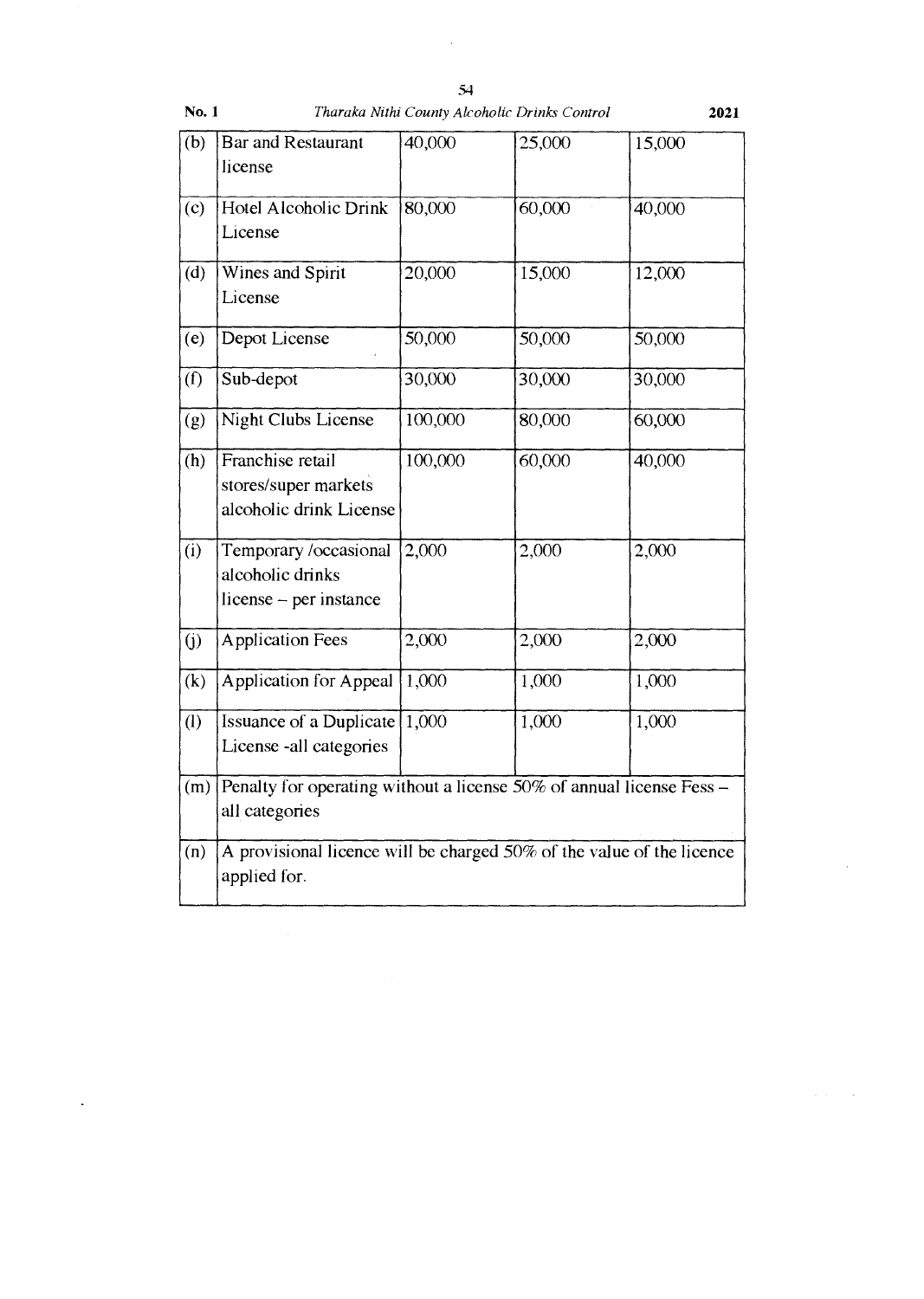| | | | | |
|---|---|---|---|---|
| (b) | Bar and Restaurant license | 40,000 | 25,000 | 15,000 |
| (c) | Hotel Alcoholic Drink License | 80,000 | 60,000 | 40,000 |
| (d) | Wines and Spirit License | 20,000 | 15,000 | 12,000 |
| (e) | Depot License | 50,000 | 50,000 | 50,000 |
| (f) | Sub-depot | 30,000 | 30,000 | 30,000 |
| (g) | Night Clubs License | 100,000 | 80,000 | 60,000 |
| (h) | Franchise retail stores/super markets alcoholic drink License | 100,000 | 60,000 | 40,000 |
| (i) | Temporary /occasional alcoholic drinks license – per instance | 2,000 | 2,000 | 2,000 |
| (j) | Application Fees | 2,000 | 2,000 | 2,000 |
| (k) | Application for Appeal | 1,000 | 1,000 | 1,000 |
| (l) | Issuance of a Duplicate License -all categories | 1,000 | 1,000 | 1,000 |
| (m) | Penalty for operating without a license 50% of annual license Fess – all categories | | | |
| (n) | A provisional licence will be charged 50% of the value of the licence applied for. | | | |